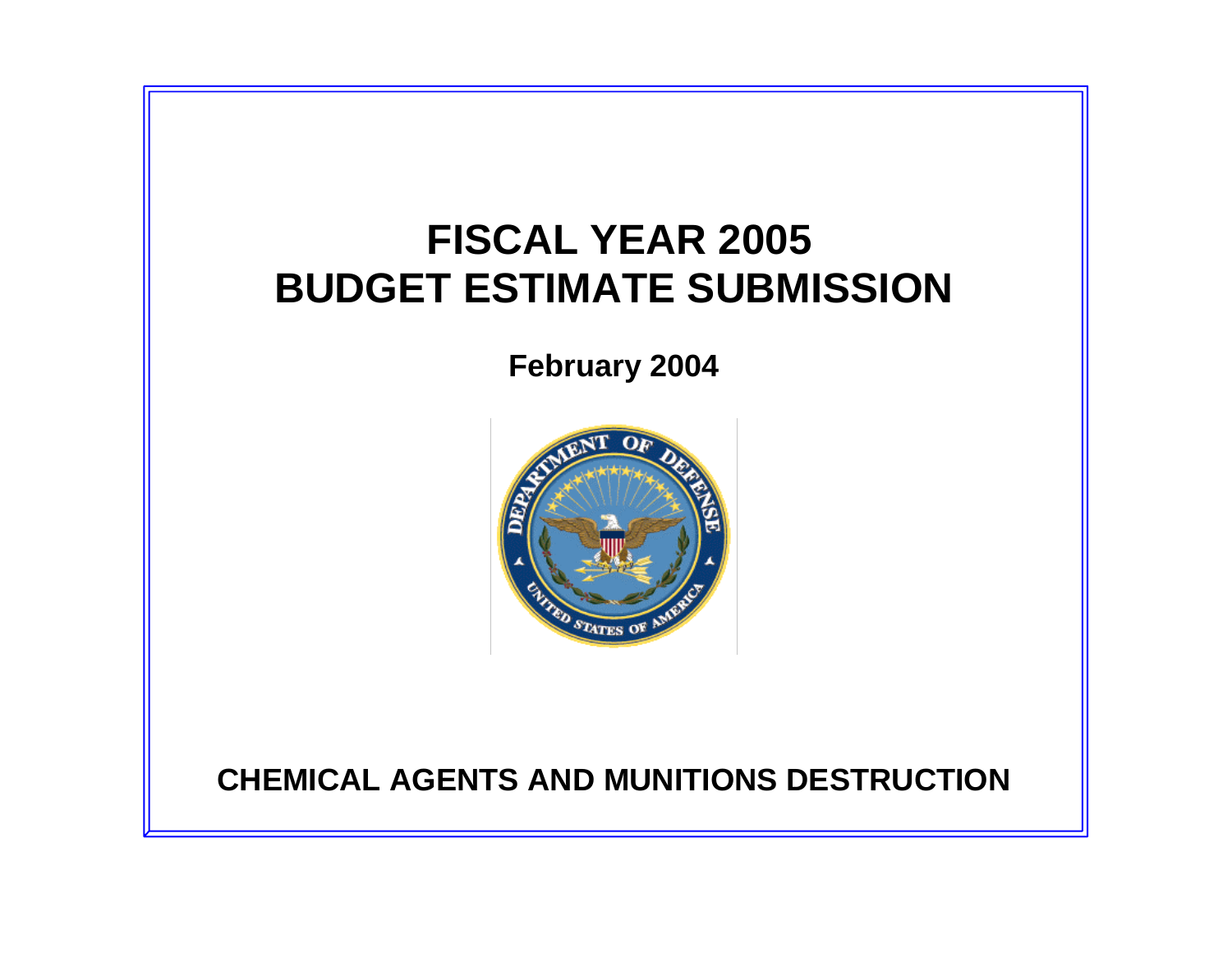# FISCAL YEAR 2005
# BUDGET ESTIMATE SUBMISSION

**February 2004**

## CHEMICAL AGENTS AND MUNITIONS DESTRUCTION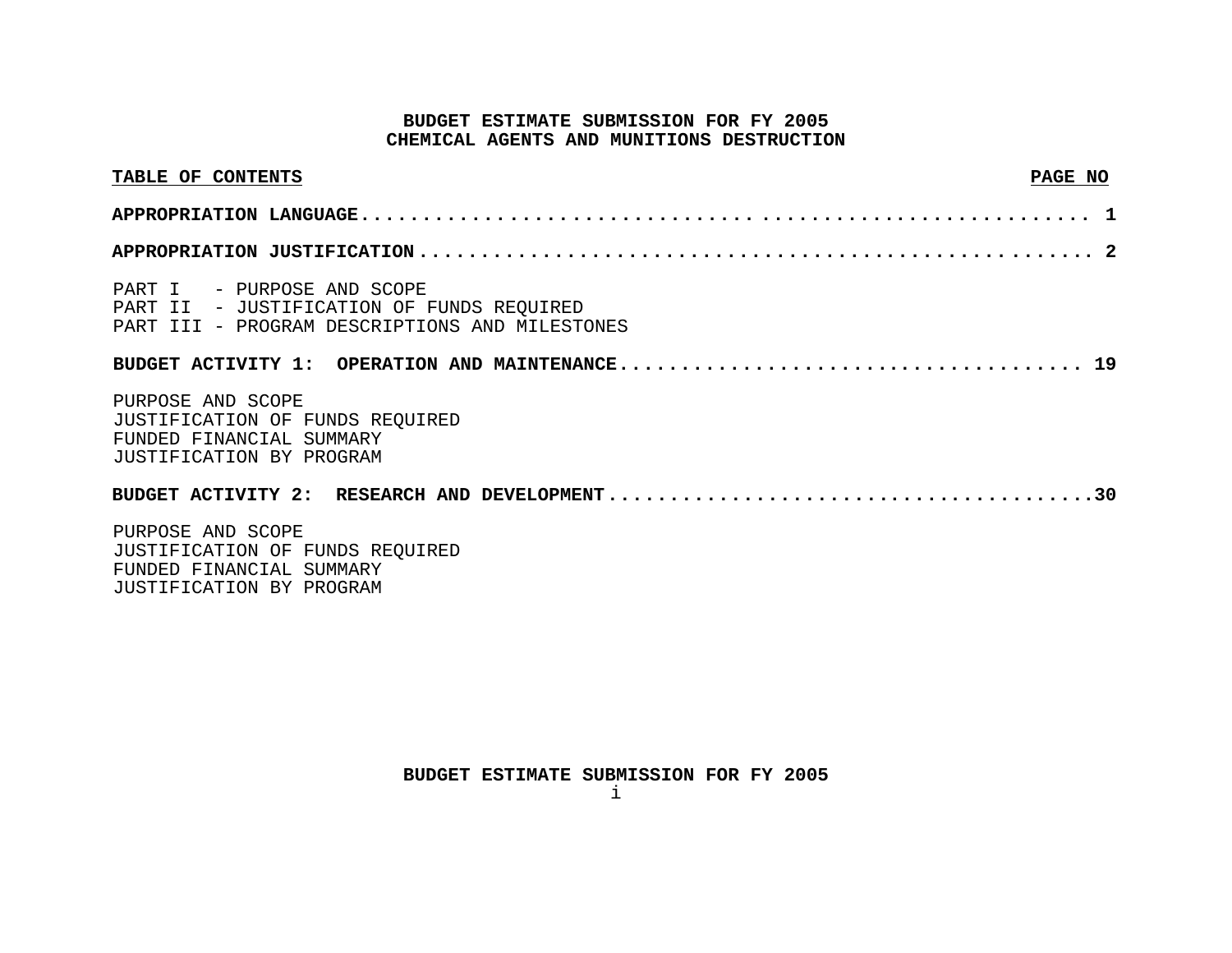# BUDGET ESTIMATE SUBMISSION FOR FY 2005
# CHEMICAL AGENTS AND MUNITIONS DESTRUCTION

| TABLE OF CONTENTS | PAGE NO |
|---|---|
| **APPROPRIATION LANGUAGE** | **1** |
| **APPROPRIATION JUSTIFICATION** | **2** |
| PART I - PURPOSE AND SCOPE | |
| PART II - JUSTIFICATION OF FUNDS REQUIRED | |
| PART III - PROGRAM DESCRIPTIONS AND MILESTONES | |
| **BUDGET ACTIVITY 1: OPERATION AND MAINTENANCE** | **19** |
| PURPOSE AND SCOPE | |
| JUSTIFICATION OF FUNDS REQUIRED | |
| FUNDED FINANCIAL SUMMARY | |
| JUSTIFICATION BY PROGRAM | |
| **BUDGET ACTIVITY 2: RESEARCH AND DEVELOPMENT** | **30** |
| PURPOSE AND SCOPE | |
| JUSTIFICATION OF FUNDS REQUIRED | |
| FUNDED FINANCIAL SUMMARY | |
| JUSTIFICATION BY PROGRAM | |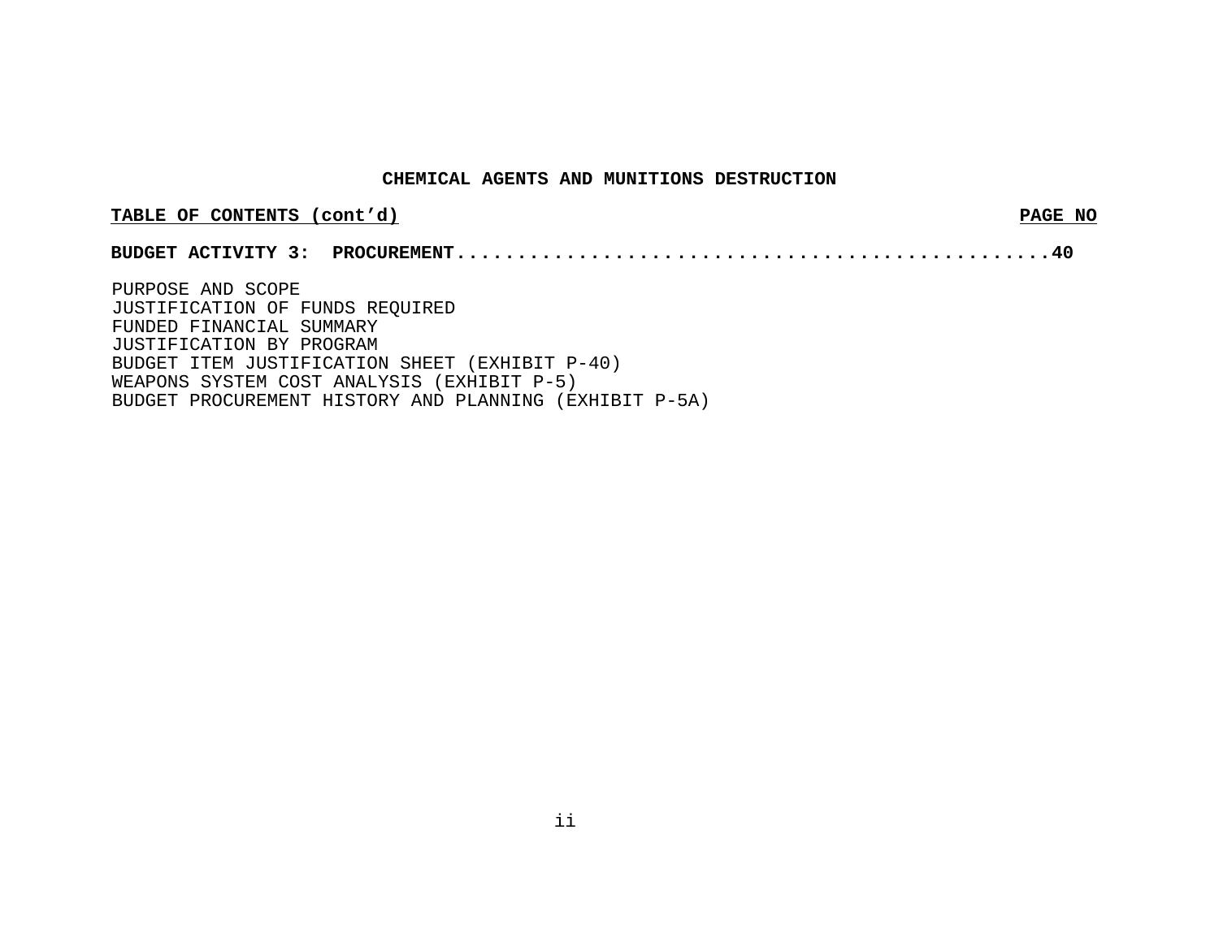# CHEMICAL AGENTS AND MUNITIONS DESTRUCTION

**TABLE OF CONTENTS (cont'd)** **PAGE NO**

**BUDGET ACTIVITY 3: PROCUREMENT.................................................40**

PURPOSE AND SCOPE
JUSTIFICATION OF FUNDS REQUIRED
FUNDED FINANCIAL SUMMARY
JUSTIFICATION BY PROGRAM
BUDGET ITEM JUSTIFICATION SHEET (EXHIBIT P-40)
WEAPONS SYSTEM COST ANALYSIS (EXHIBIT P-5)
BUDGET PROCUREMENT HISTORY AND PLANNING (EXHIBIT P-5A)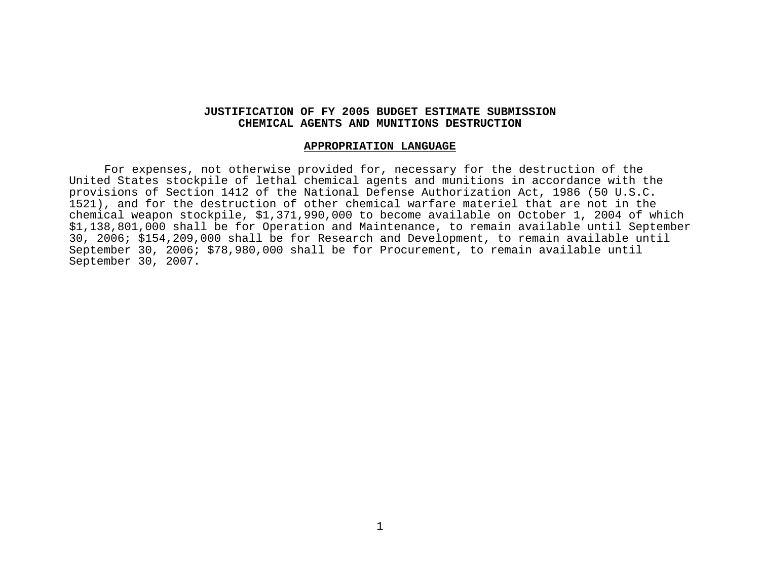# JUSTIFICATION OF FY 2005 BUDGET ESTIMATE SUBMISSION
# CHEMICAL AGENTS AND MUNITIONS DESTRUCTION

## APPROPRIATION LANGUAGE

For expenses, not otherwise provided for, necessary for the destruction of the United States stockpile of lethal chemical agents and munitions in accordance with the provisions of Section 1412 of the National Defense Authorization Act, 1986 (50 U.S.C. 1521), and for the destruction of other chemical warfare materiel that are not in the chemical weapon stockpile, $1,371,990,000 to become available on October 1, 2004 of which $1,138,801,000 shall be for Operation and Maintenance, to remain available until September 30, 2006; $154,209,000 shall be for Research and Development, to remain available until September 30, 2006; $78,980,000 shall be for Procurement, to remain available until September 30, 2007.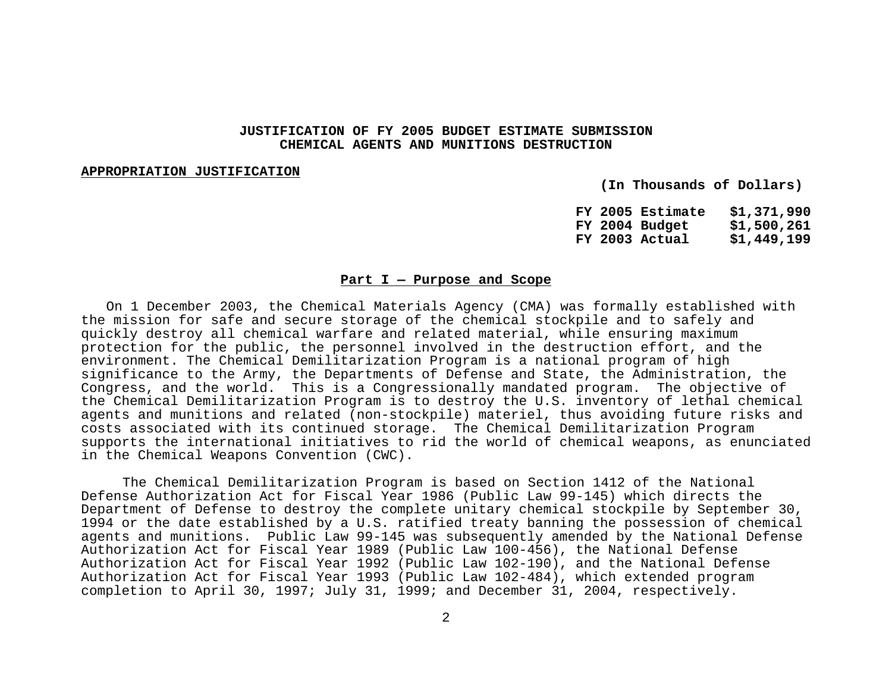**JUSTIFICATION OF FY 2005 BUDGET ESTIMATE SUBMISSION**
**CHEMICAL AGENTS AND MUNITIONS DESTRUCTION**

**APPROPRIATION JUSTIFICATION**

**(In Thousands of Dollars)**

| | |
|---|---|
| **FY 2005 Estimate** | **$1,371,990** |
| **FY 2004 Budget** | **$1,500,261** |
| **FY 2003 Actual** | **$1,449,199** |

## Part I — Purpose and Scope

On 1 December 2003, the Chemical Materials Agency (CMA) was formally established with the mission for safe and secure storage of the chemical stockpile and to safely and quickly destroy all chemical warfare and related material, while ensuring maximum protection for the public, the personnel involved in the destruction effort, and the environment. The Chemical Demilitarization Program is a national program of high significance to the Army, the Departments of Defense and State, the Administration, the Congress, and the world. This is a Congressionally mandated program. The objective of the Chemical Demilitarization Program is to destroy the U.S. inventory of lethal chemical agents and munitions and related (non-stockpile) materiel, thus avoiding future risks and costs associated with its continued storage. The Chemical Demilitarization Program supports the international initiatives to rid the world of chemical weapons, as enunciated in the Chemical Weapons Convention (CWC).

The Chemical Demilitarization Program is based on Section 1412 of the National Defense Authorization Act for Fiscal Year 1986 (Public Law 99-145) which directs the Department of Defense to destroy the complete unitary chemical stockpile by September 30, 1994 or the date established by a U.S. ratified treaty banning the possession of chemical agents and munitions. Public Law 99-145 was subsequently amended by the National Defense Authorization Act for Fiscal Year 1989 (Public Law 100-456), the National Defense Authorization Act for Fiscal Year 1992 (Public Law 102-190), and the National Defense Authorization Act for Fiscal Year 1993 (Public Law 102-484), which extended program completion to April 30, 1997; July 31, 1999; and December 31, 2004, respectively.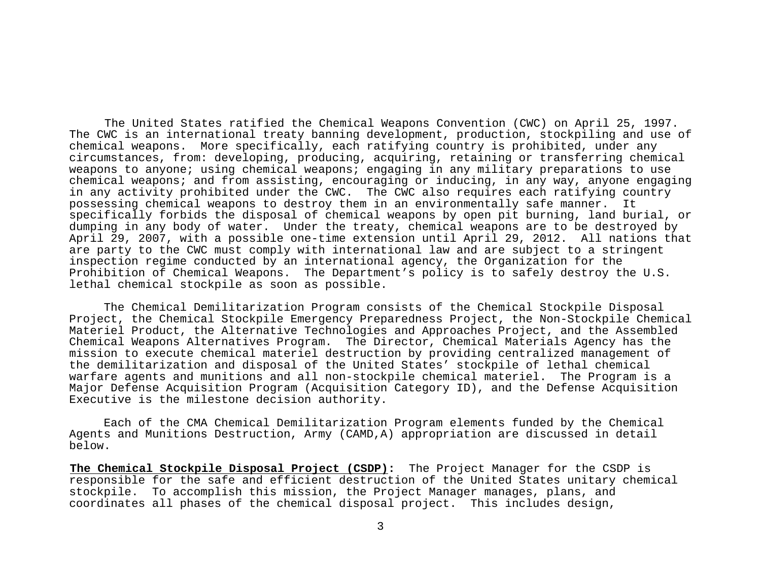The United States ratified the Chemical Weapons Convention (CWC) on April 25, 1997. The CWC is an international treaty banning development, production, stockpiling and use of chemical weapons. More specifically, each ratifying country is prohibited, under any circumstances, from: developing, producing, acquiring, retaining or transferring chemical weapons to anyone; using chemical weapons; engaging in any military preparations to use chemical weapons; and from assisting, encouraging or inducing, in any way, anyone engaging in any activity prohibited under the CWC. The CWC also requires each ratifying country possessing chemical weapons to destroy them in an environmentally safe manner. It specifically forbids the disposal of chemical weapons by open pit burning, land burial, or dumping in any body of water. Under the treaty, chemical weapons are to be destroyed by April 29, 2007, with a possible one-time extension until April 29, 2012. All nations that are party to the CWC must comply with international law and are subject to a stringent inspection regime conducted by an international agency, the Organization for the Prohibition of Chemical Weapons. The Department's policy is to safely destroy the U.S. lethal chemical stockpile as soon as possible.

The Chemical Demilitarization Program consists of the Chemical Stockpile Disposal Project, the Chemical Stockpile Emergency Preparedness Project, the Non-Stockpile Chemical Materiel Product, the Alternative Technologies and Approaches Project, and the Assembled Chemical Weapons Alternatives Program. The Director, Chemical Materials Agency has the mission to execute chemical materiel destruction by providing centralized management of the demilitarization and disposal of the United States' stockpile of lethal chemical warfare agents and munitions and all non-stockpile chemical materiel. The Program is a Major Defense Acquisition Program (Acquisition Category ID), and the Defense Acquisition Executive is the milestone decision authority.

Each of the CMA Chemical Demilitarization Program elements funded by the Chemical Agents and Munitions Destruction, Army (CAMD,A) appropriation are discussed in detail below.

**The Chemical Stockpile Disposal Project (CSDP):** The Project Manager for the CSDP is responsible for the safe and efficient destruction of the United States unitary chemical stockpile. To accomplish this mission, the Project Manager manages, plans, and coordinates all phases of the chemical disposal project. This includes design,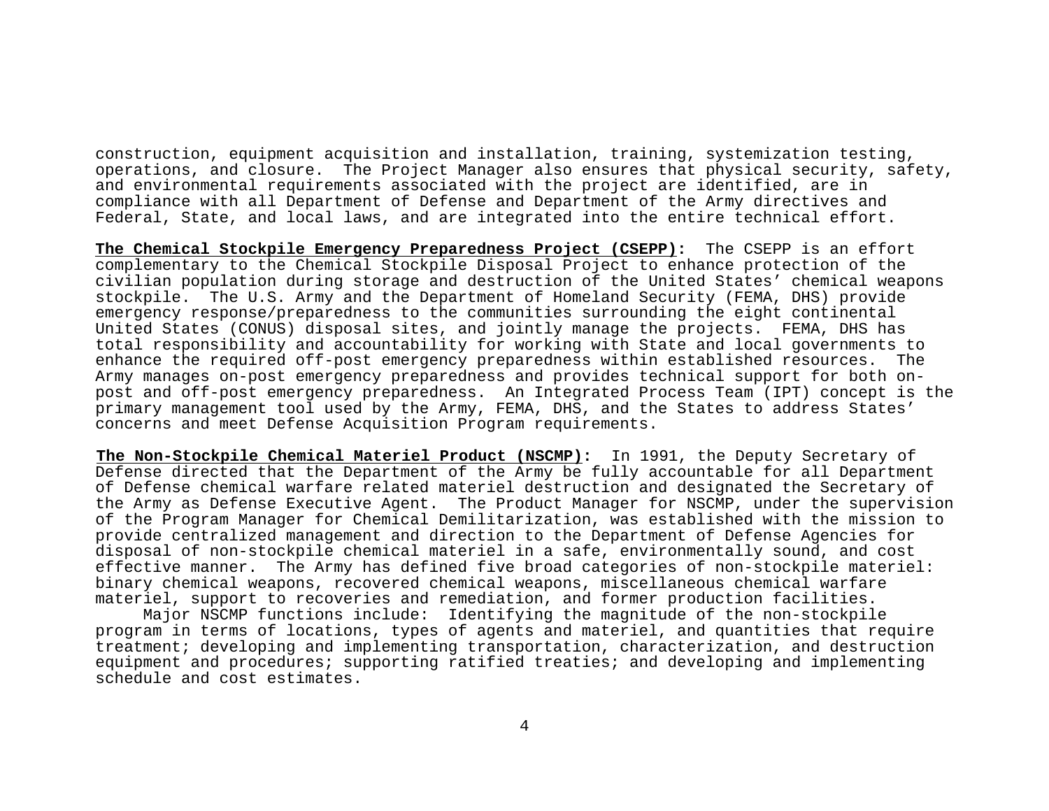construction, equipment acquisition and installation, training, systemization testing, operations, and closure. The Project Manager also ensures that physical security, safety, and environmental requirements associated with the project are identified, are in compliance with all Department of Defense and Department of the Army directives and Federal, State, and local laws, and are integrated into the entire technical effort.

**The Chemical Stockpile Emergency Preparedness Project (CSEPP):** The CSEPP is an effort complementary to the Chemical Stockpile Disposal Project to enhance protection of the civilian population during storage and destruction of the United States' chemical weapons stockpile. The U.S. Army and the Department of Homeland Security (FEMA, DHS) provide emergency response/preparedness to the communities surrounding the eight continental United States (CONUS) disposal sites, and jointly manage the projects. FEMA, DHS has total responsibility and accountability for working with State and local governments to enhance the required off-post emergency preparedness within established resources. The Army manages on-post emergency preparedness and provides technical support for both on-post and off-post emergency preparedness. An Integrated Process Team (IPT) concept is the primary management tool used by the Army, FEMA, DHS, and the States to address States' concerns and meet Defense Acquisition Program requirements.

**The Non-Stockpile Chemical Materiel Product (NSCMP):** In 1991, the Deputy Secretary of Defense directed that the Department of the Army be fully accountable for all Department of Defense chemical warfare related materiel destruction and designated the Secretary of the Army as Defense Executive Agent. The Product Manager for NSCMP, under the supervision of the Program Manager for Chemical Demilitarization, was established with the mission to provide centralized management and direction to the Department of Defense Agencies for disposal of non-stockpile chemical materiel in a safe, environmentally sound, and cost effective manner. The Army has defined five broad categories of non-stockpile materiel: binary chemical weapons, recovered chemical weapons, miscellaneous chemical warfare materiel, support to recoveries and remediation, and former production facilities.

Major NSCMP functions include: Identifying the magnitude of the non-stockpile program in terms of locations, types of agents and materiel, and quantities that require treatment; developing and implementing transportation, characterization, and destruction equipment and procedures; supporting ratified treaties; and developing and implementing schedule and cost estimates.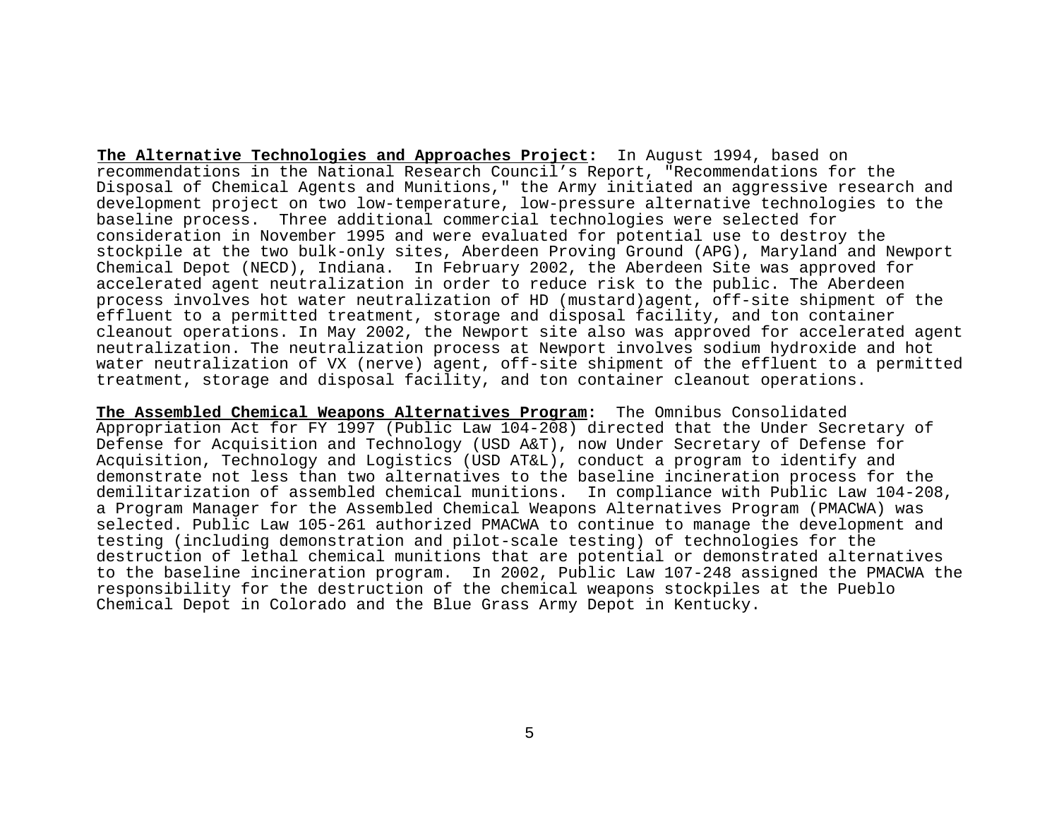**The Alternative Technologies and Approaches Project:** In August 1994, based on recommendations in the National Research Council's Report, "Recommendations for the Disposal of Chemical Agents and Munitions," the Army initiated an aggressive research and development project on two low-temperature, low-pressure alternative technologies to the baseline process. Three additional commercial technologies were selected for consideration in November 1995 and were evaluated for potential use to destroy the stockpile at the two bulk-only sites, Aberdeen Proving Ground (APG), Maryland and Newport Chemical Depot (NECD), Indiana. In February 2002, the Aberdeen Site was approved for accelerated agent neutralization in order to reduce risk to the public. The Aberdeen process involves hot water neutralization of HD (mustard)agent, off-site shipment of the effluent to a permitted treatment, storage and disposal facility, and ton container cleanout operations. In May 2002, the Newport site also was approved for accelerated agent neutralization. The neutralization process at Newport involves sodium hydroxide and hot water neutralization of VX (nerve) agent, off-site shipment of the effluent to a permitted treatment, storage and disposal facility, and ton container cleanout operations.

**The Assembled Chemical Weapons Alternatives Program:** The Omnibus Consolidated Appropriation Act for FY 1997 (Public Law 104-208) directed that the Under Secretary of Defense for Acquisition and Technology (USD A&T), now Under Secretary of Defense for Acquisition, Technology and Logistics (USD AT&L), conduct a program to identify and demonstrate not less than two alternatives to the baseline incineration process for the demilitarization of assembled chemical munitions. In compliance with Public Law 104-208, a Program Manager for the Assembled Chemical Weapons Alternatives Program (PMACWA) was selected. Public Law 105-261 authorized PMACWA to continue to manage the development and testing (including demonstration and pilot-scale testing) of technologies for the destruction of lethal chemical munitions that are potential or demonstrated alternatives to the baseline incineration program. In 2002, Public Law 107-248 assigned the PMACWA the responsibility for the destruction of the chemical weapons stockpiles at the Pueblo Chemical Depot in Colorado and the Blue Grass Army Depot in Kentucky.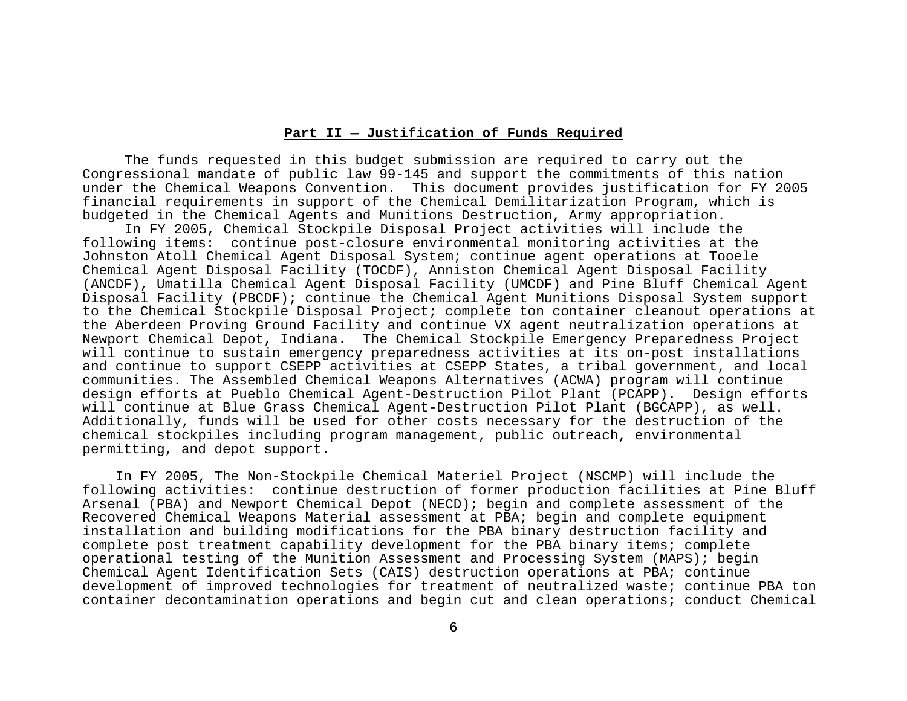## **Part II — Justification of Funds Required**

The funds requested in this budget submission are required to carry out the Congressional mandate of public law 99-145 and support the commitments of this nation under the Chemical Weapons Convention. This document provides justification for FY 2005 financial requirements in support of the Chemical Demilitarization Program, which is budgeted in the Chemical Agents and Munitions Destruction, Army appropriation.

In FY 2005, Chemical Stockpile Disposal Project activities will include the following items: continue post-closure environmental monitoring activities at the Johnston Atoll Chemical Agent Disposal System; continue agent operations at Tooele Chemical Agent Disposal Facility (TOCDF), Anniston Chemical Agent Disposal Facility (ANCDF), Umatilla Chemical Agent Disposal Facility (UMCDF) and Pine Bluff Chemical Agent Disposal Facility (PBCDF); continue the Chemical Agent Munitions Disposal System support to the Chemical Stockpile Disposal Project; complete ton container cleanout operations at the Aberdeen Proving Ground Facility and continue VX agent neutralization operations at Newport Chemical Depot, Indiana. The Chemical Stockpile Emergency Preparedness Project will continue to sustain emergency preparedness activities at its on-post installations and continue to support CSEPP activities at CSEPP States, a tribal government, and local communities. The Assembled Chemical Weapons Alternatives (ACWA) program will continue design efforts at Pueblo Chemical Agent-Destruction Pilot Plant (PCAPP). Design efforts will continue at Blue Grass Chemical Agent-Destruction Pilot Plant (BGCAPP), as well. Additionally, funds will be used for other costs necessary for the destruction of the chemical stockpiles including program management, public outreach, environmental permitting, and depot support.

In FY 2005, The Non-Stockpile Chemical Materiel Project (NSCMP) will include the following activities: continue destruction of former production facilities at Pine Bluff Arsenal (PBA) and Newport Chemical Depot (NECD); begin and complete assessment of the Recovered Chemical Weapons Material assessment at PBA; begin and complete equipment installation and building modifications for the PBA binary destruction facility and complete post treatment capability development for the PBA binary items; complete operational testing of the Munition Assessment and Processing System (MAPS); begin Chemical Agent Identification Sets (CAIS) destruction operations at PBA; continue development of improved technologies for treatment of neutralized waste; continue PBA ton container decontamination operations and begin cut and clean operations; conduct Chemical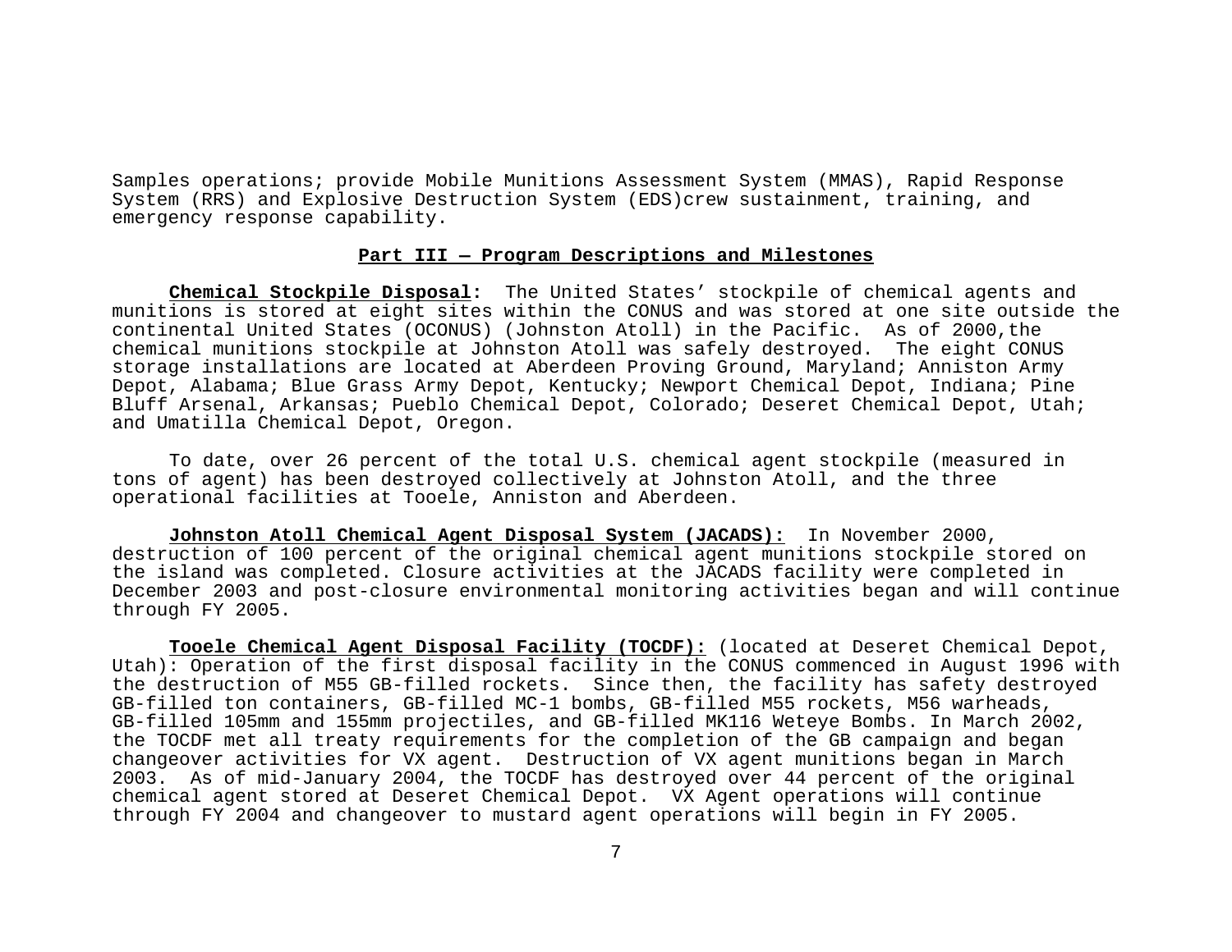Samples operations; provide Mobile Munitions Assessment System (MMAS), Rapid Response System (RRS) and Explosive Destruction System (EDS)crew sustainment, training, and emergency response capability.

## Part III — Program Descriptions and Milestones

**Chemical Stockpile Disposal:** The United States' stockpile of chemical agents and munitions is stored at eight sites within the CONUS and was stored at one site outside the continental United States (OCONUS) (Johnston Atoll) in the Pacific. As of 2000,the chemical munitions stockpile at Johnston Atoll was safely destroyed. The eight CONUS storage installations are located at Aberdeen Proving Ground, Maryland; Anniston Army Depot, Alabama; Blue Grass Army Depot, Kentucky; Newport Chemical Depot, Indiana; Pine Bluff Arsenal, Arkansas; Pueblo Chemical Depot, Colorado; Deseret Chemical Depot, Utah; and Umatilla Chemical Depot, Oregon.

To date, over 26 percent of the total U.S. chemical agent stockpile (measured in tons of agent) has been destroyed collectively at Johnston Atoll, and the three operational facilities at Tooele, Anniston and Aberdeen.

**Johnston Atoll Chemical Agent Disposal System (JACADS):** In November 2000, destruction of 100 percent of the original chemical agent munitions stockpile stored on the island was completed. Closure activities at the JACADS facility were completed in December 2003 and post-closure environmental monitoring activities began and will continue through FY 2005.

**Tooele Chemical Agent Disposal Facility (TOCDF):** (located at Deseret Chemical Depot, Utah): Operation of the first disposal facility in the CONUS commenced in August 1996 with the destruction of M55 GB-filled rockets. Since then, the facility has safety destroyed GB-filled ton containers, GB-filled MC-1 bombs, GB-filled M55 rockets, M56 warheads, GB-filled 105mm and 155mm projectiles, and GB-filled MK116 Weteye Bombs. In March 2002, the TOCDF met all treaty requirements for the completion of the GB campaign and began changeover activities for VX agent. Destruction of VX agent munitions began in March 2003. As of mid-January 2004, the TOCDF has destroyed over 44 percent of the original chemical agent stored at Deseret Chemical Depot. VX Agent operations will continue through FY 2004 and changeover to mustard agent operations will begin in FY 2005.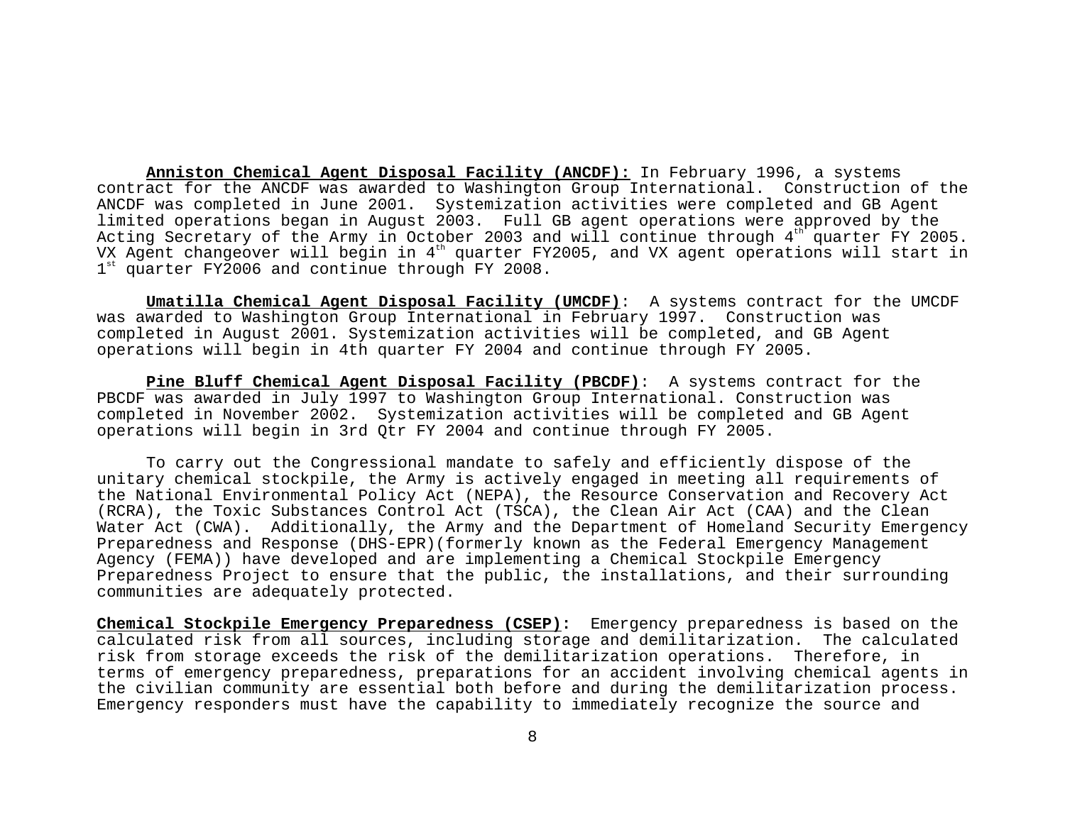**Anniston Chemical Agent Disposal Facility (ANCDF):** In February 1996, a systems contract for the ANCDF was awarded to Washington Group International. Construction of the ANCDF was completed in June 2001. Systemization activities were completed and GB Agent limited operations began in August 2003. Full GB agent operations were approved by the Acting Secretary of the Army in October 2003 and will continue through 4th quarter FY 2005. VX Agent changeover will begin in 4th quarter FY2005, and VX agent operations will start in 1st quarter FY2006 and continue through FY 2008.

**Umatilla Chemical Agent Disposal Facility (UMCDF)**: A systems contract for the UMCDF was awarded to Washington Group International in February 1997. Construction was completed in August 2001. Systemization activities will be completed, and GB Agent operations will begin in 4th quarter FY 2004 and continue through FY 2005.

**Pine Bluff Chemical Agent Disposal Facility (PBCDF)**: A systems contract for the PBCDF was awarded in July 1997 to Washington Group International. Construction was completed in November 2002. Systemization activities will be completed and GB Agent operations will begin in 3rd Qtr FY 2004 and continue through FY 2005.

To carry out the Congressional mandate to safely and efficiently dispose of the unitary chemical stockpile, the Army is actively engaged in meeting all requirements of the National Environmental Policy Act (NEPA), the Resource Conservation and Recovery Act (RCRA), the Toxic Substances Control Act (TSCA), the Clean Air Act (CAA) and the Clean Water Act (CWA). Additionally, the Army and the Department of Homeland Security Emergency Preparedness and Response (DHS-EPR)(formerly known as the Federal Emergency Management Agency (FEMA)) have developed and are implementing a Chemical Stockpile Emergency Preparedness Project to ensure that the public, the installations, and their surrounding communities are adequately protected.

**Chemical Stockpile Emergency Preparedness (CSEP):** Emergency preparedness is based on the calculated risk from all sources, including storage and demilitarization. The calculated risk from storage exceeds the risk of the demilitarization operations. Therefore, in terms of emergency preparedness, preparations for an accident involving chemical agents in the civilian community are essential both before and during the demilitarization process. Emergency responders must have the capability to immediately recognize the source and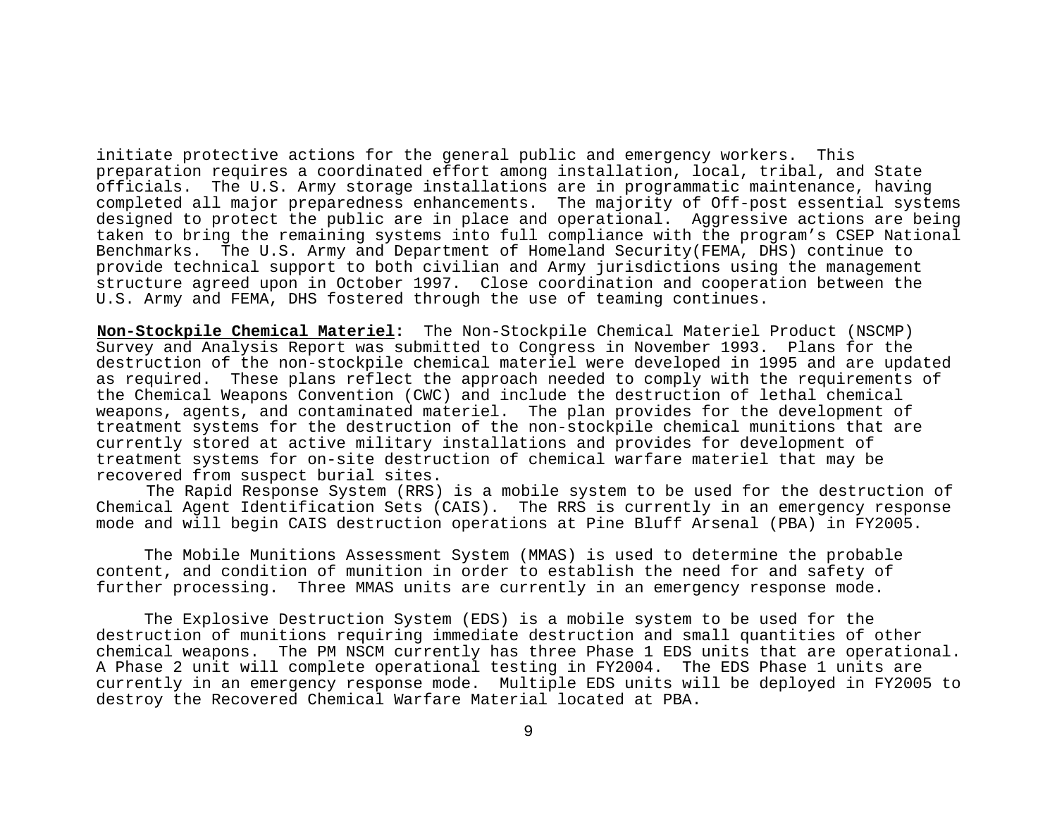initiate protective actions for the general public and emergency workers. This preparation requires a coordinated effort among installation, local, tribal, and State officials. The U.S. Army storage installations are in programmatic maintenance, having completed all major preparedness enhancements. The majority of Off-post essential systems designed to protect the public are in place and operational. Aggressive actions are being taken to bring the remaining systems into full compliance with the program's CSEP National Benchmarks. The U.S. Army and Department of Homeland Security(FEMA, DHS) continue to provide technical support to both civilian and Army jurisdictions using the management structure agreed upon in October 1997. Close coordination and cooperation between the U.S. Army and FEMA, DHS fostered through the use of teaming continues.

**Non-Stockpile Chemical Materiel:** The Non-Stockpile Chemical Materiel Product (NSCMP) Survey and Analysis Report was submitted to Congress in November 1993. Plans for the destruction of the non-stockpile chemical materiel were developed in 1995 and are updated as required. These plans reflect the approach needed to comply with the requirements of the Chemical Weapons Convention (CWC) and include the destruction of lethal chemical weapons, agents, and contaminated materiel. The plan provides for the development of treatment systems for the destruction of the non-stockpile chemical munitions that are currently stored at active military installations and provides for development of treatment systems for on-site destruction of chemical warfare materiel that may be recovered from suspect burial sites.

The Rapid Response System (RRS) is a mobile system to be used for the destruction of Chemical Agent Identification Sets (CAIS). The RRS is currently in an emergency response mode and will begin CAIS destruction operations at Pine Bluff Arsenal (PBA) in FY2005.

The Mobile Munitions Assessment System (MMAS) is used to determine the probable content, and condition of munition in order to establish the need for and safety of further processing. Three MMAS units are currently in an emergency response mode.

The Explosive Destruction System (EDS) is a mobile system to be used for the destruction of munitions requiring immediate destruction and small quantities of other chemical weapons. The PM NSCM currently has three Phase 1 EDS units that are operational. A Phase 2 unit will complete operational testing in FY2004. The EDS Phase 1 units are currently in an emergency response mode. Multiple EDS units will be deployed in FY2005 to destroy the Recovered Chemical Warfare Material located at PBA.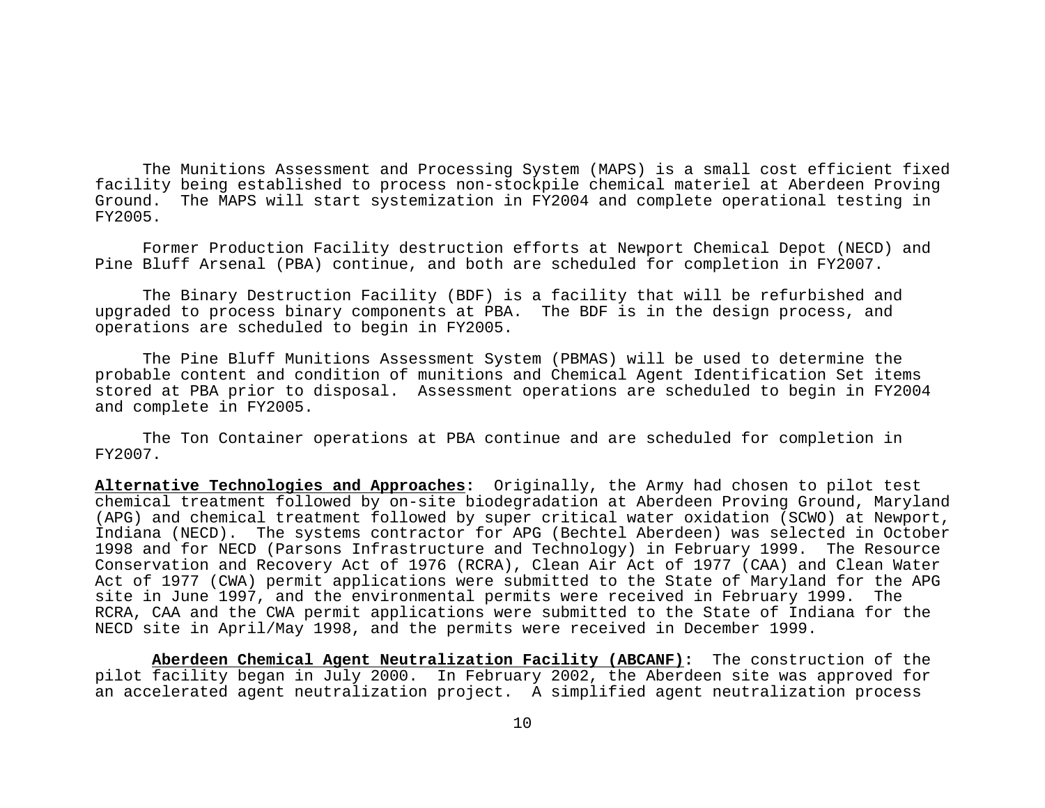The Munitions Assessment and Processing System (MAPS) is a small cost efficient fixed facility being established to process non-stockpile chemical materiel at Aberdeen Proving Ground. The MAPS will start systemization in FY2004 and complete operational testing in FY2005.

Former Production Facility destruction efforts at Newport Chemical Depot (NECD) and Pine Bluff Arsenal (PBA) continue, and both are scheduled for completion in FY2007.

The Binary Destruction Facility (BDF) is a facility that will be refurbished and upgraded to process binary components at PBA. The BDF is in the design process, and operations are scheduled to begin in FY2005.

The Pine Bluff Munitions Assessment System (PBMAS) will be used to determine the probable content and condition of munitions and Chemical Agent Identification Set items stored at PBA prior to disposal. Assessment operations are scheduled to begin in FY2004 and complete in FY2005.

The Ton Container operations at PBA continue and are scheduled for completion in FY2007.

**Alternative Technologies and Approaches:** Originally, the Army had chosen to pilot test chemical treatment followed by on-site biodegradation at Aberdeen Proving Ground, Maryland (APG) and chemical treatment followed by super critical water oxidation (SCWO) at Newport, Indiana (NECD). The systems contractor for APG (Bechtel Aberdeen) was selected in October 1998 and for NECD (Parsons Infrastructure and Technology) in February 1999. The Resource Conservation and Recovery Act of 1976 (RCRA), Clean Air Act of 1977 (CAA) and Clean Water Act of 1977 (CWA) permit applications were submitted to the State of Maryland for the APG site in June 1997, and the environmental permits were received in February 1999. The RCRA, CAA and the CWA permit applications were submitted to the State of Indiana for the NECD site in April/May 1998, and the permits were received in December 1999.

**Aberdeen Chemical Agent Neutralization Facility (ABCANF):** The construction of the pilot facility began in July 2000. In February 2002, the Aberdeen site was approved for an accelerated agent neutralization project. A simplified agent neutralization process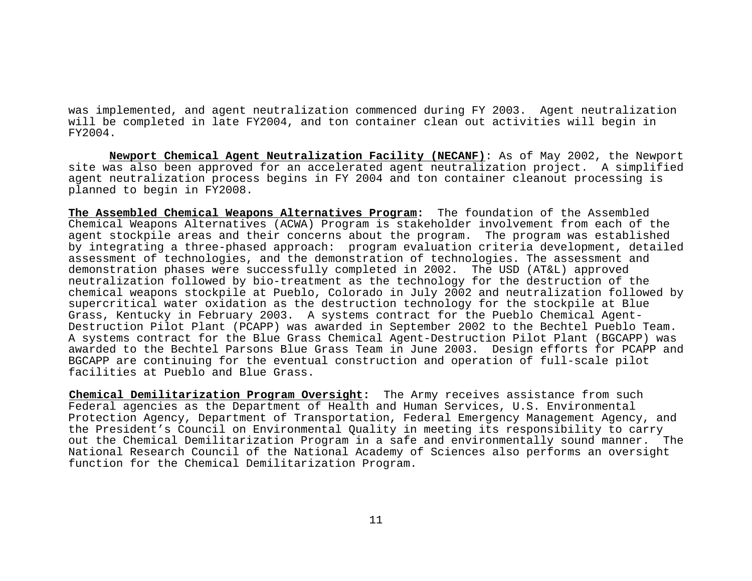was implemented, and agent neutralization commenced during FY 2003. Agent neutralization will be completed in late FY2004, and ton container clean out activities will begin in FY2004.

**Newport Chemical Agent Neutralization Facility (NECANF)**: As of May 2002, the Newport site was also been approved for an accelerated agent neutralization project. A simplified agent neutralization process begins in FY 2004 and ton container cleanout processing is planned to begin in FY2008.

**The Assembled Chemical Weapons Alternatives Program:** The foundation of the Assembled Chemical Weapons Alternatives (ACWA) Program is stakeholder involvement from each of the agent stockpile areas and their concerns about the program. The program was established by integrating a three-phased approach: program evaluation criteria development, detailed assessment of technologies, and the demonstration of technologies. The assessment and demonstration phases were successfully completed in 2002. The USD (AT&L) approved neutralization followed by bio-treatment as the technology for the destruction of the chemical weapons stockpile at Pueblo, Colorado in July 2002 and neutralization followed by supercritical water oxidation as the destruction technology for the stockpile at Blue Grass, Kentucky in February 2003. A systems contract for the Pueblo Chemical Agent-Destruction Pilot Plant (PCAPP) was awarded in September 2002 to the Bechtel Pueblo Team. A systems contract for the Blue Grass Chemical Agent-Destruction Pilot Plant (BGCAPP) was awarded to the Bechtel Parsons Blue Grass Team in June 2003. Design efforts for PCAPP and BGCAPP are continuing for the eventual construction and operation of full-scale pilot facilities at Pueblo and Blue Grass.

**Chemical Demilitarization Program Oversight:** The Army receives assistance from such Federal agencies as the Department of Health and Human Services, U.S. Environmental Protection Agency, Department of Transportation, Federal Emergency Management Agency, and the President's Council on Environmental Quality in meeting its responsibility to carry out the Chemical Demilitarization Program in a safe and environmentally sound manner. The National Research Council of the National Academy of Sciences also performs an oversight function for the Chemical Demilitarization Program.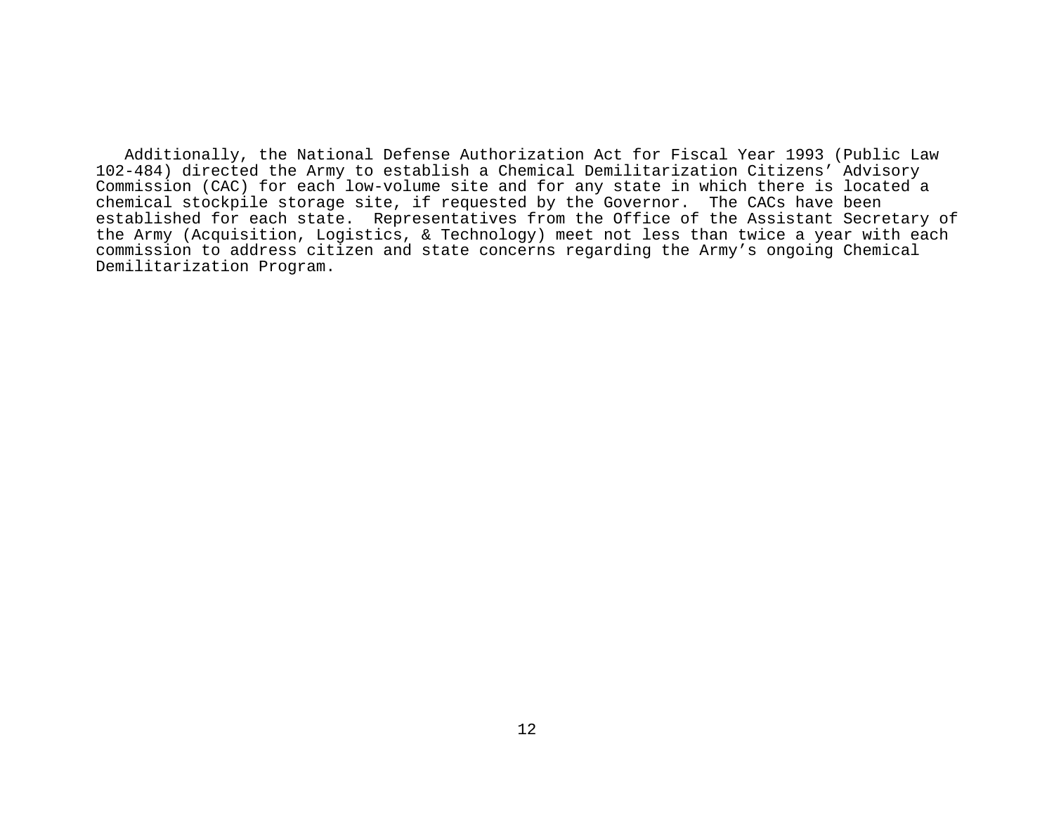Additionally, the National Defense Authorization Act for Fiscal Year 1993 (Public Law 102-484) directed the Army to establish a Chemical Demilitarization Citizens' Advisory Commission (CAC) for each low-volume site and for any state in which there is located a chemical stockpile storage site, if requested by the Governor. The CACs have been established for each state. Representatives from the Office of the Assistant Secretary of the Army (Acquisition, Logistics, & Technology) meet not less than twice a year with each commission to address citizen and state concerns regarding the Army's ongoing Chemical Demilitarization Program.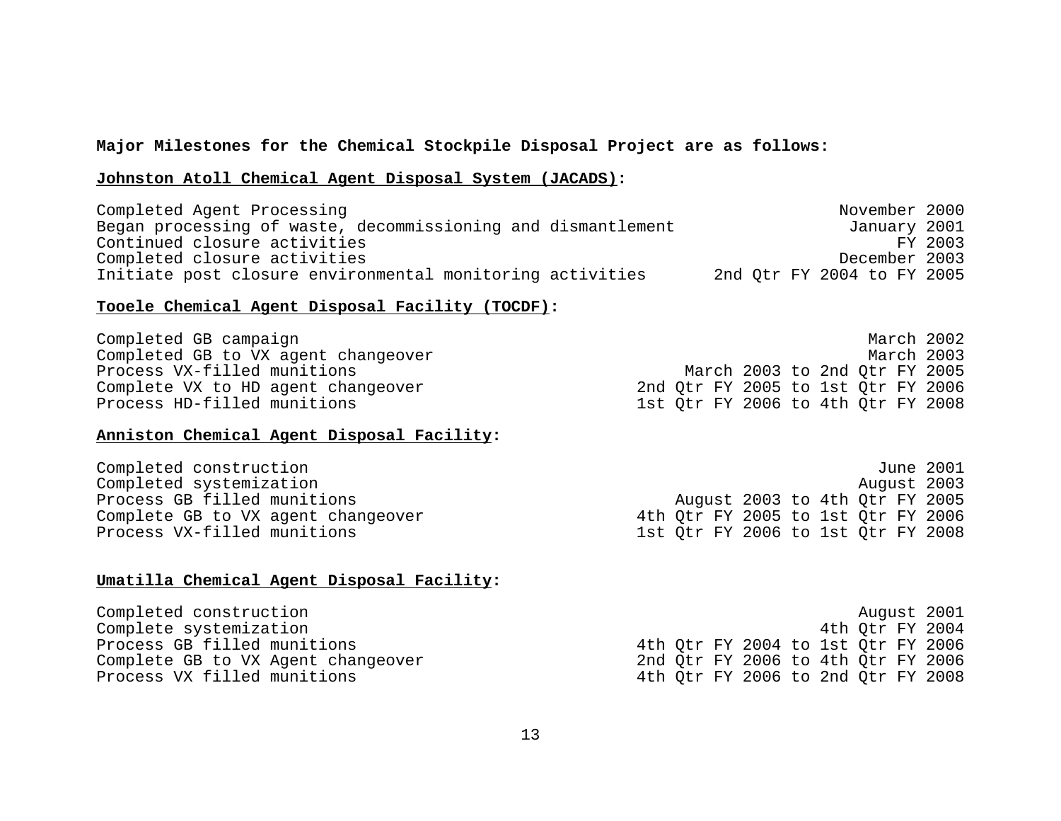**Major Milestones for the Chemical Stockpile Disposal Project are as follows:**

**Johnston Atoll Chemical Agent Disposal System (JACADS):**

| | |
|---|---|
| Completed Agent Processing | November 2000 |
| Began processing of waste, decommissioning and dismantlement | January 2001 |
| Continued closure activities | FY 2003 |
| Completed closure activities | December 2003 |
| Initiate post closure environmental monitoring activities | 2nd Qtr FY 2004 to FY 2005 |

**Tooele Chemical Agent Disposal Facility (TOCDF):**

| | |
|---|---|
| Completed GB campaign | March 2002 |
| Completed GB to VX agent changeover | March 2003 |
| Process VX-filled munitions | March 2003 to 2nd Qtr FY 2005 |
| Complete VX to HD agent changeover | 2nd Qtr FY 2005 to 1st Qtr FY 2006 |
| Process HD-filled munitions | 1st Qtr FY 2006 to 4th Qtr FY 2008 |

**Anniston Chemical Agent Disposal Facility:**

| | |
|---|---|
| Completed construction | June 2001 |
| Completed systemization | August 2003 |
| Process GB filled munitions | August 2003 to 4th Qtr FY 2005 |
| Complete GB to VX agent changeover | 4th Qtr FY 2005 to 1st Qtr FY 2006 |
| Process VX-filled munitions | 1st Qtr FY 2006 to 1st Qtr FY 2008 |

**Umatilla Chemical Agent Disposal Facility:**

| | |
|---|---|
| Completed construction | August 2001 |
| Complete systemization | 4th Qtr FY 2004 |
| Process GB filled munitions | 4th Qtr FY 2004 to 1st Qtr FY 2006 |
| Complete GB to VX Agent changeover | 2nd Qtr FY 2006 to 4th Qtr FY 2006 |
| Process VX filled munitions | 4th Qtr FY 2006 to 2nd Qtr FY 2008 |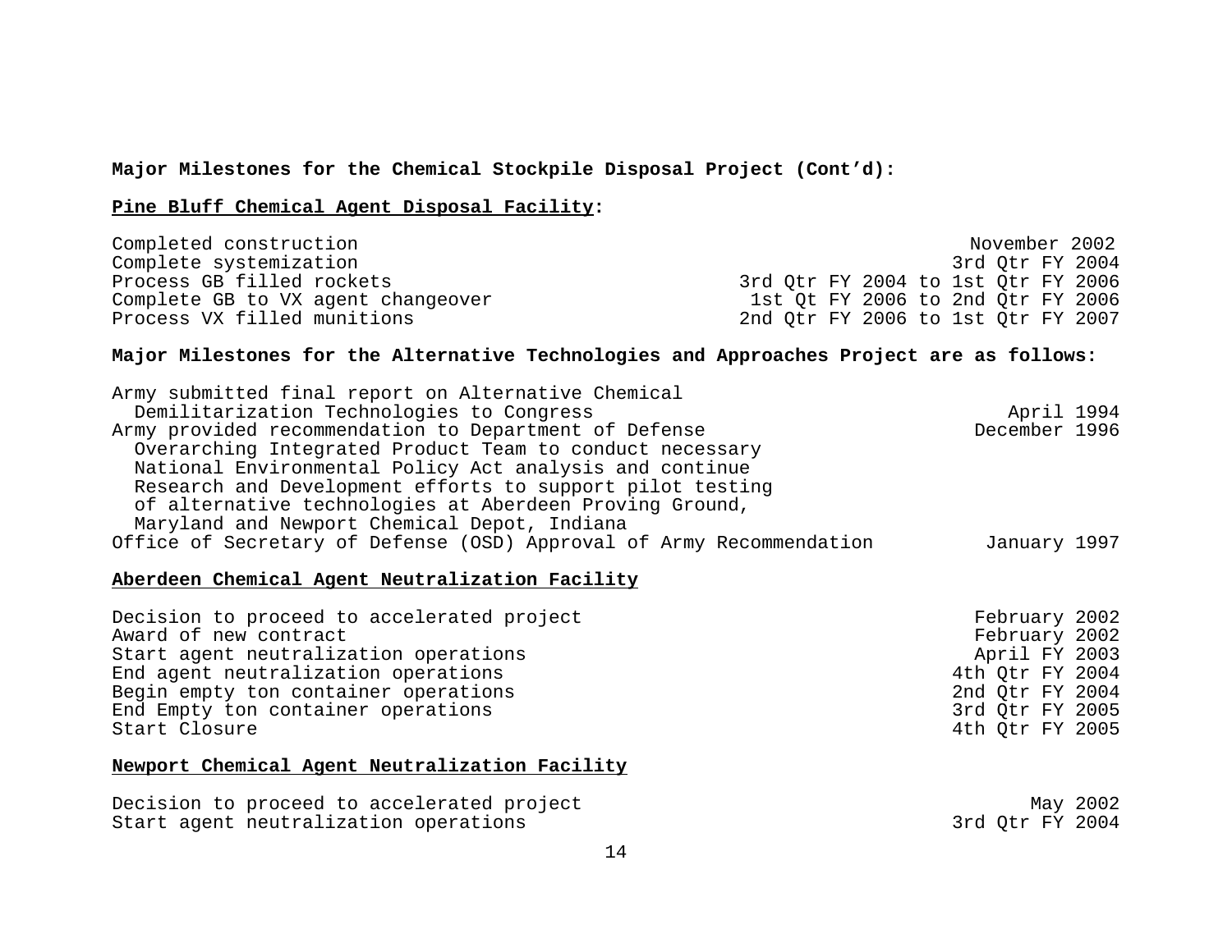**Major Milestones for the Chemical Stockpile Disposal Project (Cont'd):**

**Pine Bluff Chemical Agent Disposal Facility:**

| | |
|---|---|
| Completed construction | November 2002 |
| Complete systemization | 3rd Qtr FY 2004 |
| Process GB filled rockets | 3rd Qtr FY 2004 to 1st Qtr FY 2006 |
| Complete GB to VX agent changeover | 1st Qt FY 2006 to 2nd Qtr FY 2006 |
| Process VX filled munitions | 2nd Qtr FY 2006 to 1st Qtr FY 2007 |

**Major Milestones for the Alternative Technologies and Approaches Project are as follows:**

| | |
|---|---|
| Army submitted final report on Alternative Chemical Demilitarization Technologies to Congress | April 1994 |
| Army provided recommendation to Department of Defense Overarching Integrated Product Team to conduct necessary National Environmental Policy Act analysis and continue Research and Development efforts to support pilot testing of alternative technologies at Aberdeen Proving Ground, Maryland and Newport Chemical Depot, Indiana | December 1996 |
| Office of Secretary of Defense (OSD) Approval of Army Recommendation | January 1997 |

**Aberdeen Chemical Agent Neutralization Facility**

| | |
|---|---|
| Decision to proceed to accelerated project | February 2002 |
| Award of new contract | February 2002 |
| Start agent neutralization operations | April FY 2003 |
| End agent neutralization operations | 4th Qtr FY 2004 |
| Begin empty ton container operations | 2nd Qtr FY 2004 |
| End Empty ton container operations | 3rd Qtr FY 2005 |
| Start Closure | 4th Qtr FY 2005 |

**Newport Chemical Agent Neutralization Facility**

| | |
|---|---|
| Decision to proceed to accelerated project | May 2002 |
| Start agent neutralization operations | 3rd Qtr FY 2004 |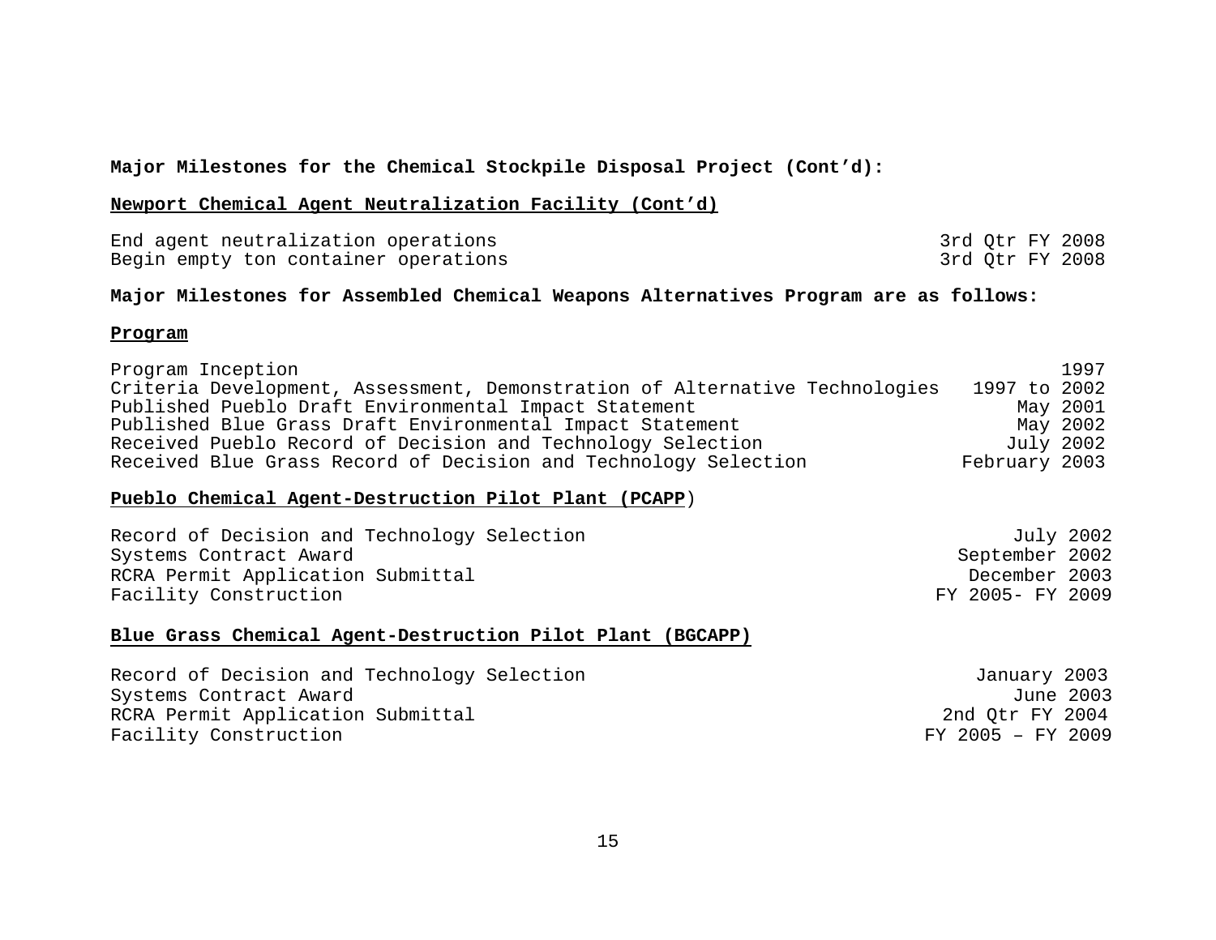**Major Milestones for the Chemical Stockpile Disposal Project (Cont'd):**

**Newport Chemical Agent Neutralization Facility (Cont'd)**

| | |
|---|---|
| End agent neutralization operations | 3rd Qtr FY 2008 |
| Begin empty ton container operations | 3rd Qtr FY 2008 |

**Major Milestones for Assembled Chemical Weapons Alternatives Program are as follows:**

**Program**

| | |
|---|---|
| Program Inception | 1997 |
| Criteria Development, Assessment, Demonstration of Alternative Technologies | 1997 to 2002 |
| Published Pueblo Draft Environmental Impact Statement | May 2001 |
| Published Blue Grass Draft Environmental Impact Statement | May 2002 |
| Received Pueblo Record of Decision and Technology Selection | July 2002 |
| Received Blue Grass Record of Decision and Technology Selection | February 2003 |

**Pueblo Chemical Agent-Destruction Pilot Plant (PCAPP)**

| | |
|---|---|
| Record of Decision and Technology Selection | July 2002 |
| Systems Contract Award | September 2002 |
| RCRA Permit Application Submittal | December 2003 |
| Facility Construction | FY 2005- FY 2009 |

**Blue Grass Chemical Agent-Destruction Pilot Plant (BGCAPP)**

| | |
|---|---|
| Record of Decision and Technology Selection | January 2003 |
| Systems Contract Award | June 2003 |
| RCRA Permit Application Submittal | 2nd Qtr FY 2004 |
| Facility Construction | FY 2005 – FY 2009 |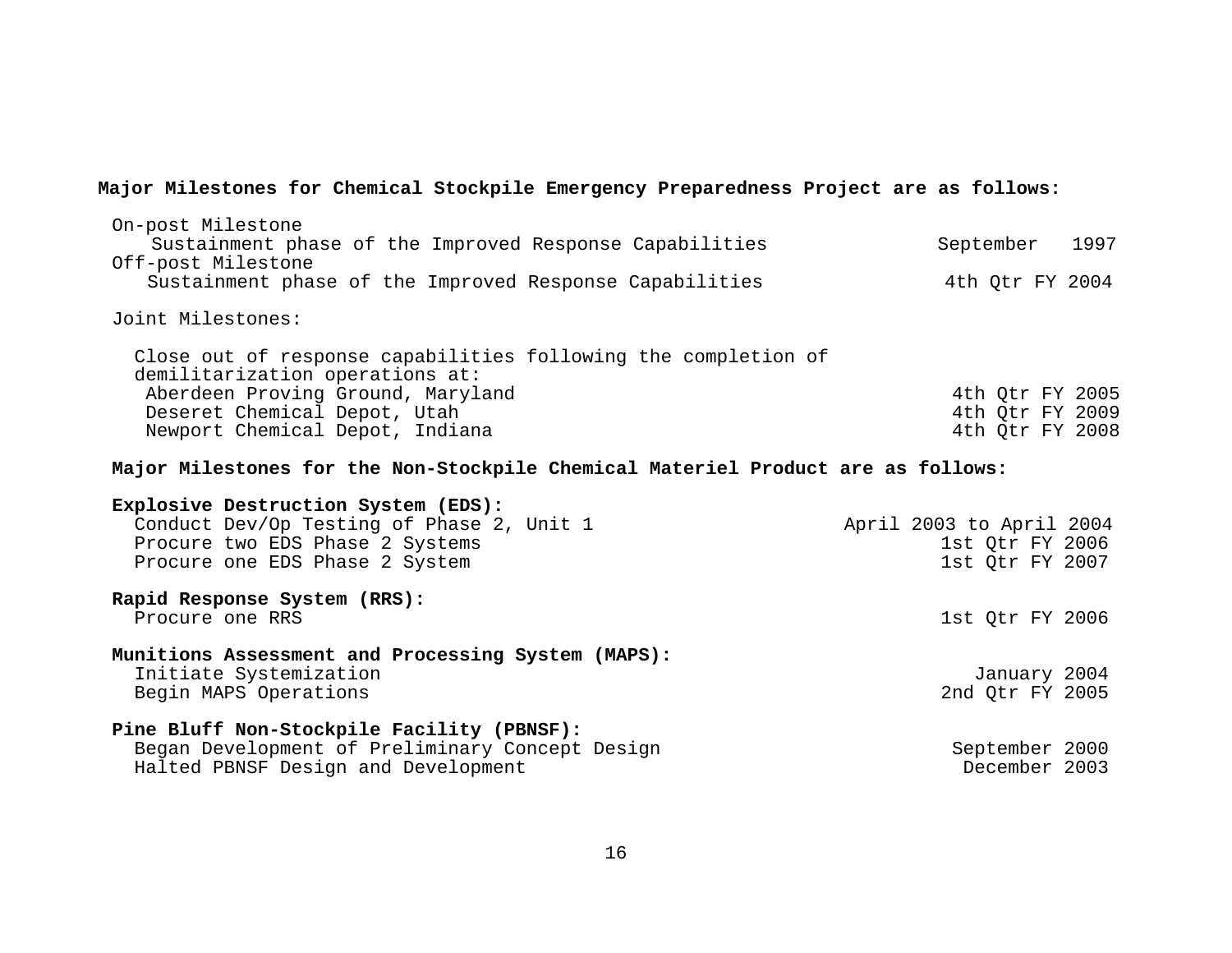**Major Milestones for Chemical Stockpile Emergency Preparedness Project are as follows:**

| | |
|---|---|
| On-post Milestone | |
| Sustainment phase of the Improved Response Capabilities | September 1997 |
| Off-post Milestone | |
| Sustainment phase of the Improved Response Capabilities | 4th Qtr FY 2004 |

Joint Milestones:

| | |
|---|---|
| Close out of response capabilities following the completion of demilitarization operations at: | |
| Aberdeen Proving Ground, Maryland | 4th Qtr FY 2005 |
| Deseret Chemical Depot, Utah | 4th Qtr FY 2009 |
| Newport Chemical Depot, Indiana | 4th Qtr FY 2008 |

**Major Milestones for the Non-Stockpile Chemical Materiel Product are as follows:**

**Explosive Destruction System (EDS):**

| | |
|---|---|
| Conduct Dev/Op Testing of Phase 2, Unit 1 | April 2003 to April 2004 |
| Procure two EDS Phase 2 Systems | 1st Qtr FY 2006 |
| Procure one EDS Phase 2 System | 1st Qtr FY 2007 |

**Rapid Response System (RRS):**

| | |
|---|---|
| Procure one RRS | 1st Qtr FY 2006 |

**Munitions Assessment and Processing System (MAPS):**

| | |
|---|---|
| Initiate Systemization | January 2004 |
| Begin MAPS Operations | 2nd Qtr FY 2005 |

**Pine Bluff Non-Stockpile Facility (PBNSF):**

| | |
|---|---|
| Began Development of Preliminary Concept Design | September 2000 |
| Halted PBNSF Design and Development | December 2003 |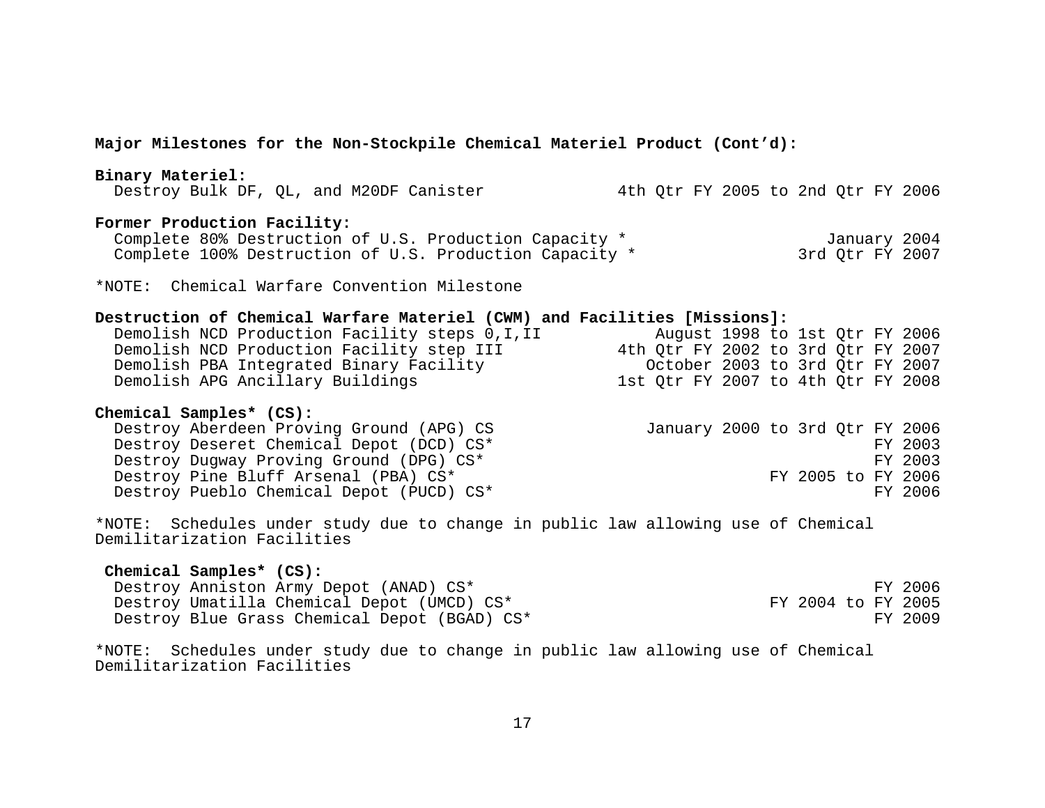**Major Milestones for the Non-Stockpile Chemical Materiel Product (Cont’d):**

**Binary Materiel:**

| | |
|---|---|
| Destroy Bulk DF, QL, and M20DF Canister | 4th Qtr FY 2005 to 2nd Qtr FY 2006 |

**Former Production Facility:**

| | |
|---|---|
| Complete 80% Destruction of U.S. Production Capacity * | January 2004 |
| Complete 100% Destruction of U.S. Production Capacity * | 3rd Qtr FY 2007 |

*NOTE: Chemical Warfare Convention Milestone

**Destruction of Chemical Warfare Materiel (CWM) and Facilities [Missions]:**

| | |
|---|---|
| Demolish NCD Production Facility steps 0,I,II | August 1998 to 1st Qtr FY 2006 |
| Demolish NCD Production Facility step III | 4th Qtr FY 2002 to 3rd Qtr FY 2007 |
| Demolish PBA Integrated Binary Facility | October 2003 to 3rd Qtr FY 2007 |
| Demolish APG Ancillary Buildings | 1st Qtr FY 2007 to 4th Qtr FY 2008 |

**Chemical Samples* (CS):**

| | |
|---|---|
| Destroy Aberdeen Proving Ground (APG) CS | January 2000 to 3rd Qtr FY 2006 |
| Destroy Deseret Chemical Depot (DCD) CS* | FY 2003 |
| Destroy Dugway Proving Ground (DPG) CS* | FY 2003 |
| Destroy Pine Bluff Arsenal (PBA) CS* | FY 2005 to FY 2006 |
| Destroy Pueblo Chemical Depot (PUCD) CS* | FY 2006 |

*NOTE: Schedules under study due to change in public law allowing use of Chemical Demilitarization Facilities

**Chemical Samples* (CS):**

| | |
|---|---|
| Destroy Anniston Army Depot (ANAD) CS* | FY 2006 |
| Destroy Umatilla Chemical Depot (UMCD) CS* | FY 2004 to FY 2005 |
| Destroy Blue Grass Chemical Depot (BGAD) CS* | FY 2009 |

*NOTE: Schedules under study due to change in public law allowing use of Chemical Demilitarization Facilities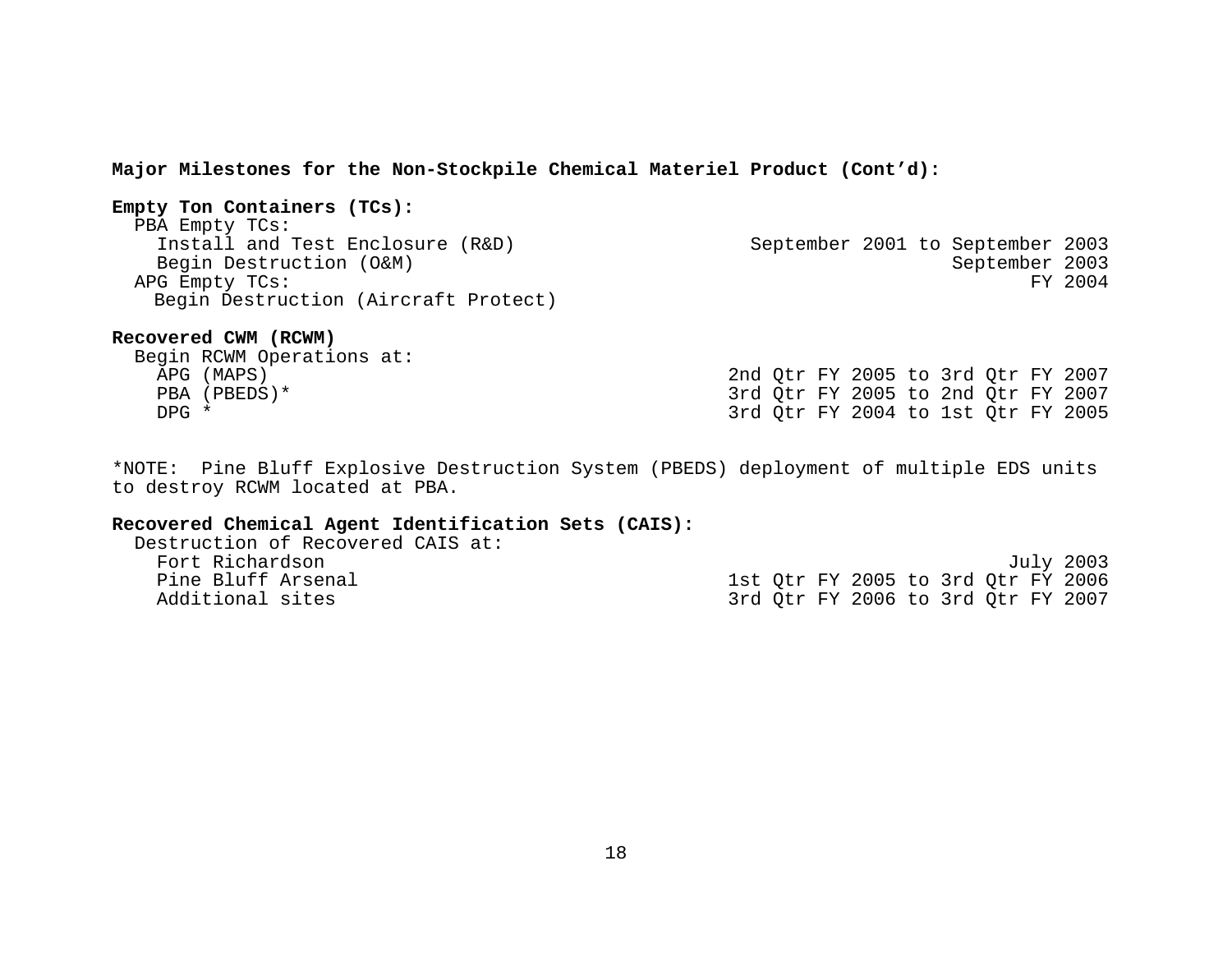**Major Milestones for the Non-Stockpile Chemical Materiel Product (Cont'd):**

**Empty Ton Containers (TCs):**

| | |
|---|---|
| PBA Empty TCs: | |
| Install and Test Enclosure (R&D) | September 2001 to September 2003 |
| Begin Destruction (O&M) | September 2003 |
| APG Empty TCs: | FY 2004 |
| Begin Destruction (Aircraft Protect) | |

**Recovered CWM (RCWM)**

| | |
|---|---|
| Begin RCWM Operations at: | |
| APG (MAPS) | 2nd Qtr FY 2005 to 3rd Qtr FY 2007 |
| PBA (PBEDS)* | 3rd Qtr FY 2005 to 2nd Qtr FY 2007 |
| DPG * | 3rd Qtr FY 2004 to 1st Qtr FY 2005 |

*NOTE: Pine Bluff Explosive Destruction System (PBEDS) deployment of multiple EDS units to destroy RCWM located at PBA.

**Recovered Chemical Agent Identification Sets (CAIS):**

| | |
|---|---|
| Destruction of Recovered CAIS at: | |
| Fort Richardson | July 2003 |
| Pine Bluff Arsenal | 1st Qtr FY 2005 to 3rd Qtr FY 2006 |
| Additional sites | 3rd Qtr FY 2006 to 3rd Qtr FY 2007 |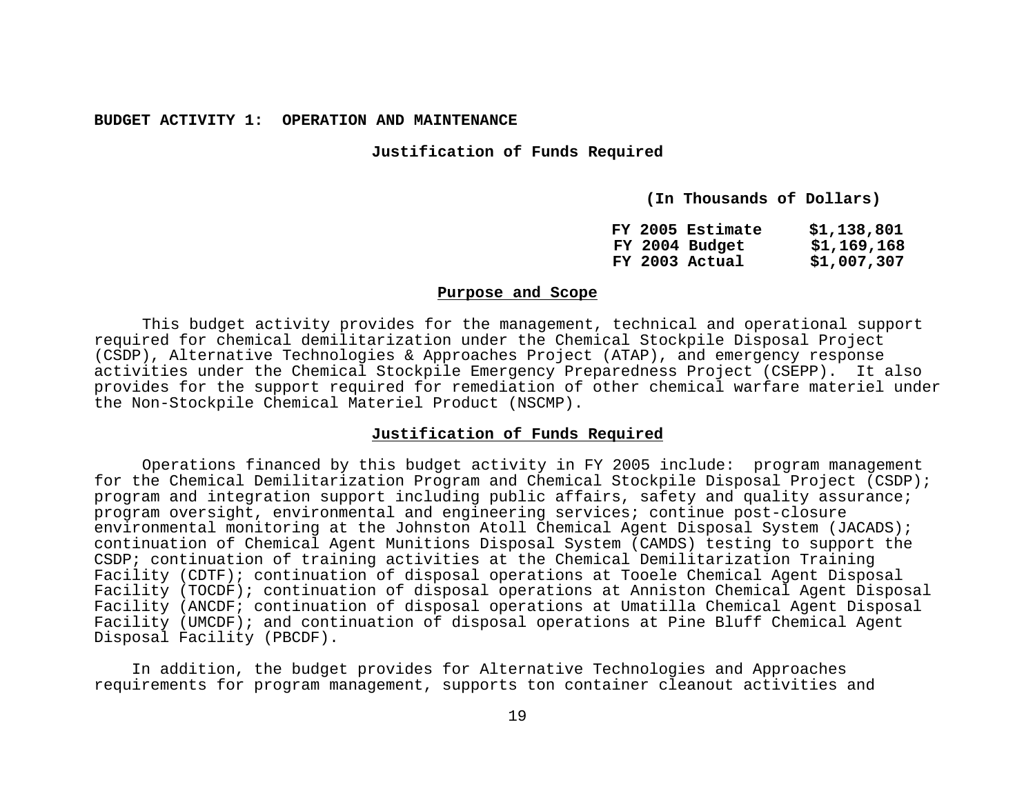**BUDGET ACTIVITY 1: OPERATION AND MAINTENANCE**

**Justification of Funds Required**

**(In Thousands of Dollars)**

| | |
|---|---|
| **FY 2005 Estimate** | **$1,138,801** |
| **FY 2004 Budget** | **$1,169,168** |
| **FY 2003 Actual** | **$1,007,307** |

## Purpose and Scope

This budget activity provides for the management, technical and operational support required for chemical demilitarization under the Chemical Stockpile Disposal Project (CSDP), Alternative Technologies & Approaches Project (ATAP), and emergency response activities under the Chemical Stockpile Emergency Preparedness Project (CSEPP). It also provides for the support required for remediation of other chemical warfare materiel under the Non-Stockpile Chemical Materiel Product (NSCMP).

## Justification of Funds Required

Operations financed by this budget activity in FY 2005 include: program management for the Chemical Demilitarization Program and Chemical Stockpile Disposal Project (CSDP); program and integration support including public affairs, safety and quality assurance; program oversight, environmental and engineering services; continue post-closure environmental monitoring at the Johnston Atoll Chemical Agent Disposal System (JACADS); continuation of Chemical Agent Munitions Disposal System (CAMDS) testing to support the CSDP; continuation of training activities at the Chemical Demilitarization Training Facility (CDTF); continuation of disposal operations at Tooele Chemical Agent Disposal Facility (TOCDF); continuation of disposal operations at Anniston Chemical Agent Disposal Facility (ANCDF; continuation of disposal operations at Umatilla Chemical Agent Disposal Facility (UMCDF); and continuation of disposal operations at Pine Bluff Chemical Agent Disposal Facility (PBCDF).

In addition, the budget provides for Alternative Technologies and Approaches requirements for program management, supports ton container cleanout activities and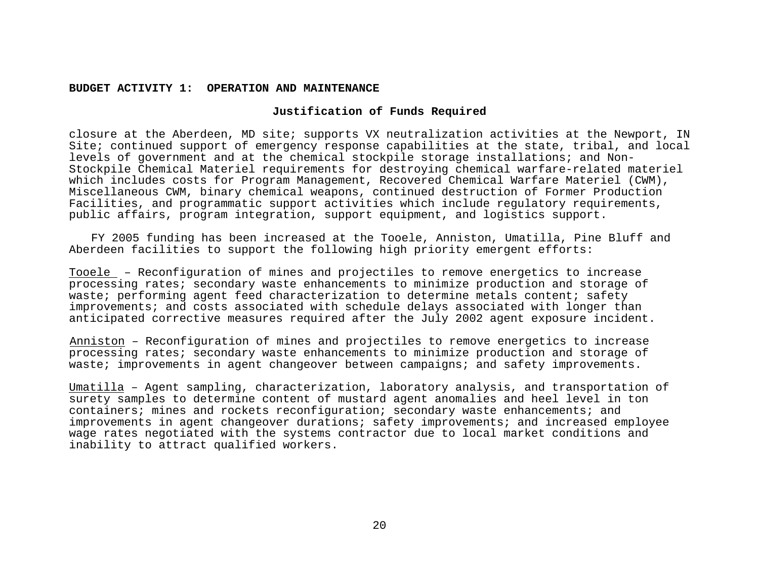**BUDGET ACTIVITY 1: OPERATION AND MAINTENANCE**

**Justification of Funds Required**

closure at the Aberdeen, MD site; supports VX neutralization activities at the Newport, IN Site; continued support of emergency response capabilities at the state, tribal, and local levels of government and at the chemical stockpile storage installations; and Non-Stockpile Chemical Materiel requirements for destroying chemical warfare-related materiel which includes costs for Program Management, Recovered Chemical Warfare Materiel (CWM), Miscellaneous CWM, binary chemical weapons, continued destruction of Former Production Facilities, and programmatic support activities which include regulatory requirements, public affairs, program integration, support equipment, and logistics support.

FY 2005 funding has been increased at the Tooele, Anniston, Umatilla, Pine Bluff and Aberdeen facilities to support the following high priority emergent efforts:

Tooele – Reconfiguration of mines and projectiles to remove energetics to increase processing rates; secondary waste enhancements to minimize production and storage of waste; performing agent feed characterization to determine metals content; safety improvements; and costs associated with schedule delays associated with longer than anticipated corrective measures required after the July 2002 agent exposure incident.

Anniston – Reconfiguration of mines and projectiles to remove energetics to increase processing rates; secondary waste enhancements to minimize production and storage of waste; improvements in agent changeover between campaigns; and safety improvements.

Umatilla – Agent sampling, characterization, laboratory analysis, and transportation of surety samples to determine content of mustard agent anomalies and heel level in ton containers; mines and rockets reconfiguration; secondary waste enhancements; and improvements in agent changeover durations; safety improvements; and increased employee wage rates negotiated with the systems contractor due to local market conditions and inability to attract qualified workers.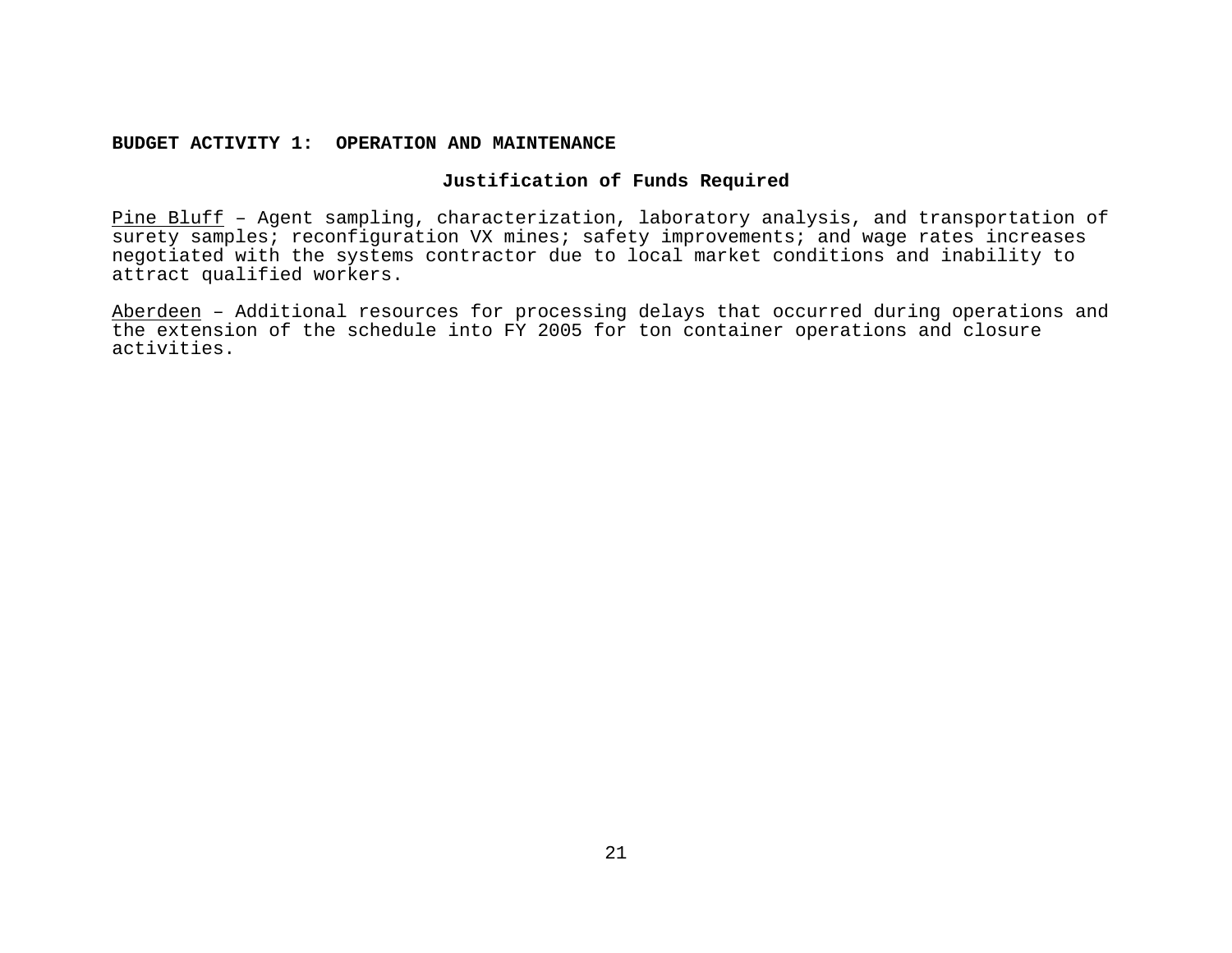**BUDGET ACTIVITY 1: OPERATION AND MAINTENANCE**

**Justification of Funds Required**

Pine Bluff – Agent sampling, characterization, laboratory analysis, and transportation of surety samples; reconfiguration VX mines; safety improvements; and wage rates increases negotiated with the systems contractor due to local market conditions and inability to attract qualified workers.

Aberdeen – Additional resources for processing delays that occurred during operations and the extension of the schedule into FY 2005 for ton container operations and closure activities.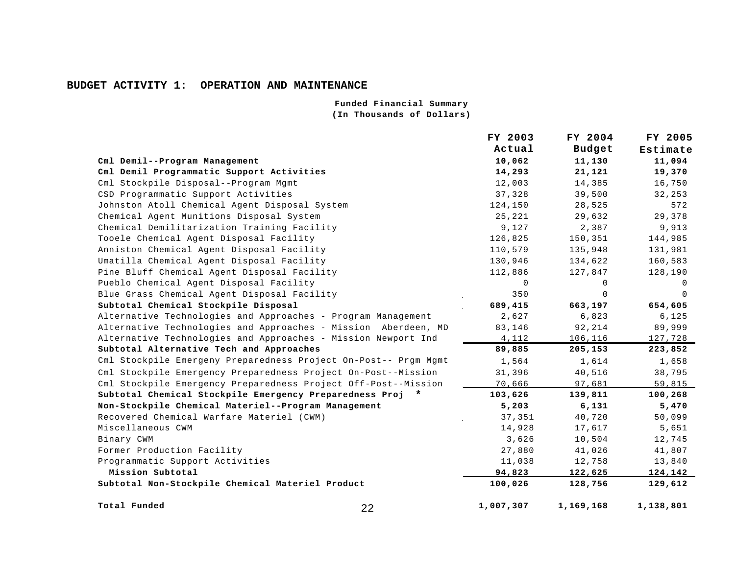## BUDGET ACTIVITY 1: OPERATION AND MAINTENANCE

**Funded Financial Summary**
**(In Thousands of Dollars)**

| | FY 2003 Actual | FY 2004 Budget | FY 2005 Estimate |
|---|---|---|---|
| **Cml Demil--Program Management** | **10,062** | **11,130** | **11,094** |
| **Cml Demil Programmatic Support Activities** | **14,293** | **21,121** | **19,370** |
| Cml Stockpile Disposal--Program Mgmt | 12,003 | 14,385 | 16,750 |
| CSD Programmatic Support Activities | 37,328 | 39,500 | 32,253 |
| Johnston Atoll Chemical Agent Disposal System | 124,150 | 28,525 | 572 |
| Chemical Agent Munitions Disposal System | 25,221 | 29,632 | 29,378 |
| Chemical Demilitarization Training Facility | 9,127 | 2,387 | 9,913 |
| Tooele Chemical Agent Disposal Facility | 126,825 | 150,351 | 144,985 |
| Anniston Chemical Agent Disposal Facility | 110,579 | 135,948 | 131,981 |
| Umatilla Chemical Agent Disposal Facility | 130,946 | 134,622 | 160,583 |
| Pine Bluff Chemical Agent Disposal Facility | 112,886 | 127,847 | 128,190 |
| Pueblo Chemical Agent Disposal Facility | 0 | 0 | 0 |
| Blue Grass Chemical Agent Disposal Facility | 350 | 0 | 0 |
| **Subtotal Chemical Stockpile Disposal** | **689,415** | **663,197** | **654,605** |
| Alternative Technologies and Approaches - Program Management | 2,627 | 6,823 | 6,125 |
| Alternative Technologies and Approaches - Mission Aberdeen, MD | 83,146 | 92,214 | 89,999 |
| Alternative Technologies and Approaches - Mission Newport Ind | 4,112 | 106,116 | 127,728 |
| **Subtotal Alternative Tech and Approaches** | **89,885** | **205,153** | **223,852** |
| Cml Stockpile Emergeny Preparedness Project On-Post-- Prgm Mgmt | 1,564 | 1,614 | 1,658 |
| Cml Stockpile Emergency Preparedness Project On-Post--Mission | 31,396 | 40,516 | 38,795 |
| Cml Stockpile Emergency Preparedness Project Off-Post--Mission | 70,666 | 97,681 | 59,815 |
| **Subtotal Chemical Stockpile Emergency Preparedness Proj \*** | **103,626** | **139,811** | **100,268** |
| **Non-Stockpile Chemical Materiel--Program Management** | **5,203** | **6,131** | **5,470** |
| Recovered Chemical Warfare Materiel (CWM) | 37,351 | 40,720 | 50,099 |
| Miscellaneous CWM | 14,928 | 17,617 | 5,651 |
| Binary CWM | 3,626 | 10,504 | 12,745 |
| Former Production Facility | 27,880 | 41,026 | 41,807 |
| Programmatic Support Activities | 11,038 | 12,758 | 13,840 |
| **Mission Subtotal** | **94,823** | **122,625** | **124,142** |
| **Subtotal Non-Stockpile Chemical Materiel Product** | **100,026** | **128,756** | **129,612** |
| **Total Funded** | **1,007,307** | **1,169,168** | **1,138,801** |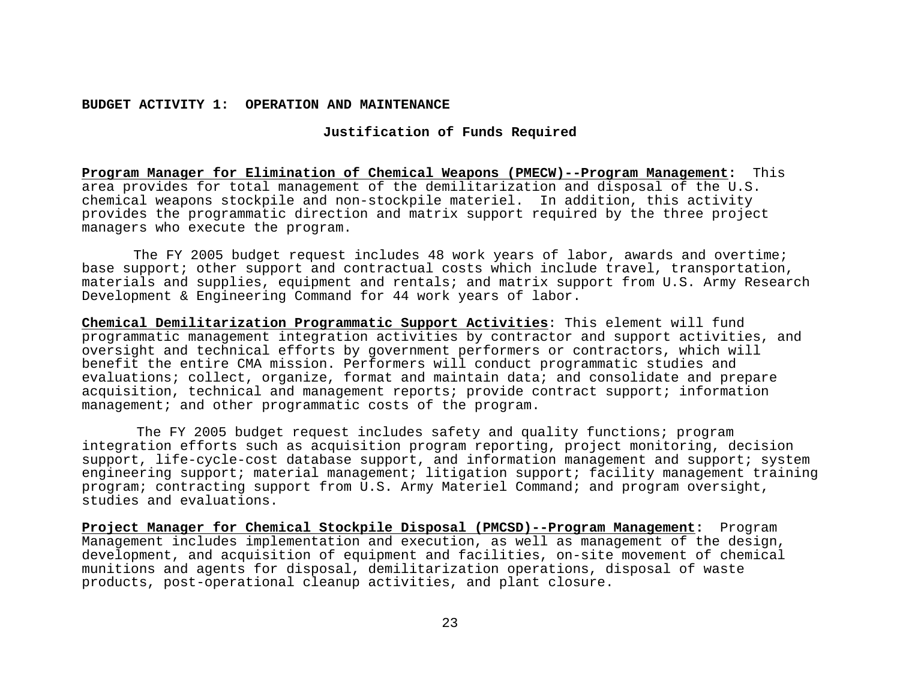**BUDGET ACTIVITY 1: OPERATION AND MAINTENANCE**

**Justification of Funds Required**

**Program Manager for Elimination of Chemical Weapons (PMECW)--Program Management:** This area provides for total management of the demilitarization and disposal of the U.S. chemical weapons stockpile and non-stockpile materiel. In addition, this activity provides the programmatic direction and matrix support required by the three project managers who execute the program.

The FY 2005 budget request includes 48 work years of labor, awards and overtime; base support; other support and contractual costs which include travel, transportation, materials and supplies, equipment and rentals; and matrix support from U.S. Army Research Development & Engineering Command for 44 work years of labor.

**Chemical Demilitarization Programmatic Support Activities**: This element will fund programmatic management integration activities by contractor and support activities, and oversight and technical efforts by government performers or contractors, which will benefit the entire CMA mission. Performers will conduct programmatic studies and evaluations; collect, organize, format and maintain data; and consolidate and prepare acquisition, technical and management reports; provide contract support; information management; and other programmatic costs of the program.

The FY 2005 budget request includes safety and quality functions; program integration efforts such as acquisition program reporting, project monitoring, decision support, life-cycle-cost database support, and information management and support; system engineering support; material management; litigation support; facility management training program; contracting support from U.S. Army Materiel Command; and program oversight, studies and evaluations.

**Project Manager for Chemical Stockpile Disposal (PMCSD)--Program Management:** Program Management includes implementation and execution, as well as management of the design, development, and acquisition of equipment and facilities, on-site movement of chemical munitions and agents for disposal, demilitarization operations, disposal of waste products, post-operational cleanup activities, and plant closure.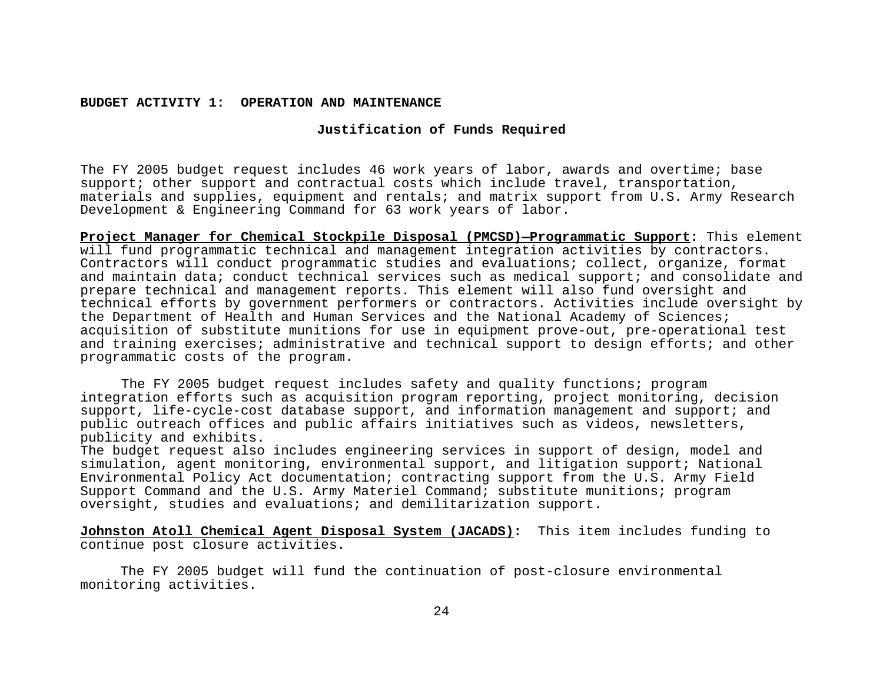**BUDGET ACTIVITY 1: OPERATION AND MAINTENANCE**

**Justification of Funds Required**

The FY 2005 budget request includes 46 work years of labor, awards and overtime; base support; other support and contractual costs which include travel, transportation, materials and supplies, equipment and rentals; and matrix support from U.S. Army Research Development & Engineering Command for 63 work years of labor.

**Project Manager for Chemical Stockpile Disposal (PMCSD)—Programmatic Support:** This element will fund programmatic technical and management integration activities by contractors. Contractors will conduct programmatic studies and evaluations; collect, organize, format and maintain data; conduct technical services such as medical support; and consolidate and prepare technical and management reports. This element will also fund oversight and technical efforts by government performers or contractors. Activities include oversight by the Department of Health and Human Services and the National Academy of Sciences; acquisition of substitute munitions for use in equipment prove-out, pre-operational test and training exercises; administrative and technical support to design efforts; and other programmatic costs of the program.

The FY 2005 budget request includes safety and quality functions; program integration efforts such as acquisition program reporting, project monitoring, decision support, life-cycle-cost database support, and information management and support; and public outreach offices and public affairs initiatives such as videos, newsletters, publicity and exhibits.
The budget request also includes engineering services in support of design, model and simulation, agent monitoring, environmental support, and litigation support; National Environmental Policy Act documentation; contracting support from the U.S. Army Field Support Command and the U.S. Army Materiel Command; substitute munitions; program oversight, studies and evaluations; and demilitarization support.

**Johnston Atoll Chemical Agent Disposal System (JACADS):** This item includes funding to continue post closure activities.

The FY 2005 budget will fund the continuation of post-closure environmental monitoring activities.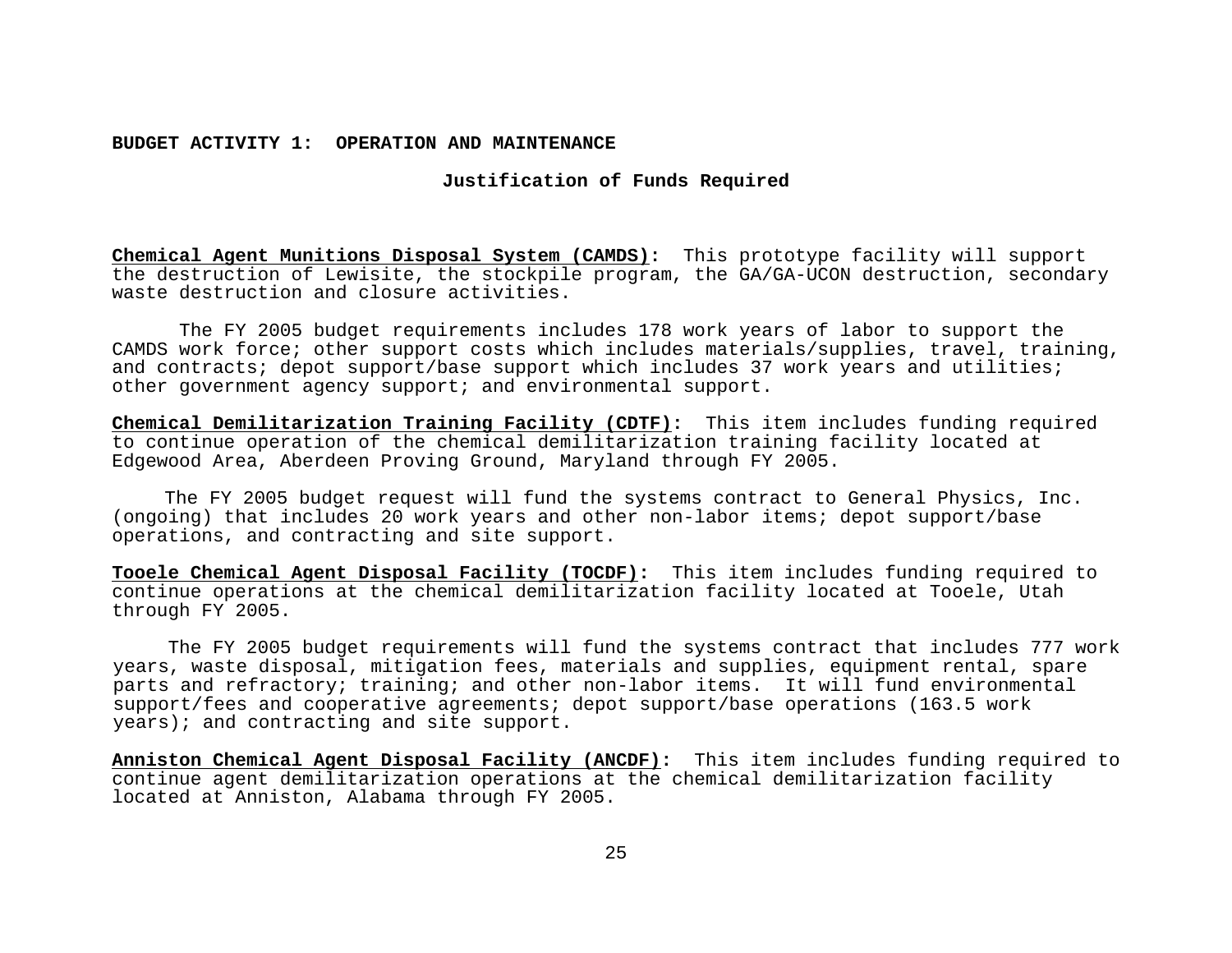**BUDGET ACTIVITY 1: OPERATION AND MAINTENANCE**

**Justification of Funds Required**

**Chemical Agent Munitions Disposal System (CAMDS):** This prototype facility will support the destruction of Lewisite, the stockpile program, the GA/GA-UCON destruction, secondary waste destruction and closure activities.

The FY 2005 budget requirements includes 178 work years of labor to support the CAMDS work force; other support costs which includes materials/supplies, travel, training, and contracts; depot support/base support which includes 37 work years and utilities; other government agency support; and environmental support.

**Chemical Demilitarization Training Facility (CDTF):** This item includes funding required to continue operation of the chemical demilitarization training facility located at Edgewood Area, Aberdeen Proving Ground, Maryland through FY 2005.

The FY 2005 budget request will fund the systems contract to General Physics, Inc. (ongoing) that includes 20 work years and other non-labor items; depot support/base operations, and contracting and site support.

**Tooele Chemical Agent Disposal Facility (TOCDF):** This item includes funding required to continue operations at the chemical demilitarization facility located at Tooele, Utah through FY 2005.

The FY 2005 budget requirements will fund the systems contract that includes 777 work years, waste disposal, mitigation fees, materials and supplies, equipment rental, spare parts and refractory; training; and other non-labor items. It will fund environmental support/fees and cooperative agreements; depot support/base operations (163.5 work years); and contracting and site support.

**Anniston Chemical Agent Disposal Facility (ANCDF):** This item includes funding required to continue agent demilitarization operations at the chemical demilitarization facility located at Anniston, Alabama through FY 2005.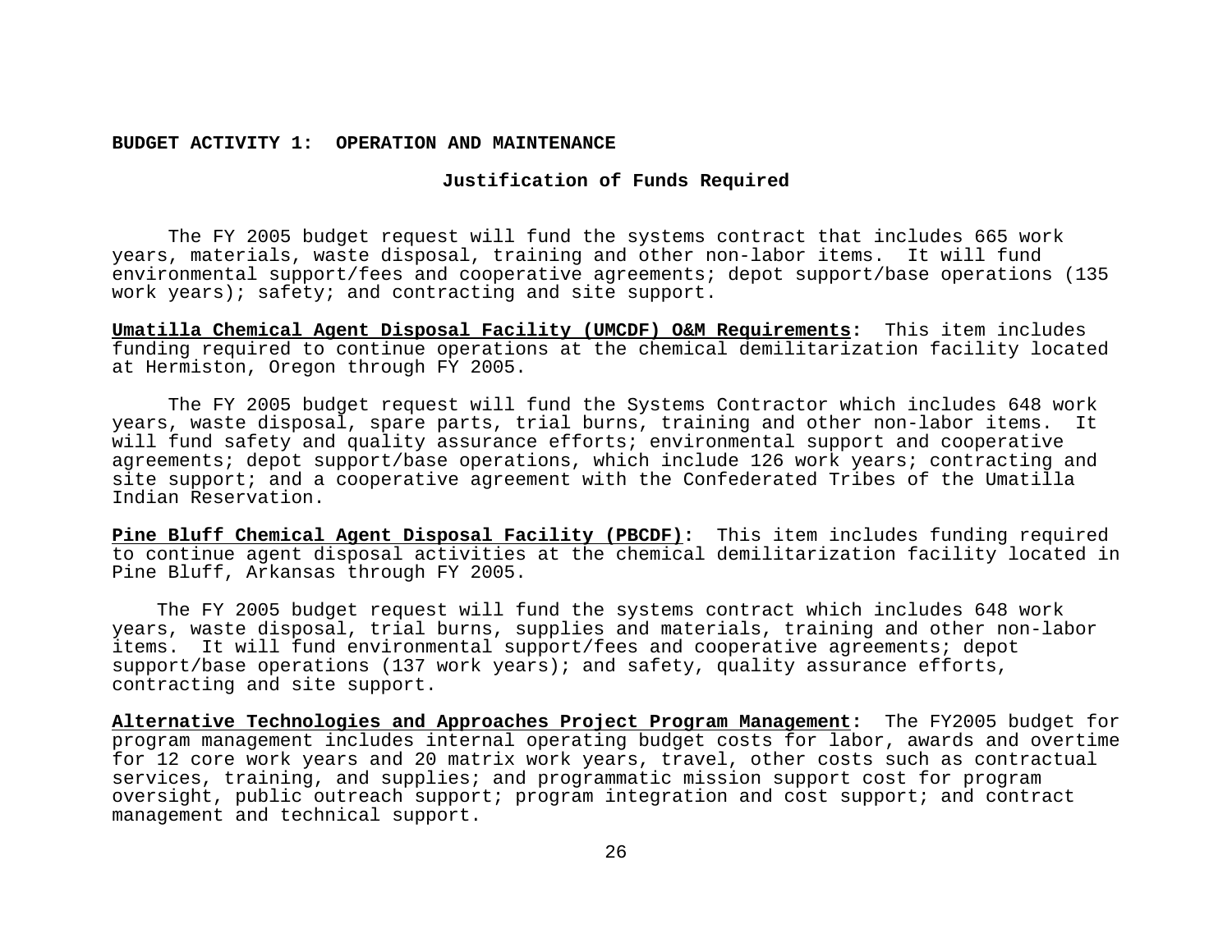**BUDGET ACTIVITY 1: OPERATION AND MAINTENANCE**

**Justification of Funds Required**

The FY 2005 budget request will fund the systems contract that includes 665 work years, materials, waste disposal, training and other non-labor items. It will fund environmental support/fees and cooperative agreements; depot support/base operations (135 work years); safety; and contracting and site support.

**Umatilla Chemical Agent Disposal Facility (UMCDF) O&M Requirements:** This item includes funding required to continue operations at the chemical demilitarization facility located at Hermiston, Oregon through FY 2005.

The FY 2005 budget request will fund the Systems Contractor which includes 648 work years, waste disposal, spare parts, trial burns, training and other non-labor items. It will fund safety and quality assurance efforts; environmental support and cooperative agreements; depot support/base operations, which include 126 work years; contracting and site support; and a cooperative agreement with the Confederated Tribes of the Umatilla Indian Reservation.

**Pine Bluff Chemical Agent Disposal Facility (PBCDF):** This item includes funding required to continue agent disposal activities at the chemical demilitarization facility located in Pine Bluff, Arkansas through FY 2005.

The FY 2005 budget request will fund the systems contract which includes 648 work years, waste disposal, trial burns, supplies and materials, training and other non-labor items. It will fund environmental support/fees and cooperative agreements; depot support/base operations (137 work years); and safety, quality assurance efforts, contracting and site support.

**Alternative Technologies and Approaches Project Program Management:** The FY2005 budget for program management includes internal operating budget costs for labor, awards and overtime for 12 core work years and 20 matrix work years, travel, other costs such as contractual services, training, and supplies; and programmatic mission support cost for program oversight, public outreach support; program integration and cost support; and contract management and technical support.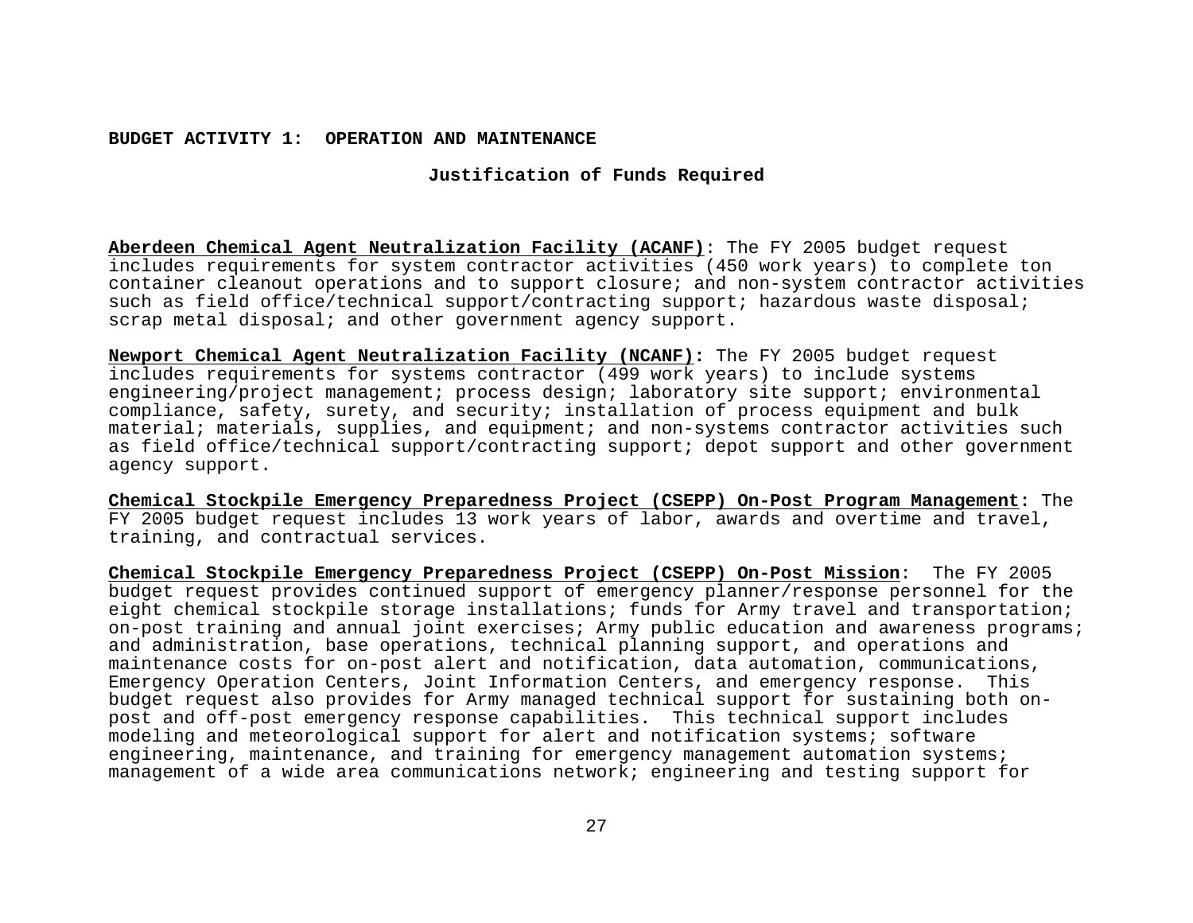**BUDGET ACTIVITY 1: OPERATION AND MAINTENANCE**

**Justification of Funds Required**

**Aberdeen Chemical Agent Neutralization Facility (ACANF)**: The FY 2005 budget request includes requirements for system contractor activities (450 work years) to complete ton container cleanout operations and to support closure; and non-system contractor activities such as field office/technical support/contracting support; hazardous waste disposal; scrap metal disposal; and other government agency support.

**Newport Chemical Agent Neutralization Facility (NCANF):** The FY 2005 budget request includes requirements for systems contractor (499 work years) to include systems engineering/project management; process design; laboratory site support; environmental compliance, safety, surety, and security; installation of process equipment and bulk material; materials, supplies, and equipment; and non-systems contractor activities such as field office/technical support/contracting support; depot support and other government agency support.

**Chemical Stockpile Emergency Preparedness Project (CSEPP) On-Post Program Management:** The FY 2005 budget request includes 13 work years of labor, awards and overtime and travel, training, and contractual services.

**Chemical Stockpile Emergency Preparedness Project (CSEPP) On-Post Mission**: The FY 2005 budget request provides continued support of emergency planner/response personnel for the eight chemical stockpile storage installations; funds for Army travel and transportation; on-post training and annual joint exercises; Army public education and awareness programs; and administration, base operations, technical planning support, and operations and maintenance costs for on-post alert and notification, data automation, communications, Emergency Operation Centers, Joint Information Centers, and emergency response. This budget request also provides for Army managed technical support for sustaining both on-post and off-post emergency response capabilities. This technical support includes modeling and meteorological support for alert and notification systems; software engineering, maintenance, and training for emergency management automation systems; management of a wide area communications network; engineering and testing support for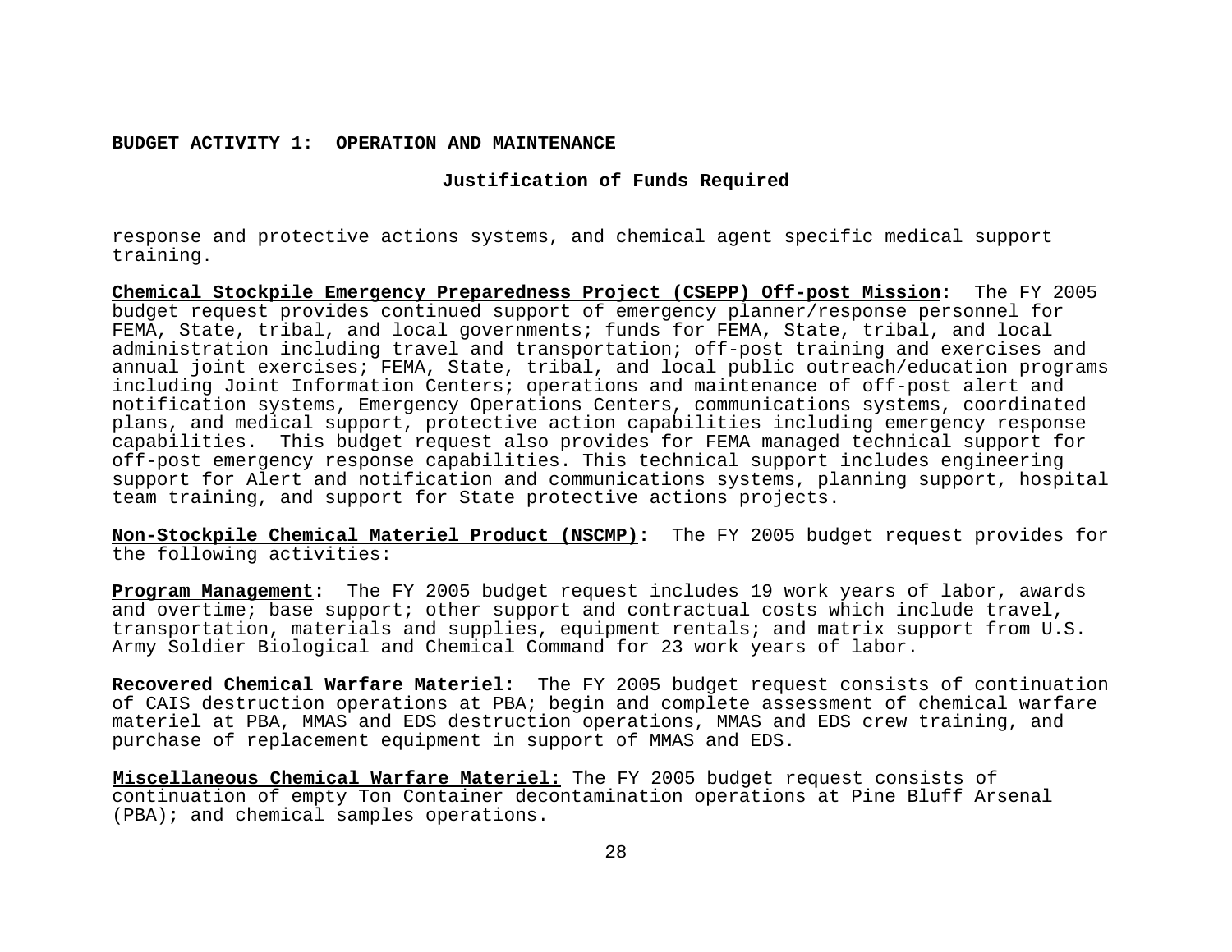**BUDGET ACTIVITY 1: OPERATION AND MAINTENANCE**

**Justification of Funds Required**

response and protective actions systems, and chemical agent specific medical support training.

**Chemical Stockpile Emergency Preparedness Project (CSEPP) Off-post Mission:** The FY 2005 budget request provides continued support of emergency planner/response personnel for FEMA, State, tribal, and local governments; funds for FEMA, State, tribal, and local administration including travel and transportation; off-post training and exercises and annual joint exercises; FEMA, State, tribal, and local public outreach/education programs including Joint Information Centers; operations and maintenance of off-post alert and notification systems, Emergency Operations Centers, communications systems, coordinated plans, and medical support, protective action capabilities including emergency response capabilities. This budget request also provides for FEMA managed technical support for off-post emergency response capabilities. This technical support includes engineering support for Alert and notification and communications systems, planning support, hospital team training, and support for State protective actions projects.

**Non-Stockpile Chemical Materiel Product (NSCMP):** The FY 2005 budget request provides for the following activities:

**Program Management:** The FY 2005 budget request includes 19 work years of labor, awards and overtime; base support; other support and contractual costs which include travel, transportation, materials and supplies, equipment rentals; and matrix support from U.S. Army Soldier Biological and Chemical Command for 23 work years of labor.

**Recovered Chemical Warfare Materiel:** The FY 2005 budget request consists of continuation of CAIS destruction operations at PBA; begin and complete assessment of chemical warfare materiel at PBA, MMAS and EDS destruction operations, MMAS and EDS crew training, and purchase of replacement equipment in support of MMAS and EDS.

**Miscellaneous Chemical Warfare Materiel:** The FY 2005 budget request consists of continuation of empty Ton Container decontamination operations at Pine Bluff Arsenal (PBA); and chemical samples operations.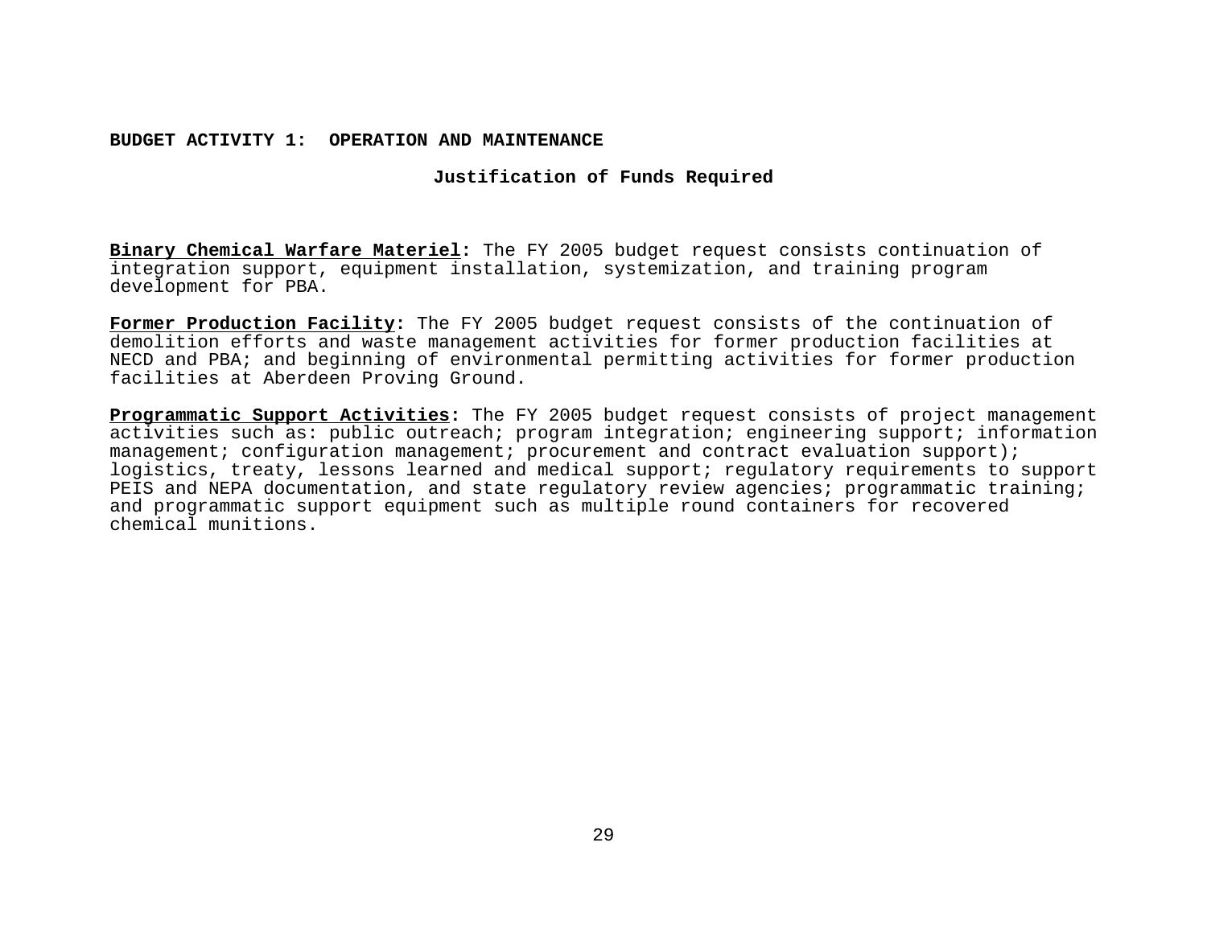**BUDGET ACTIVITY 1: OPERATION AND MAINTENANCE**

**Justification of Funds Required**

**Binary Chemical Warfare Materiel:** The FY 2005 budget request consists continuation of integration support, equipment installation, systemization, and training program development for PBA.

**Former Production Facility:** The FY 2005 budget request consists of the continuation of demolition efforts and waste management activities for former production facilities at NECD and PBA; and beginning of environmental permitting activities for former production facilities at Aberdeen Proving Ground.

**Programmatic Support Activities:** The FY 2005 budget request consists of project management activities such as: public outreach; program integration; engineering support; information management; configuration management; procurement and contract evaluation support); logistics, treaty, lessons learned and medical support; regulatory requirements to support PEIS and NEPA documentation, and state regulatory review agencies; programmatic training; and programmatic support equipment such as multiple round containers for recovered chemical munitions.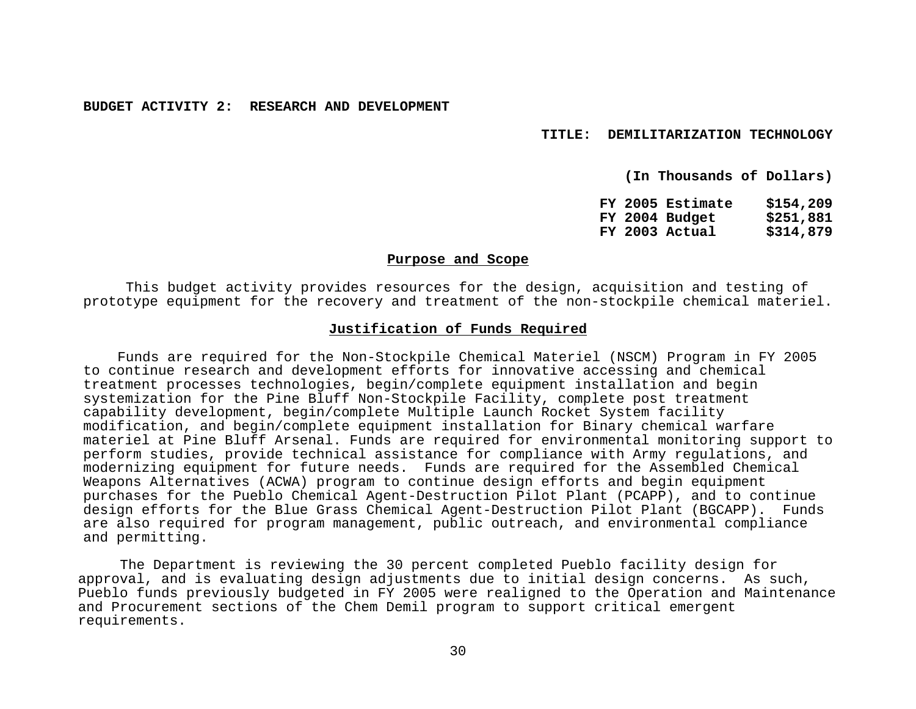**BUDGET ACTIVITY 2: RESEARCH AND DEVELOPMENT**

**TITLE: DEMILITARIZATION TECHNOLOGY**

**(In Thousands of Dollars)**

| | |
|---|---|
| **FY 2005 Estimate** | **$154,209** |
| **FY 2004 Budget** | **$251,881** |
| **FY 2003 Actual** | **$314,879** |

## Purpose and Scope

This budget activity provides resources for the design, acquisition and testing of prototype equipment for the recovery and treatment of the non-stockpile chemical materiel.

## Justification of Funds Required

Funds are required for the Non-Stockpile Chemical Materiel (NSCM) Program in FY 2005 to continue research and development efforts for innovative accessing and chemical treatment processes technologies, begin/complete equipment installation and begin systemization for the Pine Bluff Non-Stockpile Facility, complete post treatment capability development, begin/complete Multiple Launch Rocket System facility modification, and begin/complete equipment installation for Binary chemical warfare materiel at Pine Bluff Arsenal. Funds are required for environmental monitoring support to perform studies, provide technical assistance for compliance with Army regulations, and modernizing equipment for future needs. Funds are required for the Assembled Chemical Weapons Alternatives (ACWA) program to continue design efforts and begin equipment purchases for the Pueblo Chemical Agent-Destruction Pilot Plant (PCAPP), and to continue design efforts for the Blue Grass Chemical Agent-Destruction Pilot Plant (BGCAPP). Funds are also required for program management, public outreach, and environmental compliance and permitting.

The Department is reviewing the 30 percent completed Pueblo facility design for approval, and is evaluating design adjustments due to initial design concerns. As such, Pueblo funds previously budgeted in FY 2005 were realigned to the Operation and Maintenance and Procurement sections of the Chem Demil program to support critical emergent requirements.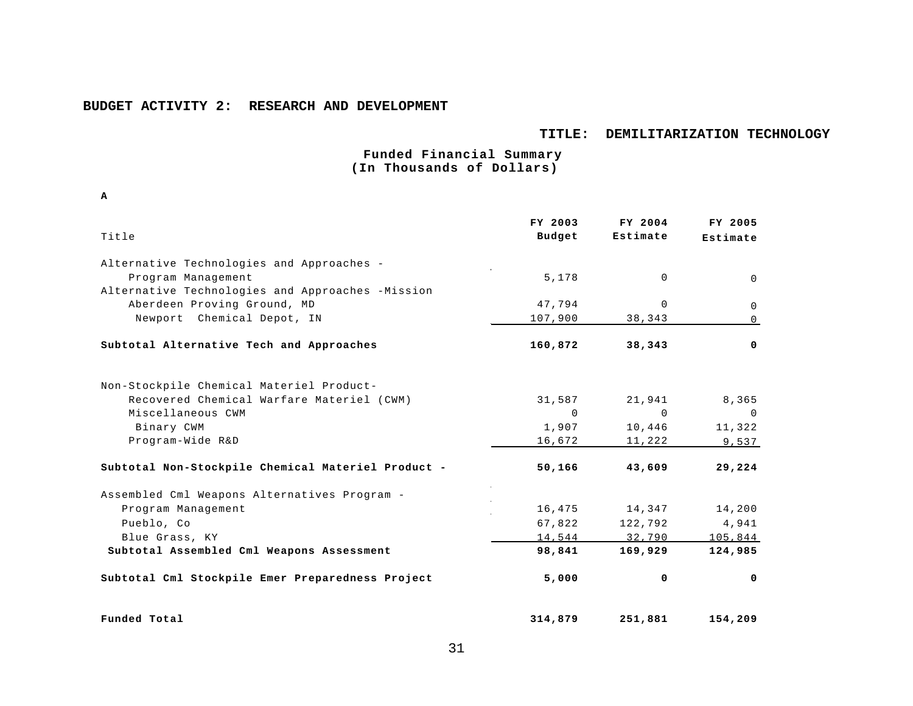**BUDGET ACTIVITY 2: RESEARCH AND DEVELOPMENT**

**TITLE: DEMILITARIZATION TECHNOLOGY**

**Funded Financial Summary**
**(In Thousands of Dollars)**

**A**

| Title | FY 2003 Budget | FY 2004 Estimate | FY 2005 Estimate |
|---|---|---|---|
| Alternative Technologies and Approaches - | | | |
| Program Management | 5,178 | 0 | 0 |
| Alternative Technologies and Approaches -Mission | | | |
| Aberdeen Proving Ground, MD | 47,794 | 0 | 0 |
| Newport Chemical Depot, IN | 107,900 | 38,343 | 0 |
| **Subtotal Alternative Tech and Approaches** | **160,872** | **38,343** | **0** |
| Non-Stockpile Chemical Materiel Product- | | | |
| Recovered Chemical Warfare Materiel (CWM) | 31,587 | 21,941 | 8,365 |
| Miscellaneous CWM | 0 | 0 | 0 |
| Binary CWM | 1,907 | 10,446 | 11,322 |
| Program-Wide R&D | 16,672 | 11,222 | 9,537 |
| **Subtotal Non-Stockpile Chemical Materiel Product -** | **50,166** | **43,609** | **29,224** |
| Assembled Cml Weapons Alternatives Program - | | | |
| Program Management | 16,475 | 14,347 | 14,200 |
| Pueblo, Co | 67,822 | 122,792 | 4,941 |
| Blue Grass, KY | 14,544 | 32,790 | 105,844 |
| **Subtotal Assembled Cml Weapons Assessment** | **98,841** | **169,929** | **124,985** |
| **Subtotal Cml Stockpile Emer Preparedness Project** | **5,000** | **0** | **0** |
| **Funded Total** | **314,879** | **251,881** | **154,209** |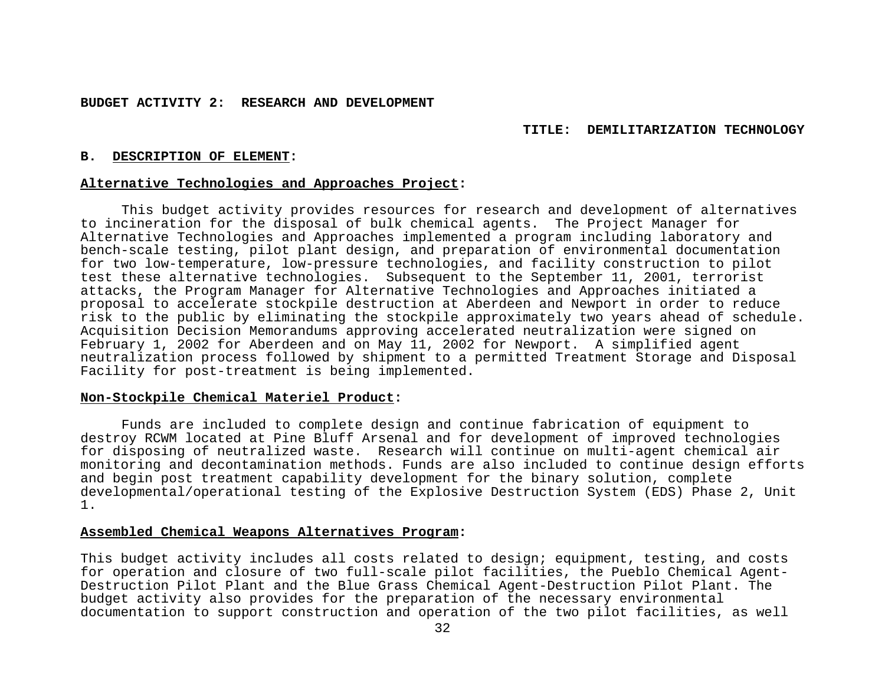**BUDGET ACTIVITY 2: RESEARCH AND DEVELOPMENT**

**TITLE: DEMILITARIZATION TECHNOLOGY**

**B. <u>DESCRIPTION OF ELEMENT</u>:**

**<u>Alternative Technologies and Approaches Project</u>:**

This budget activity provides resources for research and development of alternatives to incineration for the disposal of bulk chemical agents. The Project Manager for Alternative Technologies and Approaches implemented a program including laboratory and bench-scale testing, pilot plant design, and preparation of environmental documentation for two low-temperature, low-pressure technologies, and facility construction to pilot test these alternative technologies. Subsequent to the September 11, 2001, terrorist attacks, the Program Manager for Alternative Technologies and Approaches initiated a proposal to accelerate stockpile destruction at Aberdeen and Newport in order to reduce risk to the public by eliminating the stockpile approximately two years ahead of schedule. Acquisition Decision Memorandums approving accelerated neutralization were signed on February 1, 2002 for Aberdeen and on May 11, 2002 for Newport. A simplified agent neutralization process followed by shipment to a permitted Treatment Storage and Disposal Facility for post-treatment is being implemented.

**<u>Non-Stockpile Chemical Materiel Product</u>:**

Funds are included to complete design and continue fabrication of equipment to destroy RCWM located at Pine Bluff Arsenal and for development of improved technologies for disposing of neutralized waste. Research will continue on multi-agent chemical air monitoring and decontamination methods. Funds are also included to continue design efforts and begin post treatment capability development for the binary solution, complete developmental/operational testing of the Explosive Destruction System (EDS) Phase 2, Unit 1.

**<u>Assembled Chemical Weapons Alternatives Program</u>:**

This budget activity includes all costs related to design; equipment, testing, and costs for operation and closure of two full-scale pilot facilities, the Pueblo Chemical Agent-Destruction Pilot Plant and the Blue Grass Chemical Agent-Destruction Pilot Plant. The budget activity also provides for the preparation of the necessary environmental documentation to support construction and operation of the two pilot facilities, as well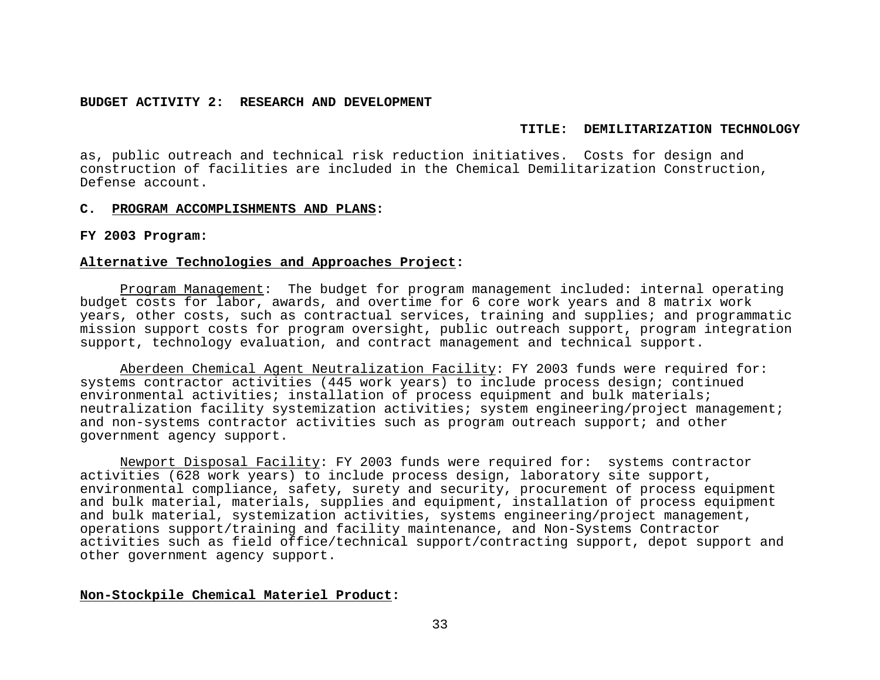as, public outreach and technical risk reduction initiatives. Costs for design and construction of facilities are included in the Chemical Demilitarization Construction, Defense account.

**C. PROGRAM ACCOMPLISHMENTS AND PLANS:**

**FY 2003 Program:**

**Alternative Technologies and Approaches Project:**

Program Management: The budget for program management included: internal operating budget costs for labor, awards, and overtime for 6 core work years and 8 matrix work years, other costs, such as contractual services, training and supplies; and programmatic mission support costs for program oversight, public outreach support, program integration support, technology evaluation, and contract management and technical support.

Aberdeen Chemical Agent Neutralization Facility: FY 2003 funds were required for: systems contractor activities (445 work years) to include process design; continued environmental activities; installation of process equipment and bulk materials; neutralization facility systemization activities; system engineering/project management; and non-systems contractor activities such as program outreach support; and other government agency support.

Newport Disposal Facility: FY 2003 funds were required for: systems contractor activities (628 work years) to include process design, laboratory site support, environmental compliance, safety, surety and security, procurement of process equipment and bulk material, materials, supplies and equipment, installation of process equipment and bulk material, systemization activities, systems engineering/project management, operations support/training and facility maintenance, and Non-Systems Contractor activities such as field office/technical support/contracting support, depot support and other government agency support.

**Non-Stockpile Chemical Materiel Product:**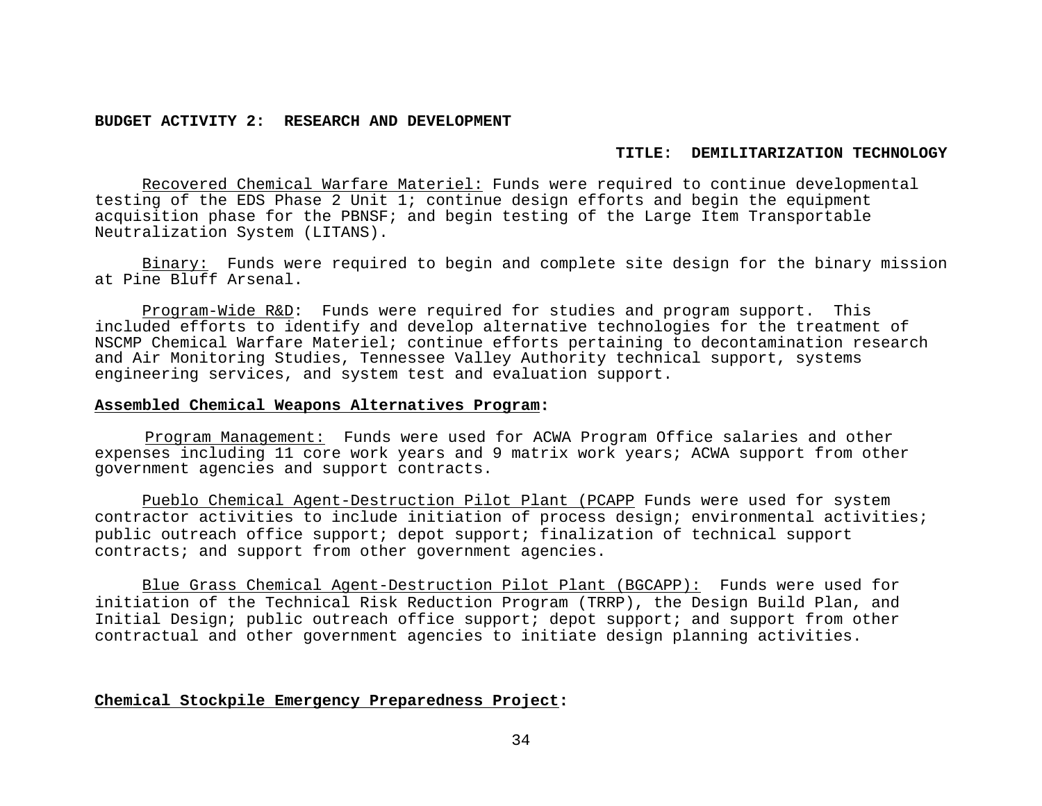**BUDGET ACTIVITY 2: RESEARCH AND DEVELOPMENT**

**TITLE: DEMILITARIZATION TECHNOLOGY**

Recovered Chemical Warfare Materiel: Funds were required to continue developmental testing of the EDS Phase 2 Unit 1; continue design efforts and begin the equipment acquisition phase for the PBNSF; and begin testing of the Large Item Transportable Neutralization System (LITANS).

Binary: Funds were required to begin and complete site design for the binary mission at Pine Bluff Arsenal.

Program-Wide R&D: Funds were required for studies and program support. This included efforts to identify and develop alternative technologies for the treatment of NSCMP Chemical Warfare Materiel; continue efforts pertaining to decontamination research and Air Monitoring Studies, Tennessee Valley Authority technical support, systems engineering services, and system test and evaluation support.

**Assembled Chemical Weapons Alternatives Program:**

Program Management: Funds were used for ACWA Program Office salaries and other expenses including 11 core work years and 9 matrix work years; ACWA support from other government agencies and support contracts.

Pueblo Chemical Agent-Destruction Pilot Plant (PCAPP Funds were used for system contractor activities to include initiation of process design; environmental activities; public outreach office support; depot support; finalization of technical support contracts; and support from other government agencies.

Blue Grass Chemical Agent-Destruction Pilot Plant (BGCAPP): Funds were used for initiation of the Technical Risk Reduction Program (TRRP), the Design Build Plan, and Initial Design; public outreach office support; depot support; and support from other contractual and other government agencies to initiate design planning activities.

**Chemical Stockpile Emergency Preparedness Project:**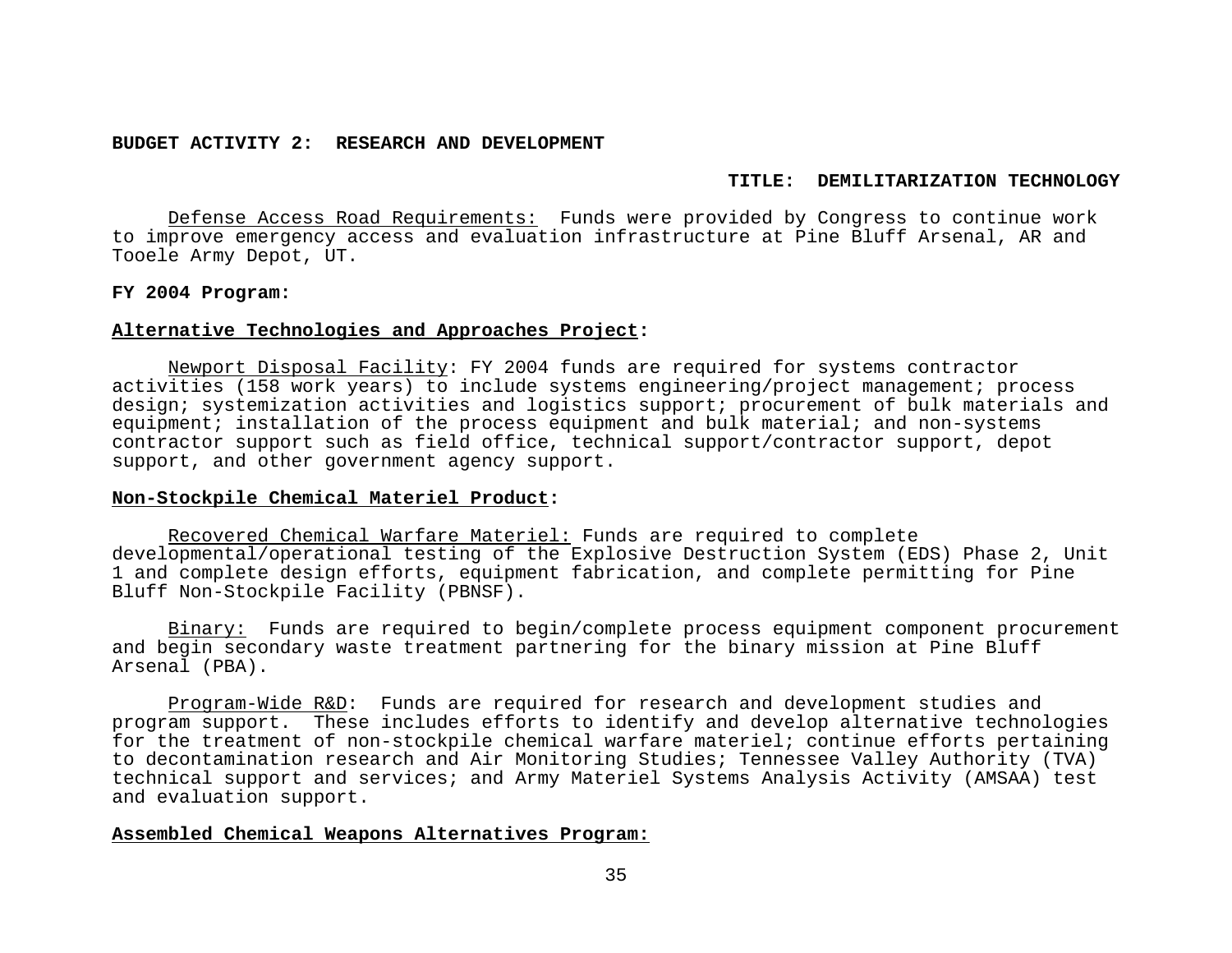**BUDGET ACTIVITY 2: RESEARCH AND DEVELOPMENT**

**TITLE: DEMILITARIZATION TECHNOLOGY**

Defense Access Road Requirements: Funds were provided by Congress to continue work to improve emergency access and evaluation infrastructure at Pine Bluff Arsenal, AR and Tooele Army Depot, UT.

**FY 2004 Program:**

**Alternative Technologies and Approaches Project:**

Newport Disposal Facility: FY 2004 funds are required for systems contractor activities (158 work years) to include systems engineering/project management; process design; systemization activities and logistics support; procurement of bulk materials and equipment; installation of the process equipment and bulk material; and non-systems contractor support such as field office, technical support/contractor support, depot support, and other government agency support.

**Non-Stockpile Chemical Materiel Product:**

Recovered Chemical Warfare Materiel: Funds are required to complete developmental/operational testing of the Explosive Destruction System (EDS) Phase 2, Unit 1 and complete design efforts, equipment fabrication, and complete permitting for Pine Bluff Non-Stockpile Facility (PBNSF).

Binary: Funds are required to begin/complete process equipment component procurement and begin secondary waste treatment partnering for the binary mission at Pine Bluff Arsenal (PBA).

Program-Wide R&D: Funds are required for research and development studies and program support. These includes efforts to identify and develop alternative technologies for the treatment of non-stockpile chemical warfare materiel; continue efforts pertaining to decontamination research and Air Monitoring Studies; Tennessee Valley Authority (TVA) technical support and services; and Army Materiel Systems Analysis Activity (AMSAA) test and evaluation support.

**Assembled Chemical Weapons Alternatives Program:**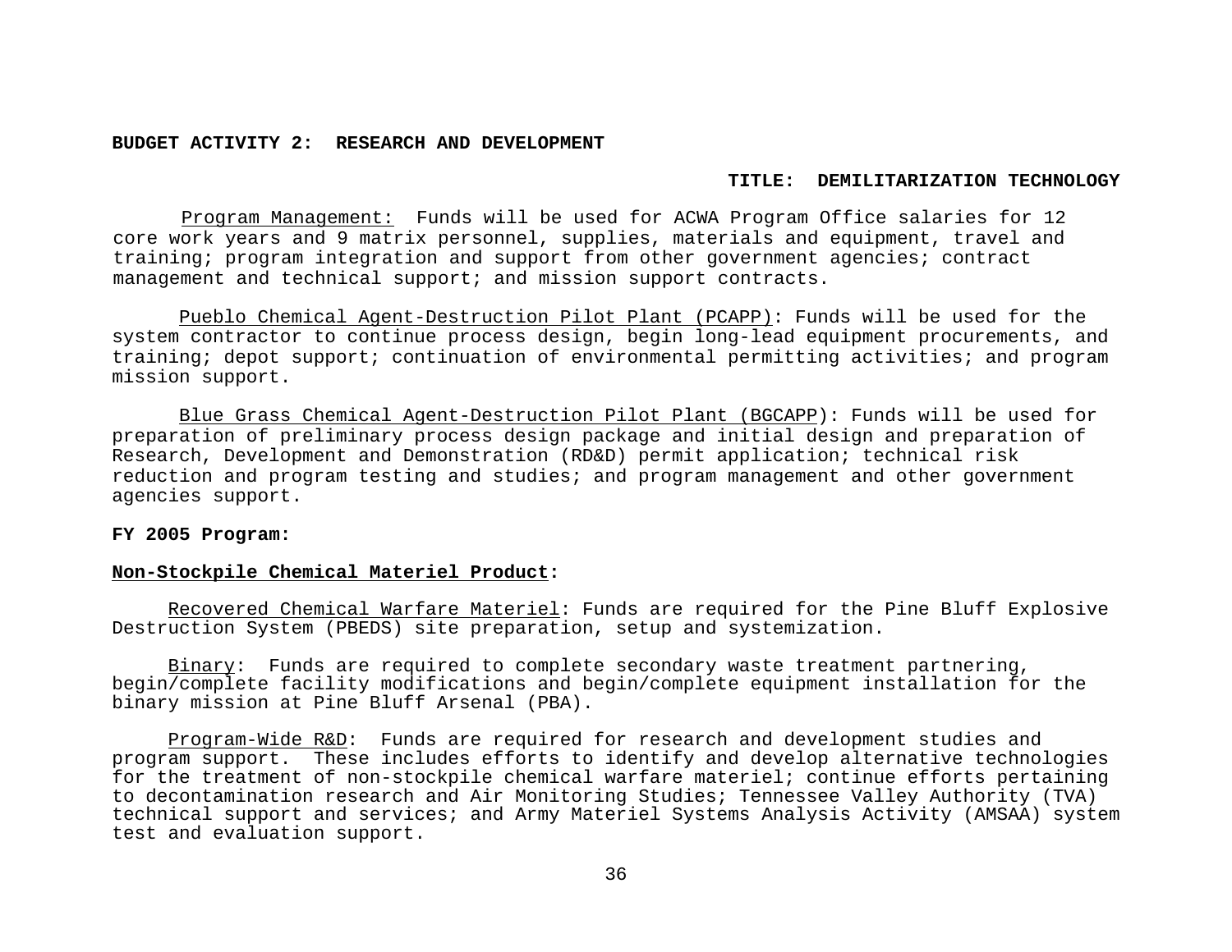**BUDGET ACTIVITY 2: RESEARCH AND DEVELOPMENT**

**TITLE: DEMILITARIZATION TECHNOLOGY**

Program Management: Funds will be used for ACWA Program Office salaries for 12 core work years and 9 matrix personnel, supplies, materials and equipment, travel and training; program integration and support from other government agencies; contract management and technical support; and mission support contracts.

Pueblo Chemical Agent-Destruction Pilot Plant (PCAPP): Funds will be used for the system contractor to continue process design, begin long-lead equipment procurements, and training; depot support; continuation of environmental permitting activities; and program mission support.

Blue Grass Chemical Agent-Destruction Pilot Plant (BGCAPP): Funds will be used for preparation of preliminary process design package and initial design and preparation of Research, Development and Demonstration (RD&D) permit application; technical risk reduction and program testing and studies; and program management and other government agencies support.

**FY 2005 Program:**

**Non-Stockpile Chemical Materiel Product:**

Recovered Chemical Warfare Materiel: Funds are required for the Pine Bluff Explosive Destruction System (PBEDS) site preparation, setup and systemization.

Binary: Funds are required to complete secondary waste treatment partnering, begin/complete facility modifications and begin/complete equipment installation for the binary mission at Pine Bluff Arsenal (PBA).

Program-Wide R&D: Funds are required for research and development studies and program support. These includes efforts to identify and develop alternative technologies for the treatment of non-stockpile chemical warfare materiel; continue efforts pertaining to decontamination research and Air Monitoring Studies; Tennessee Valley Authority (TVA) technical support and services; and Army Materiel Systems Analysis Activity (AMSAA) system test and evaluation support.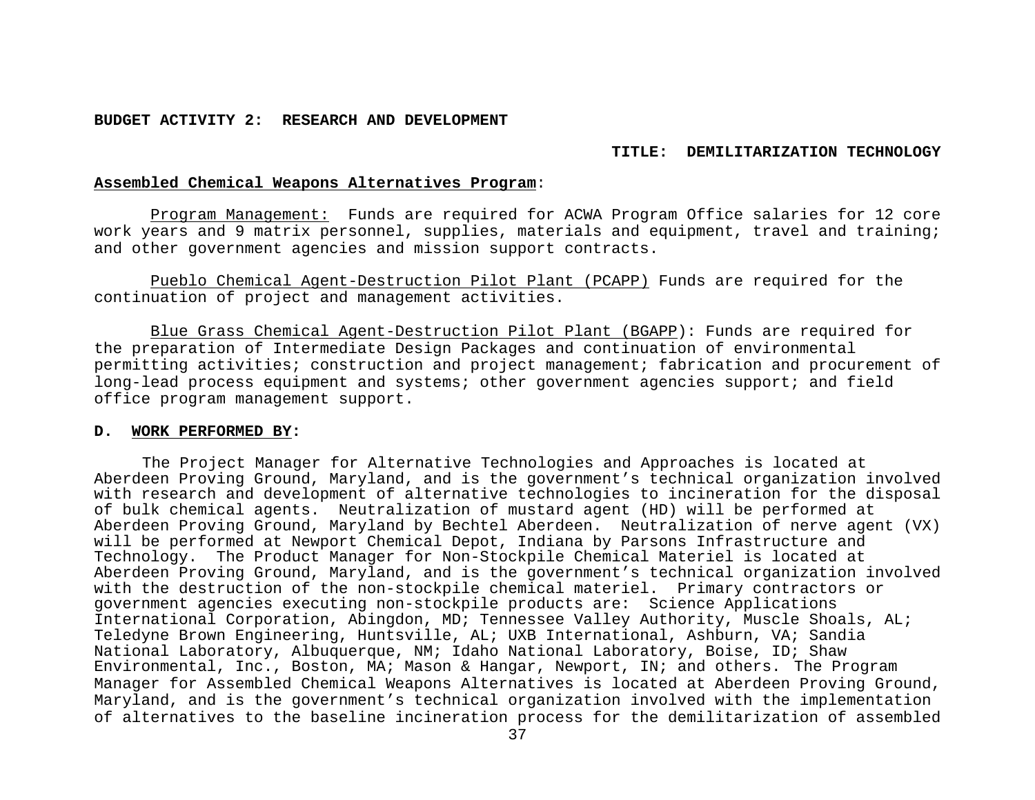**BUDGET ACTIVITY 2: RESEARCH AND DEVELOPMENT**

**TITLE: DEMILITARIZATION TECHNOLOGY**

**Assembled Chemical Weapons Alternatives Program**:

Program Management: Funds are required for ACWA Program Office salaries for 12 core work years and 9 matrix personnel, supplies, materials and equipment, travel and training; and other government agencies and mission support contracts.

Pueblo Chemical Agent-Destruction Pilot Plant (PCAPP) Funds are required for the continuation of project and management activities.

Blue Grass Chemical Agent-Destruction Pilot Plant (BGAPP): Funds are required for the preparation of Intermediate Design Packages and continuation of environmental permitting activities; construction and project management; fabrication and procurement of long-lead process equipment and systems; other government agencies support; and field office program management support.

**D. WORK PERFORMED BY:**

The Project Manager for Alternative Technologies and Approaches is located at Aberdeen Proving Ground, Maryland, and is the government's technical organization involved with research and development of alternative technologies to incineration for the disposal of bulk chemical agents. Neutralization of mustard agent (HD) will be performed at Aberdeen Proving Ground, Maryland by Bechtel Aberdeen. Neutralization of nerve agent (VX) will be performed at Newport Chemical Depot, Indiana by Parsons Infrastructure and Technology. The Product Manager for Non-Stockpile Chemical Materiel is located at Aberdeen Proving Ground, Maryland, and is the government's technical organization involved with the destruction of the non-stockpile chemical materiel. Primary contractors or government agencies executing non-stockpile products are: Science Applications International Corporation, Abingdon, MD; Tennessee Valley Authority, Muscle Shoals, AL; Teledyne Brown Engineering, Huntsville, AL; UXB International, Ashburn, VA; Sandia National Laboratory, Albuquerque, NM; Idaho National Laboratory, Boise, ID; Shaw Environmental, Inc., Boston, MA; Mason & Hangar, Newport, IN; and others. The Program Manager for Assembled Chemical Weapons Alternatives is located at Aberdeen Proving Ground, Maryland, and is the government's technical organization involved with the implementation of alternatives to the baseline incineration process for the demilitarization of assembled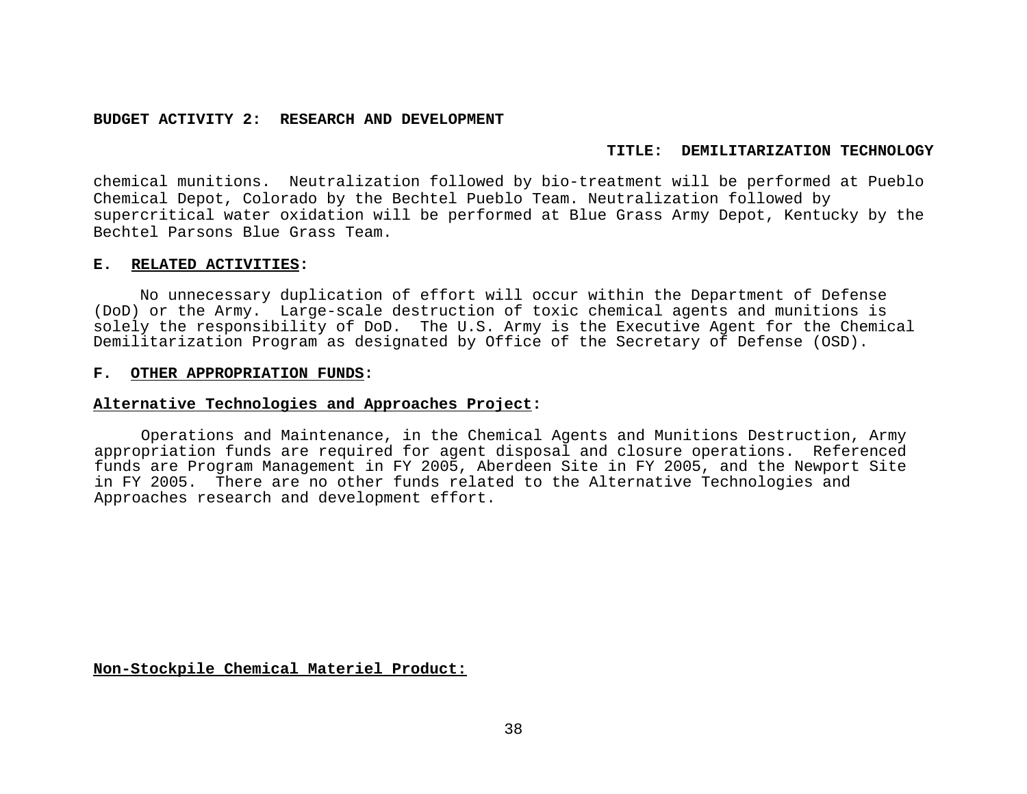**BUDGET ACTIVITY 2: RESEARCH AND DEVELOPMENT**

**TITLE: DEMILITARIZATION TECHNOLOGY**

chemical munitions. Neutralization followed by bio-treatment will be performed at Pueblo Chemical Depot, Colorado by the Bechtel Pueblo Team. Neutralization followed by supercritical water oxidation will be performed at Blue Grass Army Depot, Kentucky by the Bechtel Parsons Blue Grass Team.

**E. RELATED ACTIVITIES:**

No unnecessary duplication of effort will occur within the Department of Defense (DoD) or the Army. Large-scale destruction of toxic chemical agents and munitions is solely the responsibility of DoD. The U.S. Army is the Executive Agent for the Chemical Demilitarization Program as designated by Office of the Secretary of Defense (OSD).

**F. OTHER APPROPRIATION FUNDS:**

**Alternative Technologies and Approaches Project:**

Operations and Maintenance, in the Chemical Agents and Munitions Destruction, Army appropriation funds are required for agent disposal and closure operations. Referenced funds are Program Management in FY 2005, Aberdeen Site in FY 2005, and the Newport Site in FY 2005. There are no other funds related to the Alternative Technologies and Approaches research and development effort.

**Non-Stockpile Chemical Materiel Product:**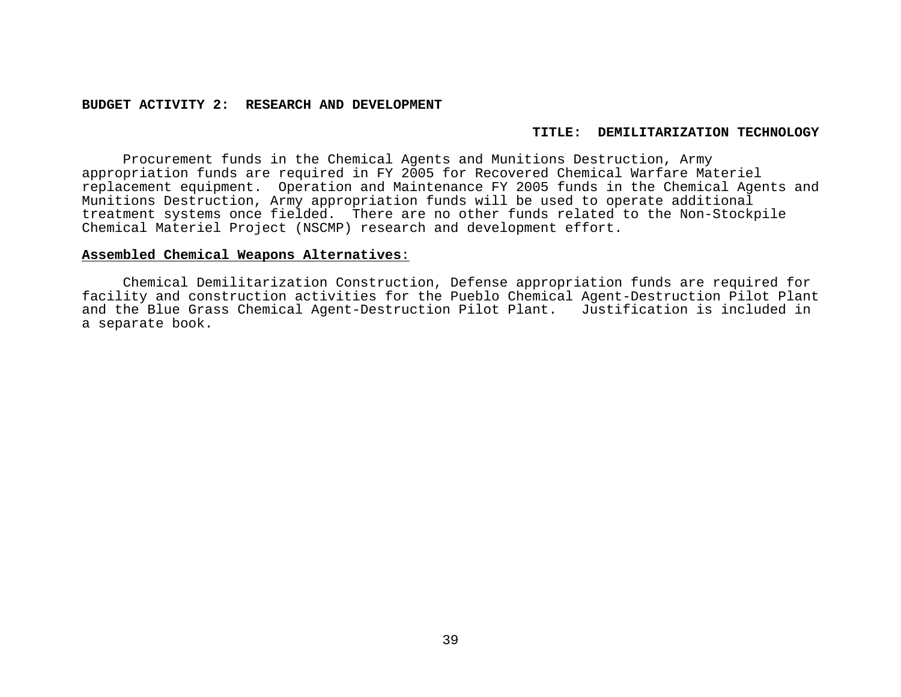**BUDGET ACTIVITY 2: RESEARCH AND DEVELOPMENT**

**TITLE: DEMILITARIZATION TECHNOLOGY**

Procurement funds in the Chemical Agents and Munitions Destruction, Army appropriation funds are required in FY 2005 for Recovered Chemical Warfare Materiel replacement equipment. Operation and Maintenance FY 2005 funds in the Chemical Agents and Munitions Destruction, Army appropriation funds will be used to operate additional treatment systems once fielded. There are no other funds related to the Non-Stockpile Chemical Materiel Project (NSCMP) research and development effort.

**Assembled Chemical Weapons Alternatives**:

Chemical Demilitarization Construction, Defense appropriation funds are required for facility and construction activities for the Pueblo Chemical Agent-Destruction Pilot Plant and the Blue Grass Chemical Agent-Destruction Pilot Plant. Justification is included in a separate book.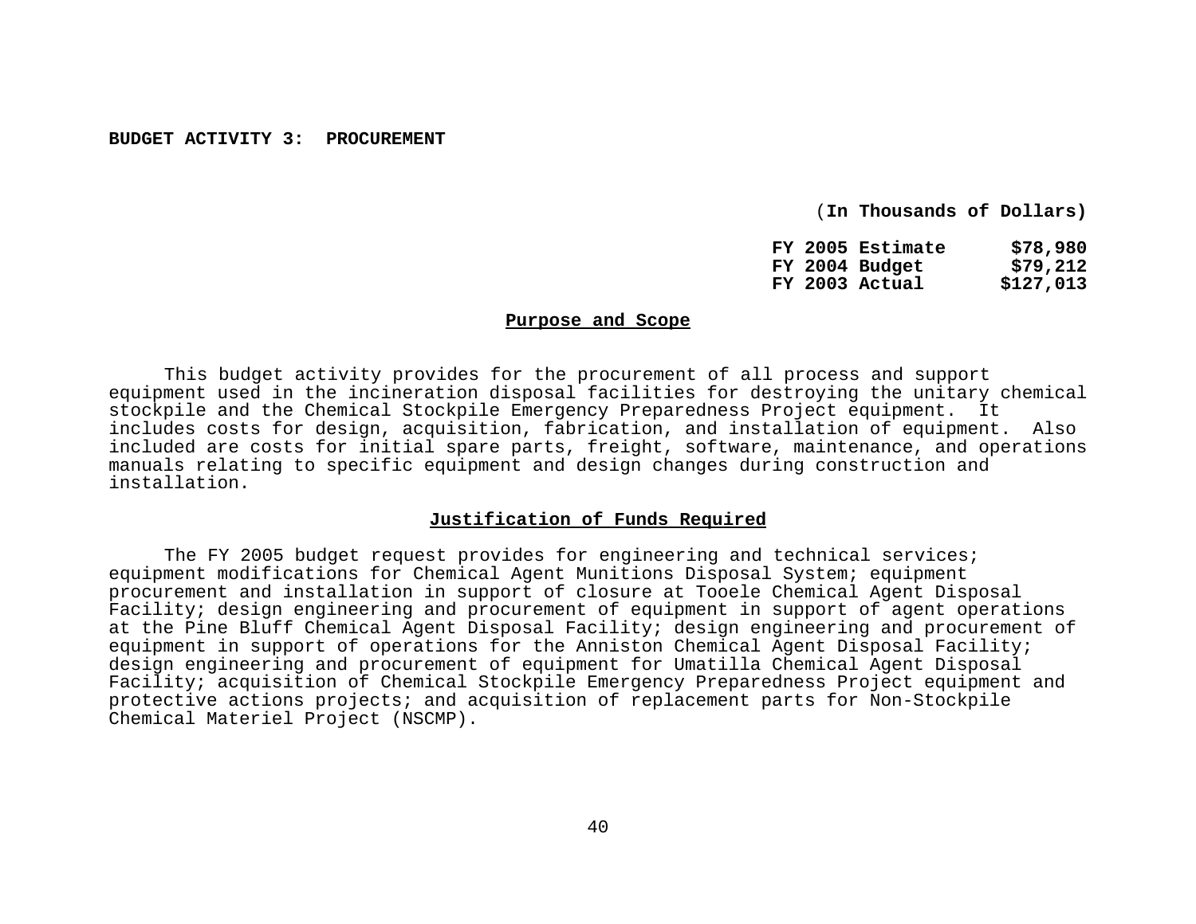## BUDGET ACTIVITY 3: PROCUREMENT

(**In Thousands of Dollars)**

| | |
|---|---|
| **FY 2005 Estimate** | **$78,980** |
| **FY 2004 Budget** | **$79,212** |
| **FY 2003 Actual** | **$127,013** |

### Purpose and Scope

This budget activity provides for the procurement of all process and support equipment used in the incineration disposal facilities for destroying the unitary chemical stockpile and the Chemical Stockpile Emergency Preparedness Project equipment. It includes costs for design, acquisition, fabrication, and installation of equipment. Also included are costs for initial spare parts, freight, software, maintenance, and operations manuals relating to specific equipment and design changes during construction and installation.

### Justification of Funds Required

The FY 2005 budget request provides for engineering and technical services; equipment modifications for Chemical Agent Munitions Disposal System; equipment procurement and installation in support of closure at Tooele Chemical Agent Disposal Facility; design engineering and procurement of equipment in support of agent operations at the Pine Bluff Chemical Agent Disposal Facility; design engineering and procurement of equipment in support of operations for the Anniston Chemical Agent Disposal Facility; design engineering and procurement of equipment for Umatilla Chemical Agent Disposal Facility; acquisition of Chemical Stockpile Emergency Preparedness Project equipment and protective actions projects; and acquisition of replacement parts for Non-Stockpile Chemical Materiel Project (NSCMP).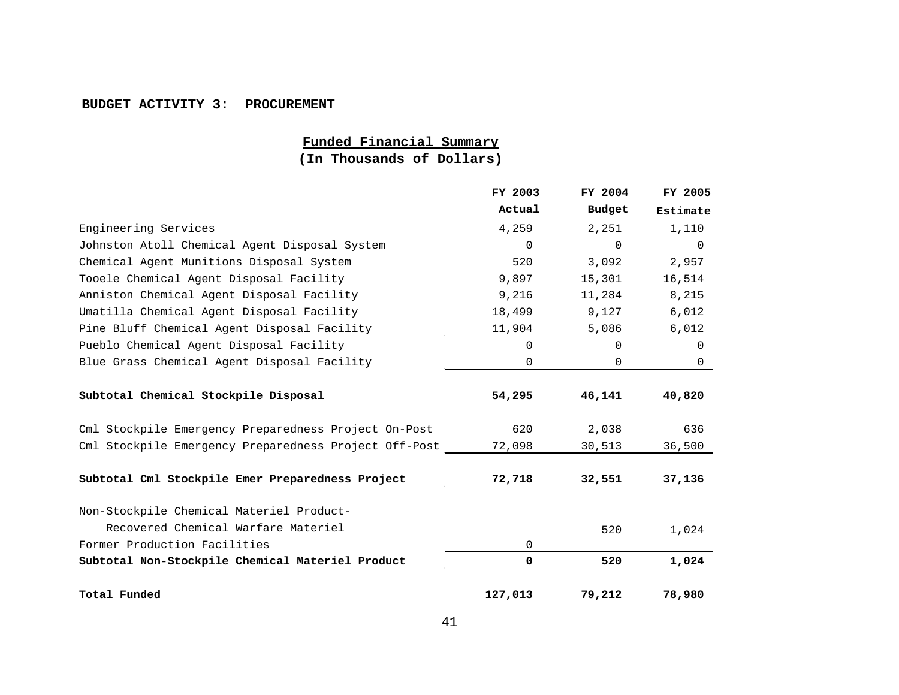**BUDGET ACTIVITY 3: PROCUREMENT**

**Funded Financial Summary**
**(In Thousands of Dollars)**

| | FY 2003 Actual | FY 2004 Budget | FY 2005 Estimate |
|---|---|---|---|
| Engineering Services | 4,259 | 2,251 | 1,110 |
| Johnston Atoll Chemical Agent Disposal System | 0 | 0 | 0 |
| Chemical Agent Munitions Disposal System | 520 | 3,092 | 2,957 |
| Tooele Chemical Agent Disposal Facility | 9,897 | 15,301 | 16,514 |
| Anniston Chemical Agent Disposal Facility | 9,216 | 11,284 | 8,215 |
| Umatilla Chemical Agent Disposal Facility | 18,499 | 9,127 | 6,012 |
| Pine Bluff Chemical Agent Disposal Facility | 11,904 | 5,086 | 6,012 |
| Pueblo Chemical Agent Disposal Facility | 0 | 0 | 0 |
| Blue Grass Chemical Agent Disposal Facility | 0 | 0 | 0 |
| **Subtotal Chemical Stockpile Disposal** | **54,295** | **46,141** | **40,820** |
| Cml Stockpile Emergency Preparedness Project On-Post | 620 | 2,038 | 636 |
| Cml Stockpile Emergency Preparedness Project Off-Post | 72,098 | 30,513 | 36,500 |
| **Subtotal Cml Stockpile Emer Preparedness Project** | **72,718** | **32,551** | **37,136** |
| Non-Stockpile Chemical Materiel Product- Recovered Chemical Warfare Materiel | | 520 | 1,024 |
| Former Production Facilities | 0 | | |
| **Subtotal Non-Stockpile Chemical Materiel Product** | **0** | **520** | **1,024** |
| **Total Funded** | **127,013** | **79,212** | **78,980** |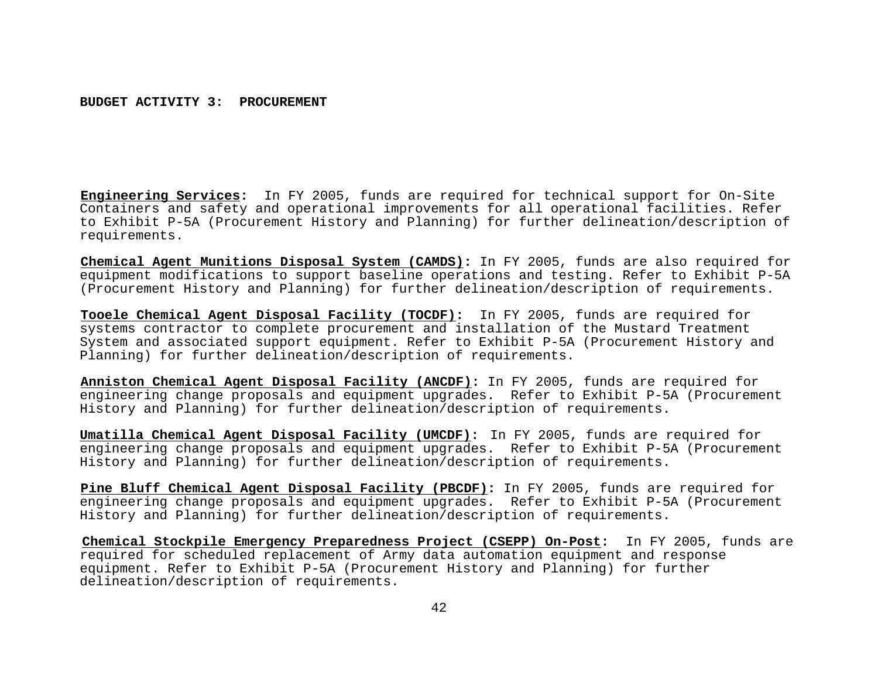**BUDGET ACTIVITY 3: PROCUREMENT**

**Engineering Services:** In FY 2005, funds are required for technical support for On-Site Containers and safety and operational improvements for all operational facilities. Refer to Exhibit P-5A (Procurement History and Planning) for further delineation/description of requirements.

**Chemical Agent Munitions Disposal System (CAMDS):** In FY 2005, funds are also required for equipment modifications to support baseline operations and testing. Refer to Exhibit P-5A (Procurement History and Planning) for further delineation/description of requirements.

**Tooele Chemical Agent Disposal Facility (TOCDF):** In FY 2005, funds are required for systems contractor to complete procurement and installation of the Mustard Treatment System and associated support equipment. Refer to Exhibit P-5A (Procurement History and Planning) for further delineation/description of requirements.

**Anniston Chemical Agent Disposal Facility (ANCDF):** In FY 2005, funds are required for engineering change proposals and equipment upgrades. Refer to Exhibit P-5A (Procurement History and Planning) for further delineation/description of requirements.

**Umatilla Chemical Agent Disposal Facility (UMCDF):** In FY 2005, funds are required for engineering change proposals and equipment upgrades. Refer to Exhibit P-5A (Procurement History and Planning) for further delineation/description of requirements.

**Pine Bluff Chemical Agent Disposal Facility (PBCDF):** In FY 2005, funds are required for engineering change proposals and equipment upgrades. Refer to Exhibit P-5A (Procurement History and Planning) for further delineation/description of requirements.

**Chemical Stockpile Emergency Preparedness Project (CSEPP) On-Post:** In FY 2005, funds are required for scheduled replacement of Army data automation equipment and response equipment. Refer to Exhibit P-5A (Procurement History and Planning) for further delineation/description of requirements.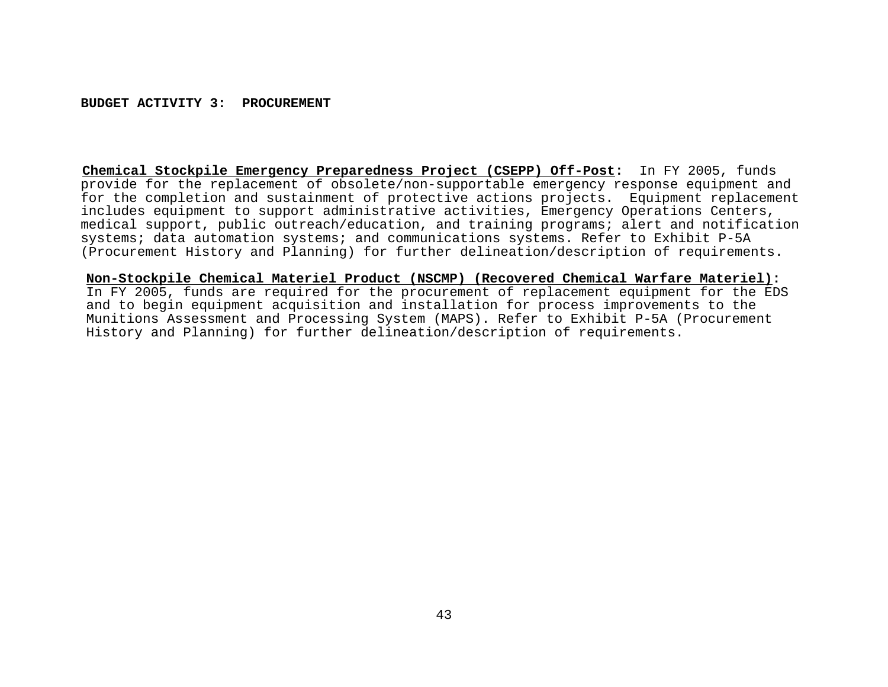**BUDGET ACTIVITY 3: PROCUREMENT**

**Chemical Stockpile Emergency Preparedness Project (CSEPP) Off-Post:** In FY 2005, funds provide for the replacement of obsolete/non-supportable emergency response equipment and for the completion and sustainment of protective actions projects. Equipment replacement includes equipment to support administrative activities, Emergency Operations Centers, medical support, public outreach/education, and training programs; alert and notification systems; data automation systems; and communications systems. Refer to Exhibit P-5A (Procurement History and Planning) for further delineation/description of requirements.

**Non-Stockpile Chemical Materiel Product (NSCMP) (Recovered Chemical Warfare Materiel):** In FY 2005, funds are required for the procurement of replacement equipment for the EDS and to begin equipment acquisition and installation for process improvements to the Munitions Assessment and Processing System (MAPS). Refer to Exhibit P-5A (Procurement History and Planning) for further delineation/description of requirements.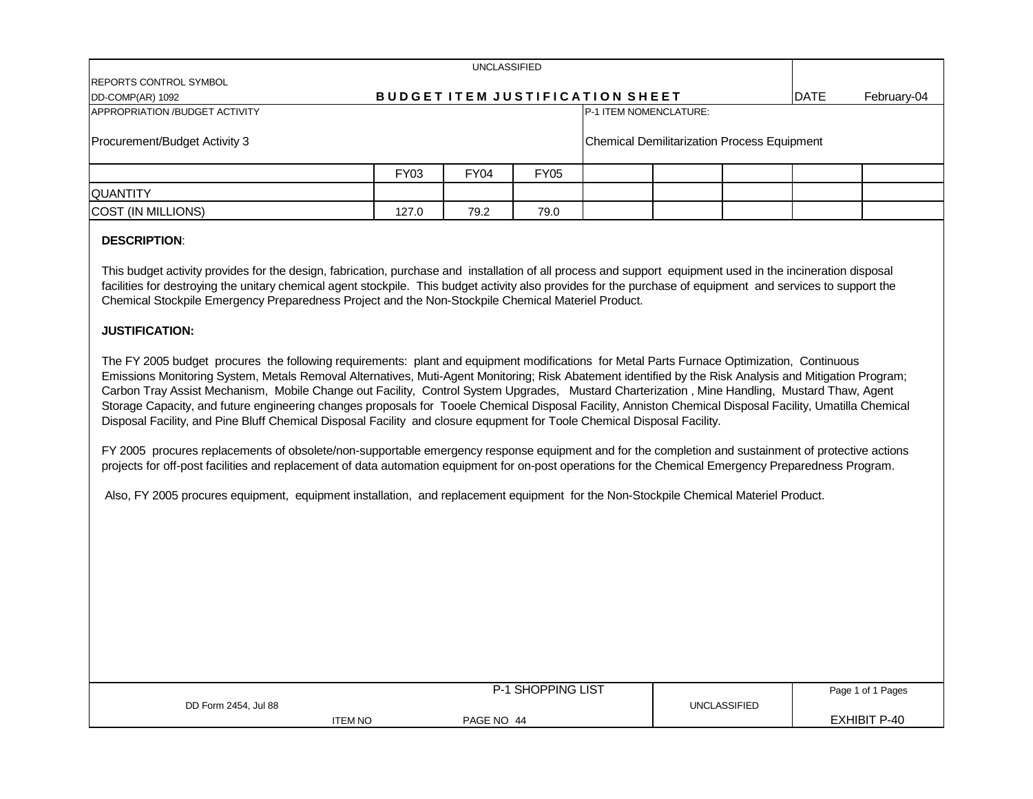UNCLASSIFIED

| REPORTS CONTROL SYMBOL DD-COMP(AR) 1092 | BUDGET ITEM JUSTIFICATION SHEET | DATE February-04 |
|---|---|---|
| APPROPRIATION /BUDGET ACTIVITY<br>Procurement/Budget Activity 3 | P-1 ITEM NOMENCLATURE:<br>Chemical Demilitarization Process Equipment | |

| | FY03 | FY04 | FY05 | | | | | |
|---|---|---|---|---|---|---|---|---|
| QUANTITY | | | | | | | | |
| COST (IN MILLIONS) | 127.0 | 79.2 | 79.0 | | | | | |

**DESCRIPTION**:

This budget activity provides for the design, fabrication, purchase and installation of all process and support equipment used in the incineration disposal facilities for destroying the unitary chemical agent stockpile. This budget activity also provides for the purchase of equipment and services to support the Chemical Stockpile Emergency Preparedness Project and the Non-Stockpile Chemical Materiel Product.

**JUSTIFICATION:**

The FY 2005 budget procures the following requirements: plant and equipment modifications for Metal Parts Furnace Optimization, Continuous Emissions Monitoring System, Metals Removal Alternatives, Muti-Agent Monitoring; Risk Abatement identified by the Risk Analysis and Mitigation Program; Carbon Tray Assist Mechanism, Mobile Change out Facility, Control System Upgrades, Mustard Charterization , Mine Handling, Mustard Thaw, Agent Storage Capacity, and future engineering changes proposals for Tooele Chemical Disposal Facility, Anniston Chemical Disposal Facility, Umatilla Chemical Disposal Facility, and Pine Bluff Chemical Disposal Facility and closure equpment for Toole Chemical Disposal Facility.

FY 2005 procures replacements of obsolete/non-supportable emergency response equipment and for the completion and sustainment of protective actions projects for off-post facilities and replacement of data automation equipment for on-post operations for the Chemical Emergency Preparedness Program.

Also, FY 2005 procures equipment, equipment installation, and replacement equipment for the Non-Stockpile Chemical Materiel Product.

| DD Form 2454, Jul 88 | P-1 SHOPPING LIST<br>ITEM NO PAGE NO 44 | UNCLASSIFIED | EXHIBIT P-40 |
|---|---|---|---|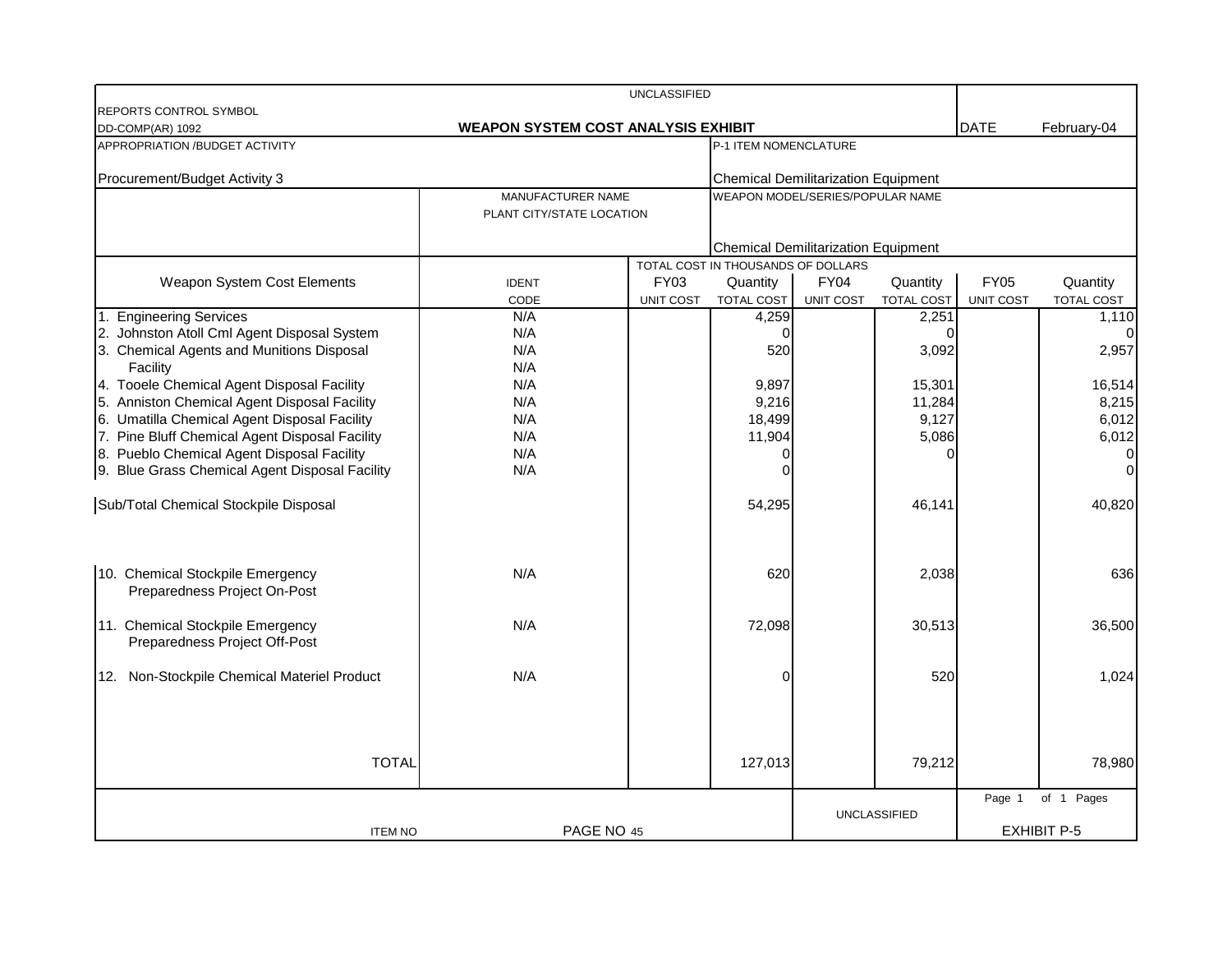UNCLASSIFIED

REPORTS CONTROL SYMBOL
DD-COMP(AR) 1092

**WEAPON SYSTEM COST ANALYSIS EXHIBIT**

DATE February-04

| APPROPRIATION /BUDGET ACTIVITY | P-1 ITEM NOMENCLATURE |
|---|---|
| Procurement/Budget Activity 3 | Chemical Demilitarization Equipment |

| MANUFACTURER NAME / PLANT CITY/STATE LOCATION | WEAPON MODEL/SERIES/POPULAR NAME |
|---|---|
| | Chemical Demilitarization Equipment |

TOTAL COST IN THOUSANDS OF DOLLARS

| Weapon System Cost Elements | IDENT CODE | FY03 UNIT COST | Quantity TOTAL COST | FY04 UNIT COST | Quantity TOTAL COST | FY05 UNIT COST | Quantity TOTAL COST |
|---|---|---|---|---|---|---|---|
| 1. Engineering Services | N/A | | 4,259 | | 2,251 | | 1,110 |
| 2. Johnston Atoll Cml Agent Disposal System | N/A | | 0 | | 0 | | 0 |
| 3. Chemical Agents and Munitions Disposal Facility | N/A | | 520 | | 3,092 | | 2,957 |
| 4. Tooele Chemical Agent Disposal Facility | N/A | | 9,897 | | 15,301 | | 16,514 |
| 5. Anniston Chemical Agent Disposal Facility | N/A | | 9,216 | | 11,284 | | 8,215 |
| 6. Umatilla Chemical Agent Disposal Facility | N/A | | 18,499 | | 9,127 | | 6,012 |
| 7. Pine Bluff Chemical Agent Disposal Facility | N/A | | 11,904 | | 5,086 | | 6,012 |
| 8. Pueblo Chemical Agent Disposal Facility | N/A | | 0 | | 0 | | 0 |
| 9. Blue Grass Chemical Agent Disposal Facility | N/A | | 0 | | | | 0 |
| Sub/Total Chemical Stockpile Disposal | | | 54,295 | | 46,141 | | 40,820 |
| 10. Chemical Stockpile Emergency Preparedness Project On-Post | N/A | | 620 | | 2,038 | | 636 |
| 11. Chemical Stockpile Emergency Preparedness Project Off-Post | N/A | | 72,098 | | 30,513 | | 36,500 |
| 12. Non-Stockpile Chemical Materiel Product | N/A | | 0 | | 520 | | 1,024 |
| TOTAL | | | 127,013 | | 79,212 | | 78,980 |

ITEM NO PAGE NO 45

UNCLASSIFIED

EXHIBIT P-5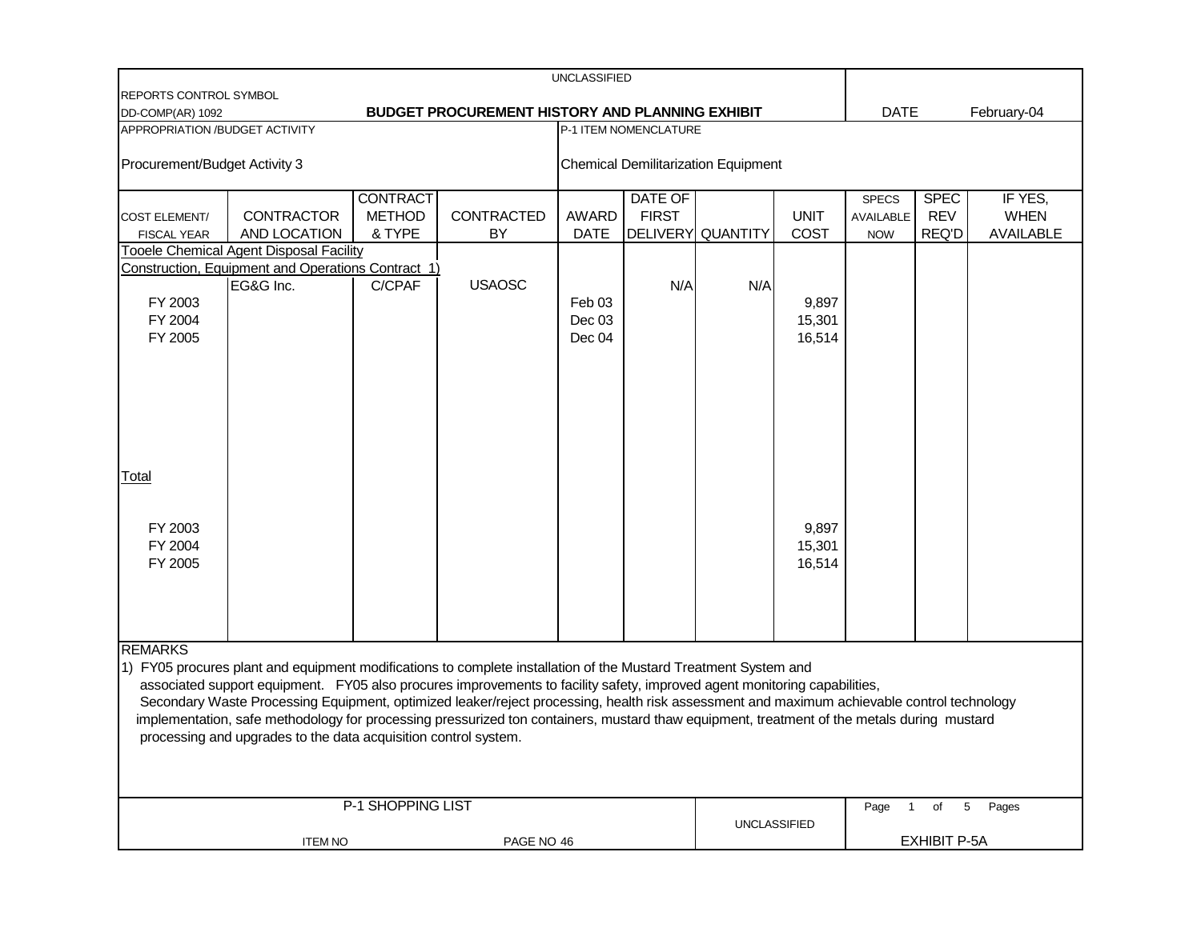UNCLASSIFIED

REPORTS CONTROL SYMBOL
DD-COMP(AR) 1092

**BUDGET PROCUREMENT HISTORY AND PLANNING EXHIBIT**

DATE February-04

APPROPRIATION /BUDGET ACTIVITY
Procurement/Budget Activity 3

P-1 ITEM NOMENCLATURE
Chemical Demilitarization Equipment

| COST ELEMENT/ FISCAL YEAR | CONTRACTOR AND LOCATION | CONTRACT METHOD & TYPE | CONTRACTED BY | AWARD DATE | DATE OF FIRST DELIVERY | QUANTITY | UNIT COST | SPECS AVAILABLE NOW | SPEC REV REQ'D | IF YES, WHEN AVAILABLE |
|---|---|---|---|---|---|---|---|---|---|---|
| Tooele Chemical Agent Disposal Facility Construction, Equipment and Operations Contract 1) | | | | | | | | | | |
| | EG&G Inc. | C/CPAF | USAOSC | | N/A | N/A | | | | |
| FY 2003 | | | | Feb 03 | | | 9,897 | | | |
| FY 2004 | | | | Dec 03 | | | 15,301 | | | |
| FY 2005 | | | | Dec 04 | | | 16,514 | | | |
| Total | | | | | | | | | | |
| FY 2003 | | | | | | | 9,897 | | | |
| FY 2004 | | | | | | | 15,301 | | | |
| FY 2005 | | | | | | | 16,514 | | | |

REMARKS

1) FY05 procures plant and equipment modifications to complete installation of the Mustard Treatment System and associated support equipment. FY05 also procures improvements to facility safety, improved agent monitoring capabilities, Secondary Waste Processing Equipment, optimized leaker/reject processing, health risk assessment and maximum achievable control technology implementation, safe methodology for processing pressurized ton containers, mustard thaw equipment, treatment of the metals during mustard processing and upgrades to the data acquisition control system.

P-1 SHOPPING LIST

ITEM NO PAGE NO 46

UNCLASSIFIED

EXHIBIT P-5A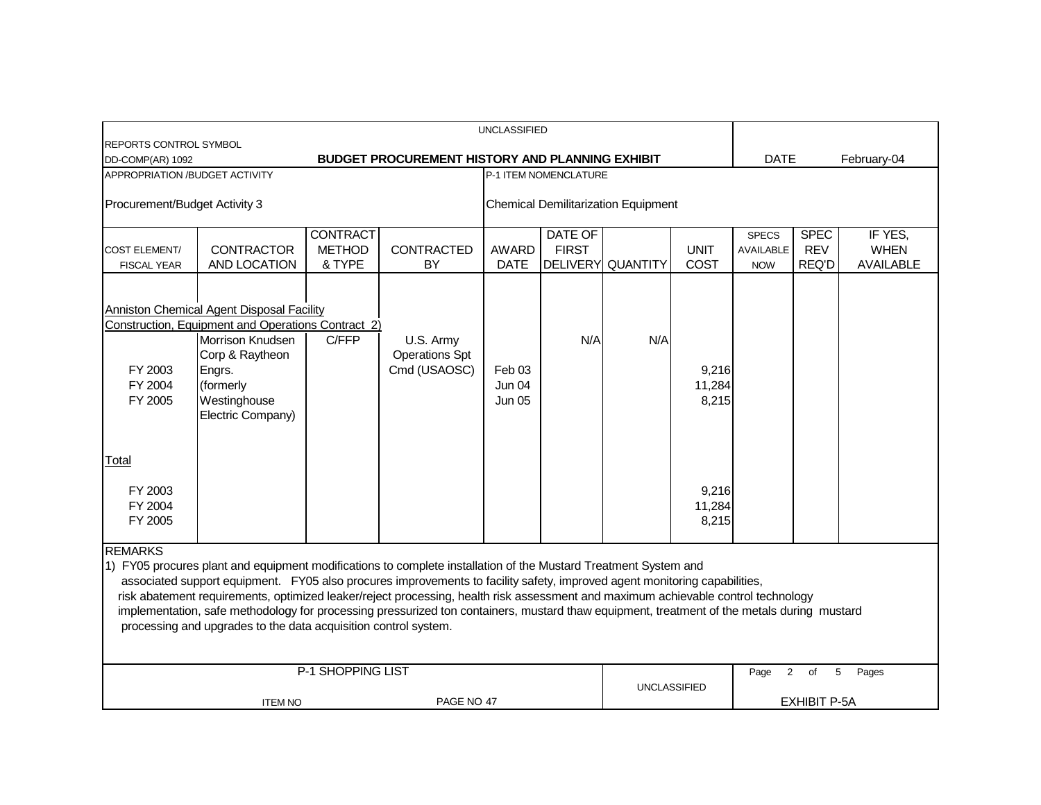UNCLASSIFIED

REPORTS CONTROL SYMBOL
DD-COMP(AR) 1092

**BUDGET PROCUREMENT HISTORY AND PLANNING EXHIBIT**

DATE February-04

APPROPRIATION /BUDGET ACTIVITY

Procurement/Budget Activity 3

P-1 ITEM NOMENCLATURE

Chemical Demilitarization Equipment

| COST ELEMENT/ FISCAL YEAR | CONTRACTOR AND LOCATION | CONTRACT METHOD & TYPE | CONTRACTED BY | AWARD DATE | DATE OF FIRST DELIVERY | QUANTITY | UNIT COST | SPECS AVAILABLE NOW | SPEC REV REQ'D | IF YES, WHEN AVAILABLE |
|---|---|---|---|---|---|---|---|---|---|---|
| Anniston Chemical Agent Disposal Facility | | | | | | | | | | |
| Construction, Equipment and Operations Contract 2) | | | | | | | | | | |
| | Morrison Knudsen Corp & Raytheon Engrs. (formerly Westinghouse Electric Company) | C/FFP | U.S. Army Operations Spt Cmd (USAOSC) | | N/A | N/A | | | | |
| FY 2003 | | | | Feb 03 | | | 9,216 | | | |
| FY 2004 | | | | Jun 04 | | | 11,284 | | | |
| FY 2005 | | | | Jun 05 | | | 8,215 | | | |
| Total | | | | | | | | | | |
| FY 2003 | | | | | | | 9,216 | | | |
| FY 2004 | | | | | | | 11,284 | | | |
| FY 2005 | | | | | | | 8,215 | | | |

REMARKS

1) FY05 procures plant and equipment modifications to complete installation of the Mustard Treatment System and associated support equipment. FY05 also procures improvements to facility safety, improved agent monitoring capabilities, risk abatement requirements, optimized leaker/reject processing, health risk assessment and maximum achievable control technology implementation, safe methodology for processing pressurized ton containers, mustard thaw equipment, treatment of the metals during mustard processing and upgrades to the data acquisition control system.

P-1 SHOPPING LIST

ITEM NO PAGE NO 47

UNCLASSIFIED

EXHIBIT P-5A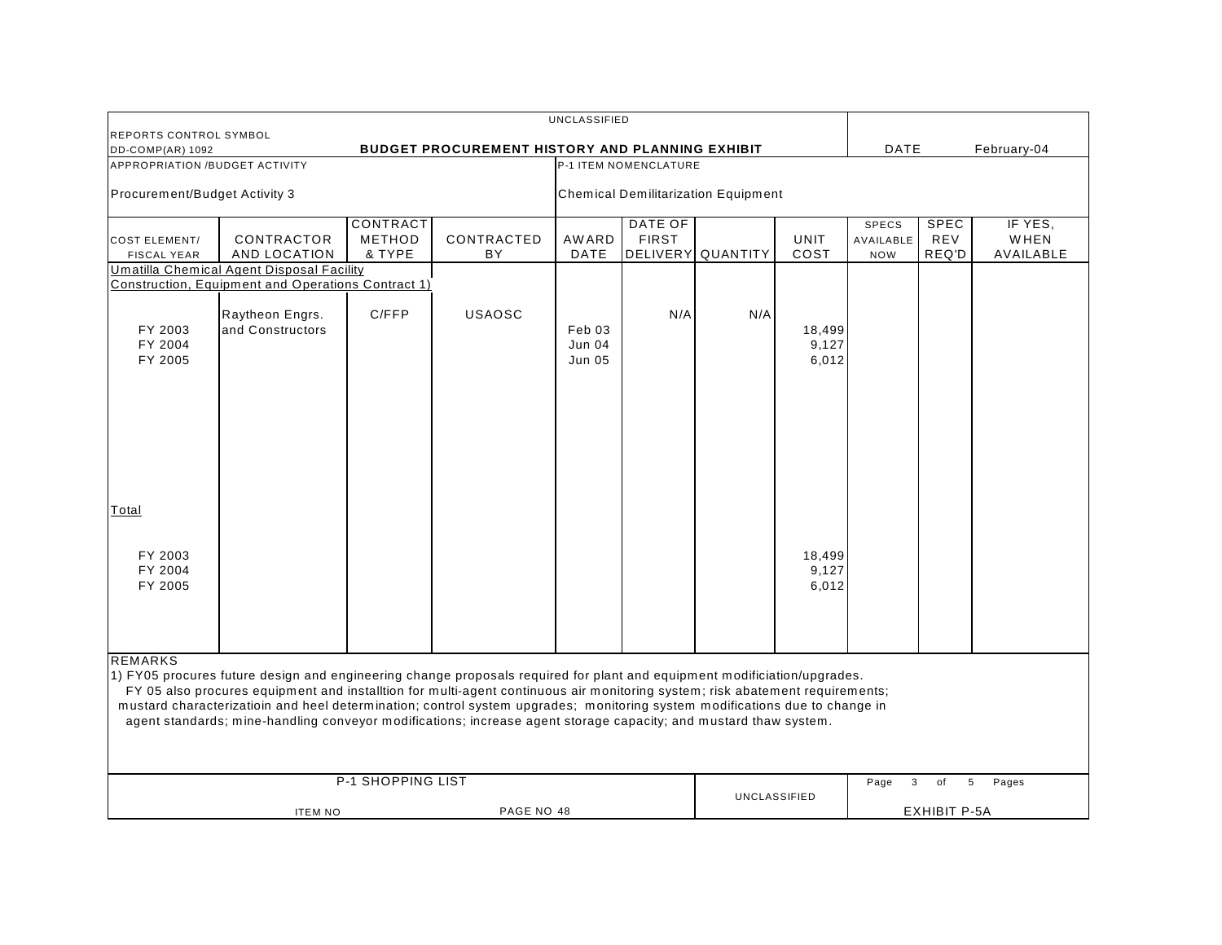UNCLASSIFIED

REPORTS CONTROL SYMBOL
DD-COMP(AR) 1092

**BUDGET PROCUREMENT HISTORY AND PLANNING EXHIBIT**

DATE February-04

APPROPRIATION /BUDGET ACTIVITY

Procurement/Budget Activity 3

P-1 ITEM NOMENCLATURE

Chemical Demilitarization Equipment

| COST ELEMENT/ FISCAL YEAR | CONTRACTOR AND LOCATION | CONTRACT METHOD & TYPE | CONTRACTED BY | AWARD DATE | DATE OF FIRST DELIVERY | QUANTITY | UNIT COST | SPECS AVAILABLE NOW | SPEC REV REQ'D | IF YES, WHEN AVAILABLE |
|---|---|---|---|---|---|---|---|---|---|---|
| Umatilla Chemical Agent Disposal Facility Construction, Equipment and Operations Contract 1) | | | | | | | | | | |
| | Raytheon Engrs. and Constructors | C/FFP | USAOSC | | N/A | N/A | | | | |
| FY 2003 | | | | Feb 03 | | | 18,499 | | | |
| FY 2004 | | | | Jun 04 | | | 9,127 | | | |
| FY 2005 | | | | Jun 05 | | | 6,012 | | | |
| Total | | | | | | | | | | |
| FY 2003 | | | | | | | 18,499 | | | |
| FY 2004 | | | | | | | 9,127 | | | |
| FY 2005 | | | | | | | 6,012 | | | |

REMARKS

1) FY05 procures future design and engineering change proposals required for plant and equipment modificiation/upgrades.
FY 05 also procures equipment and installtion for multi-agent continuous air monitoring system; risk abatement requirements; mustard characterizatioin and heel determination; control system upgrades; monitoring system modifications due to change in agent standards; mine-handling conveyor modifications; increase agent storage capacity; and mustard thaw system.

P-1 SHOPPING LIST

ITEM NO PAGE NO 48

UNCLASSIFIED

EXHIBIT P-5A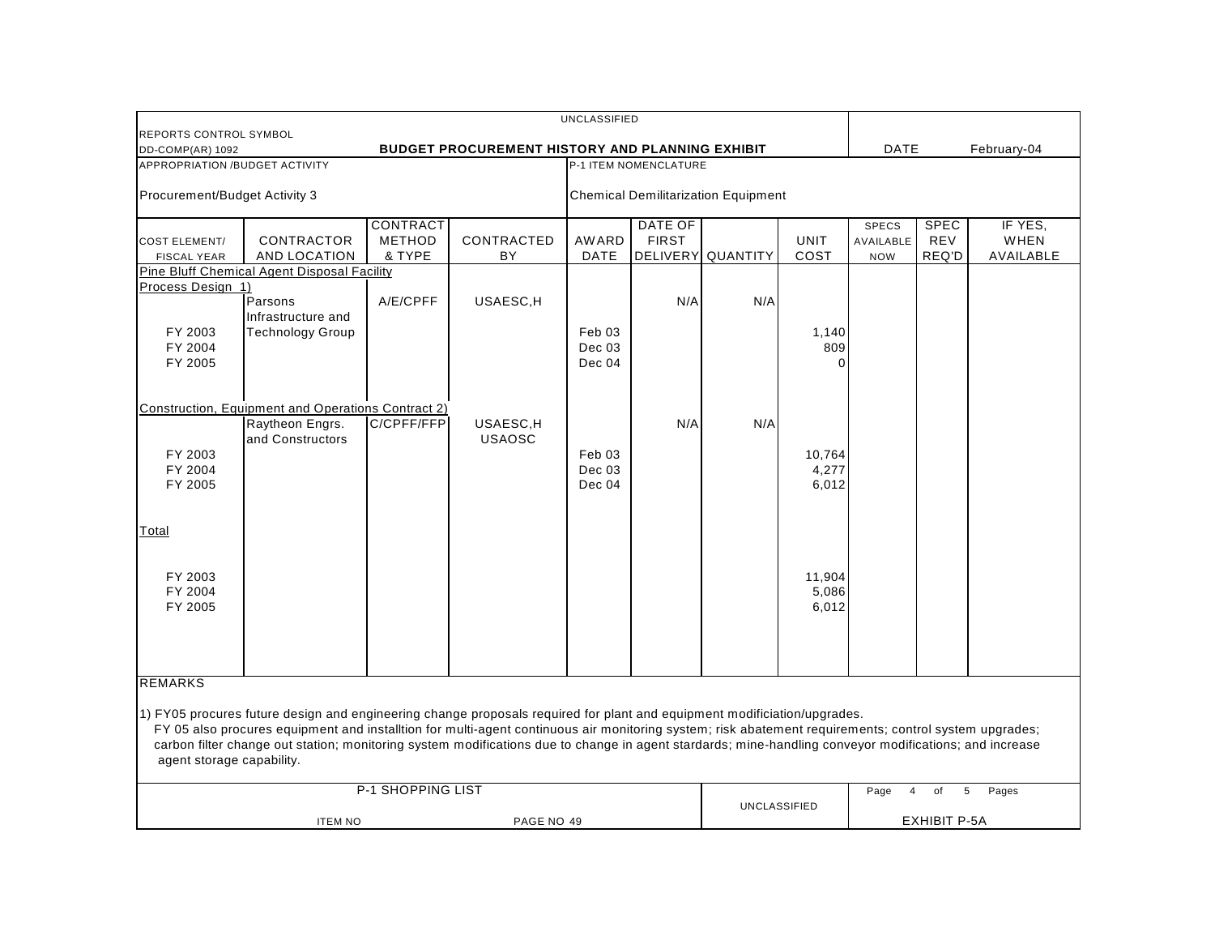UNCLASSIFIED

REPORTS CONTROL SYMBOL
DD-COMP(AR) 1092

**BUDGET PROCUREMENT HISTORY AND PLANNING EXHIBIT**

DATE February-04

APPROPRIATION /BUDGET ACTIVITY: Procurement/Budget Activity 3

P-1 ITEM NOMENCLATURE: Chemical Demilitarization Equipment

| COST ELEMENT/ FISCAL YEAR | CONTRACTOR AND LOCATION | CONTRACT METHOD & TYPE | CONTRACTED BY | AWARD DATE | DATE OF FIRST DELIVERY | QUANTITY | UNIT COST | SPECS AVAILABLE NOW | SPEC REV REQ'D | IF YES, WHEN AVAILABLE |
|---|---|---|---|---|---|---|---|---|---|---|
| Pine Bluff Chemical Agent Disposal Facility | | | | | | | | | | |
| Process Design 1) | | | | | | | | | | |
| | Parsons Infrastructure and Technology Group | A/E/CPFF | USAESC,H | | N/A | N/A | | | | |
| FY 2003 | | | | Feb 03 | | | 1,140 | | | |
| FY 2004 | | | | Dec 03 | | | 809 | | | |
| FY 2005 | | | | Dec 04 | | | 0 | | | |
| Construction, Equipment and Operations Contract 2) | | | | | | | | | | |
| | Raytheon Engrs. and Constructors | C/CPFF/FFP | USAESC,H USAOSC | | N/A | N/A | | | | |
| FY 2003 | | | | Feb 03 | | | 10,764 | | | |
| FY 2004 | | | | Dec 03 | | | 4,277 | | | |
| FY 2005 | | | | Dec 04 | | | 6,012 | | | |
| Total | | | | | | | | | | |
| FY 2003 | | | | | | | 11,904 | | | |
| FY 2004 | | | | | | | 5,086 | | | |
| FY 2005 | | | | | | | 6,012 | | | |

REMARKS

1) FY05 procures future design and engineering change proposals required for plant and equipment modificiation/upgrades.
FY 05 also procures equipment and installtion for multi-agent continuous air monitoring system; risk abatement requirements; control system upgrades; carbon filter change out station; monitoring system modifications due to change in agent stardards; mine-handling conveyor modifications; and increase agent storage capability.

P-1 SHOPPING LIST

ITEM NO PAGE NO 49

UNCLASSIFIED

EXHIBIT P-5A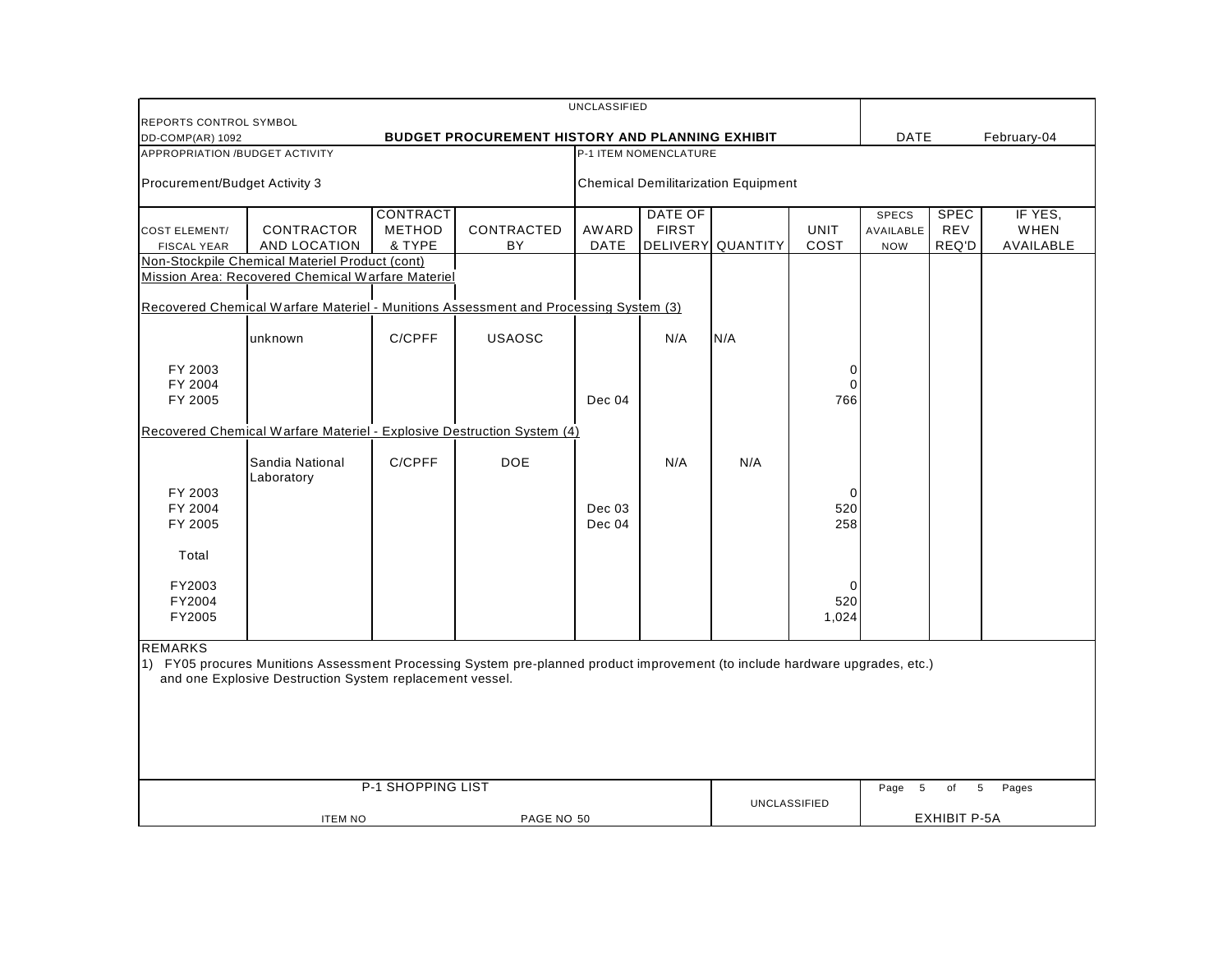UNCLASSIFIED

REPORTS CONTROL SYMBOL
DD-COMP(AR) 1092

**BUDGET PROCUREMENT HISTORY AND PLANNING EXHIBIT**

DATE February-04

APPROPRIATION /BUDGET ACTIVITY: Procurement/Budget Activity 3

P-1 ITEM NOMENCLATURE: Chemical Demilitarization Equipment

| COST ELEMENT/ FISCAL YEAR | CONTRACTOR AND LOCATION | CONTRACT METHOD & TYPE | CONTRACTED BY | AWARD DATE | DATE OF FIRST DELIVERY | QUANTITY | UNIT COST | SPECS AVAILABLE NOW | SPEC REV REQ'D | IF YES, WHEN AVAILABLE |
|---|---|---|---|---|---|---|---|---|---|---|
| Non-Stockpile Chemical Materiel Product (cont) | | | | | | | | | | |
| Mission Area: Recovered Chemical Warfare Materiel | | | | | | | | | | |
| Recovered Chemical Warfare Materiel - Munitions Assessment and Processing System (3) | | | | | | | | | | |
| | unknown | C/CPFF | USAOSC | | N/A | N/A | | | | |
| FY 2003 | | | | | | | 0 | | | |
| FY 2004 | | | | | | | 0 | | | |
| FY 2005 | | | | Dec 04 | | | 766 | | | |
| Recovered Chemical Warfare Materiel - Explosive Destruction System (4) | | | | | | | | | | |
| | Sandia National Laboratory | C/CPFF | DOE | | N/A | N/A | | | | |
| FY 2003 | | | | | | | 0 | | | |
| FY 2004 | | | | Dec 03 | | | 520 | | | |
| FY 2005 | | | | Dec 04 | | | 258 | | | |
| Total | | | | | | | | | | |
| FY2003 | | | | | | | 0 | | | |
| FY2004 | | | | | | | 520 | | | |
| FY2005 | | | | | | | 1,024 | | | |

REMARKS

1) FY05 procures Munitions Assessment Processing System pre-planned product improvement (to include hardware upgrades, etc.) and one Explosive Destruction System replacement vessel.

P-1 SHOPPING LIST

ITEM NO PAGE NO 50

UNCLASSIFIED

EXHIBIT P-5A